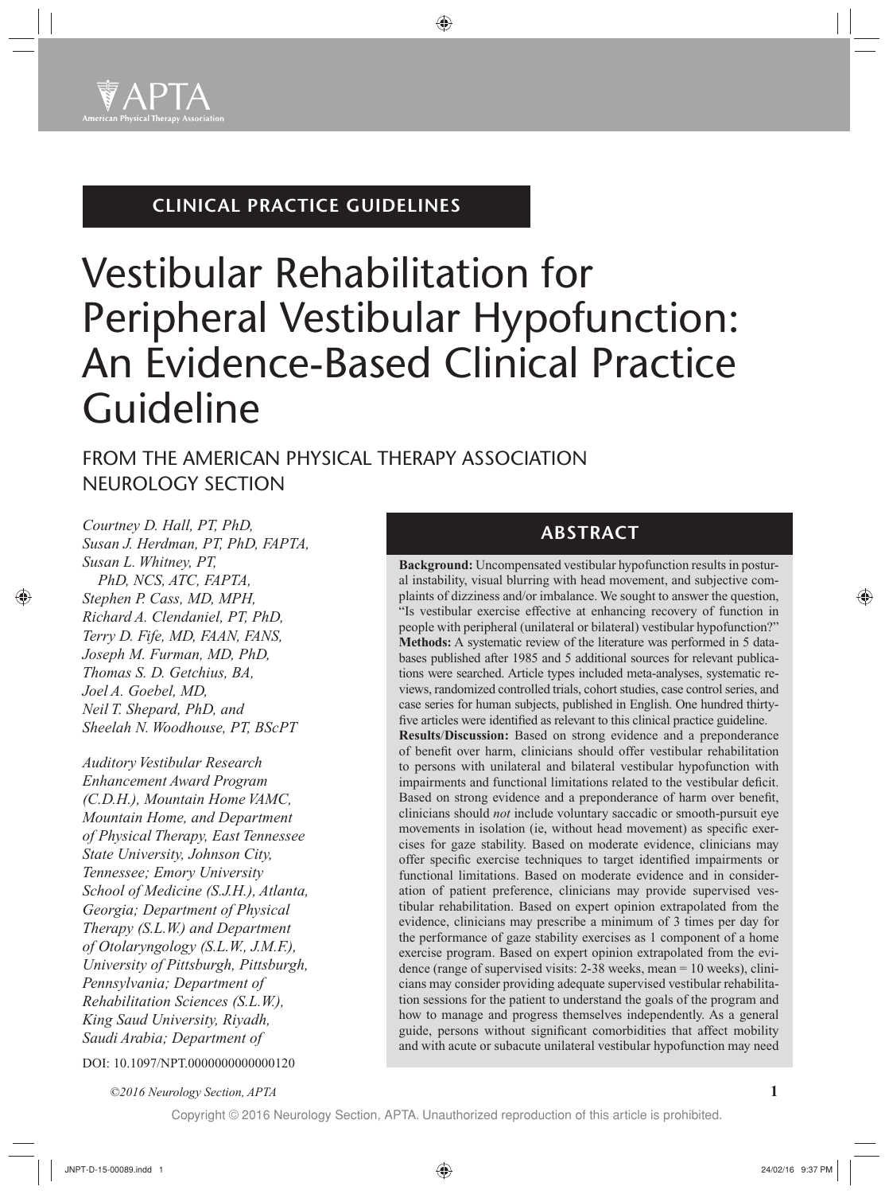CLINICAL PRACTICE GUIDELINES

# Vestibular Rehabilitation for Peripheral Vestibular Hypofunction: An Evidence-Based Clinical Practice Guideline

## FROM THE AMERICAN PHYSICAL THERAPY ASSOCIATION NEUROLOGY SECTION

*Courtney D. Hall, PT, PhD, Susan J. Herdman, PT, PhD, FAPTA, Susan L. Whitney, PT, PhD, NCS, ATC, FAPTA, Stephen P. Cass, MD, MPH, Richard A. Clendaniel, PT, PhD, Terry D. Fife, MD, FAAN, FANS, Joseph M. Furman, MD, PhD, Thomas S. D. Getchius, BA, Joel A. Goebel, MD, Neil T. Shepard, PhD, and Sheelah N. Woodhouse, PT, BScPT*

*Auditory Vestibular Research Enhancement Award Program (C.D.H.), Mountain Home VAMC, Mountain Home, and Department of Physical Therapy, East Tennessee State University, Johnson City, Tennessee; Emory University School of Medicine (S.J.H.), Atlanta, Georgia; Department of Physical Therapy (S.L.W.) and Department of Otolaryngology (S.L.W., J.M.F.), University of Pittsburgh, Pittsburgh, Pennsylvania; Department of Rehabilitation Sciences (S.L.W.), King Saud University, Riyadh, Saudi Arabia; Department of*

DOI: 10.1097/NPT.0000000000000120

## ABSTRACT

**Background:** Uncompensated vestibular hypofunction results in postural instability, visual blurring with head movement, and subjective complaints of dizziness and/or imbalance. We sought to answer the question, "Is vestibular exercise effective at enhancing recovery of function in people with peripheral (unilateral or bilateral) vestibular hypofunction?"

**Methods:** A systematic review of the literature was performed in 5 databases published after 1985 and 5 additional sources for relevant publications were searched. Article types included meta-analyses, systematic reviews, randomized controlled trials, cohort studies, case control series, and case series for human subjects, published in English. One hundred thirty-five articles were identified as relevant to this clinical practice guideline.

**Results/Discussion:** Based on strong evidence and a preponderance of benefit over harm, clinicians should offer vestibular rehabilitation to persons with unilateral and bilateral vestibular hypofunction with impairments and functional limitations related to the vestibular deficit. Based on strong evidence and a preponderance of harm over benefit, clinicians should *not* include voluntary saccadic or smooth-pursuit eye movements in isolation (ie, without head movement) as specific exercises for gaze stability. Based on moderate evidence, clinicians may offer specific exercise techniques to target identified impairments or functional limitations. Based on moderate evidence and in consideration of patient preference, clinicians may provide supervised vestibular rehabilitation. Based on expert opinion extrapolated from the evidence, clinicians may prescribe a minimum of 3 times per day for the performance of gaze stability exercises as 1 component of a home exercise program. Based on expert opinion extrapolated from the evidence (range of supervised visits: 2-38 weeks, mean = 10 weeks), clinicians may consider providing adequate supervised vestibular rehabilitation sessions for the patient to understand the goals of the program and how to manage and progress themselves independently. As a general guide, persons without significant comorbidities that affect mobility and with acute or subacute unilateral vestibular hypofunction may need

Copyright © 2016 Neurology Section, APTA. Unauthorized reproduction of this article is prohibited.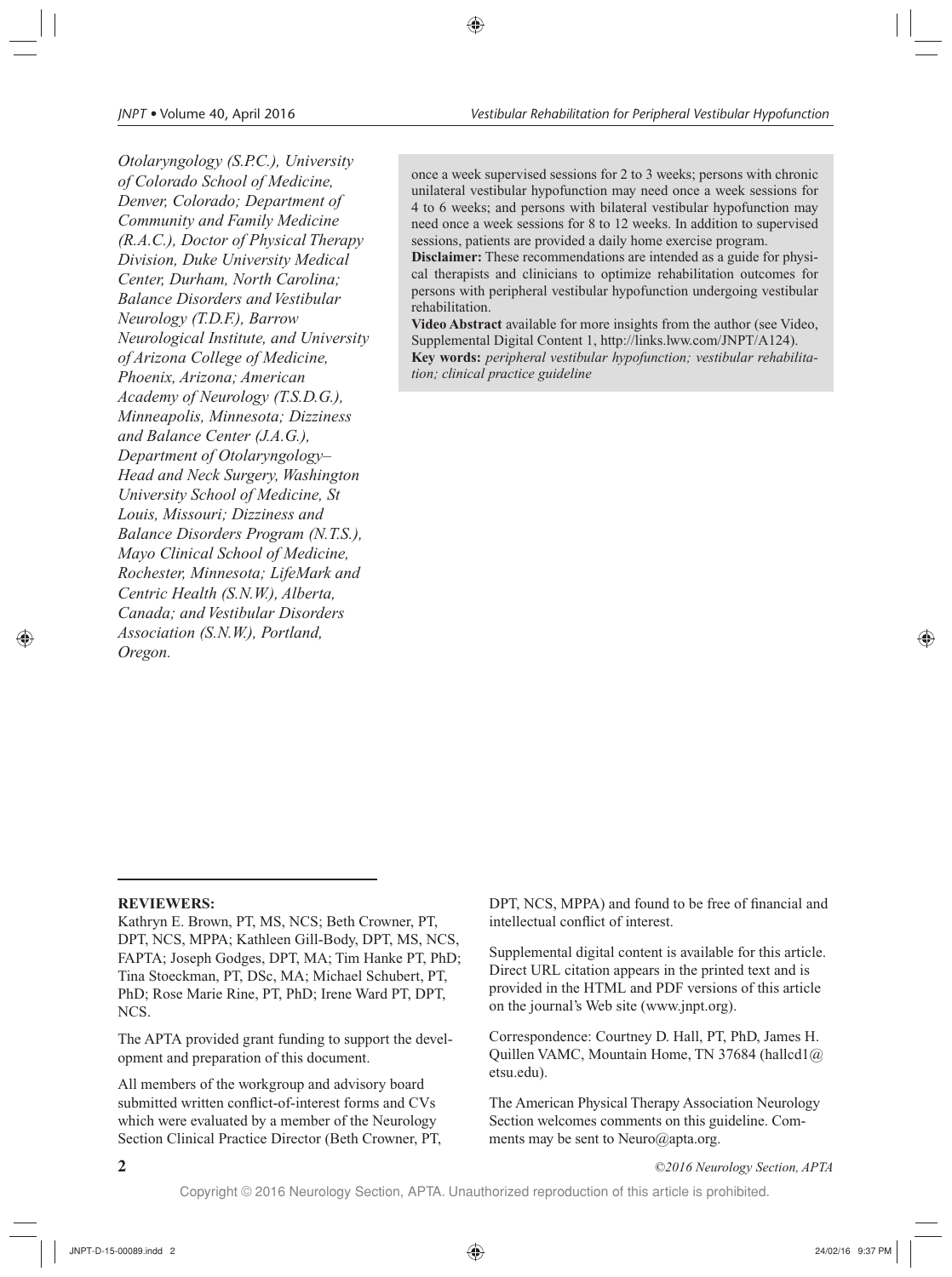*Otolaryngology (S.P.C.), University of Colorado School of Medicine, Denver, Colorado; Department of Community and Family Medicine (R.A.C.), Doctor of Physical Therapy Division, Duke University Medical Center, Durham, North Carolina; Balance Disorders and Vestibular Neurology (T.D.F.), Barrow Neurological Institute, and University of Arizona College of Medicine, Phoenix, Arizona; American Academy of Neurology (T.S.D.G.), Minneapolis, Minnesota; Dizziness and Balance Center (J.A.G.), Department of Otolaryngology–Head and Neck Surgery, Washington University School of Medicine, St Louis, Missouri; Dizziness and Balance Disorders Program (N.T.S.), Mayo Clinical School of Medicine, Rochester, Minnesota; LifeMark and Centric Health (S.N.W.), Alberta, Canada; and Vestibular Disorders Association (S.N.W.), Portland, Oregon.*

once a week supervised sessions for 2 to 3 weeks; persons with chronic unilateral vestibular hypofunction may need once a week sessions for 4 to 6 weeks; and persons with bilateral vestibular hypofunction may need once a week sessions for 8 to 12 weeks. In addition to supervised sessions, patients are provided a daily home exercise program.

**Disclaimer:** These recommendations are intended as a guide for physical therapists and clinicians to optimize rehabilitation outcomes for persons with peripheral vestibular hypofunction undergoing vestibular rehabilitation.

**Video Abstract** available for more insights from the author (see Video, Supplemental Digital Content 1, http://links.lww.com/JNPT/A124).

**Key words:** *peripheral vestibular hypofunction; vestibular rehabilitation; clinical practice guideline*

**REVIEWERS:**

Kathryn E. Brown, PT, MS, NCS; Beth Crowner, PT, DPT, NCS, MPPA; Kathleen Gill-Body, DPT, MS, NCS, FAPTA; Joseph Godges, DPT, MA; Tim Hanke PT, PhD; Tina Stoeckman, PT, DSc, MA; Michael Schubert, PT, PhD; Rose Marie Rine, PT, PhD; Irene Ward PT, DPT, NCS.

The APTA provided grant funding to support the development and preparation of this document.

All members of the workgroup and advisory board submitted written conflict-of-interest forms and CVs which were evaluated by a member of the Neurology Section Clinical Practice Director (Beth Crowner, PT, DPT, NCS, MPPA) and found to be free of financial and intellectual conflict of interest.

Supplemental digital content is available for this article. Direct URL citation appears in the printed text and is provided in the HTML and PDF versions of this article on the journal's Web site (www.jnpt.org).

Correspondence: Courtney D. Hall, PT, PhD, James H. Quillen VAMC, Mountain Home, TN 37684 (hallcd1@etsu.edu).

The American Physical Therapy Association Neurology Section welcomes comments on this guideline. Comments may be sent to Neuro@apta.org.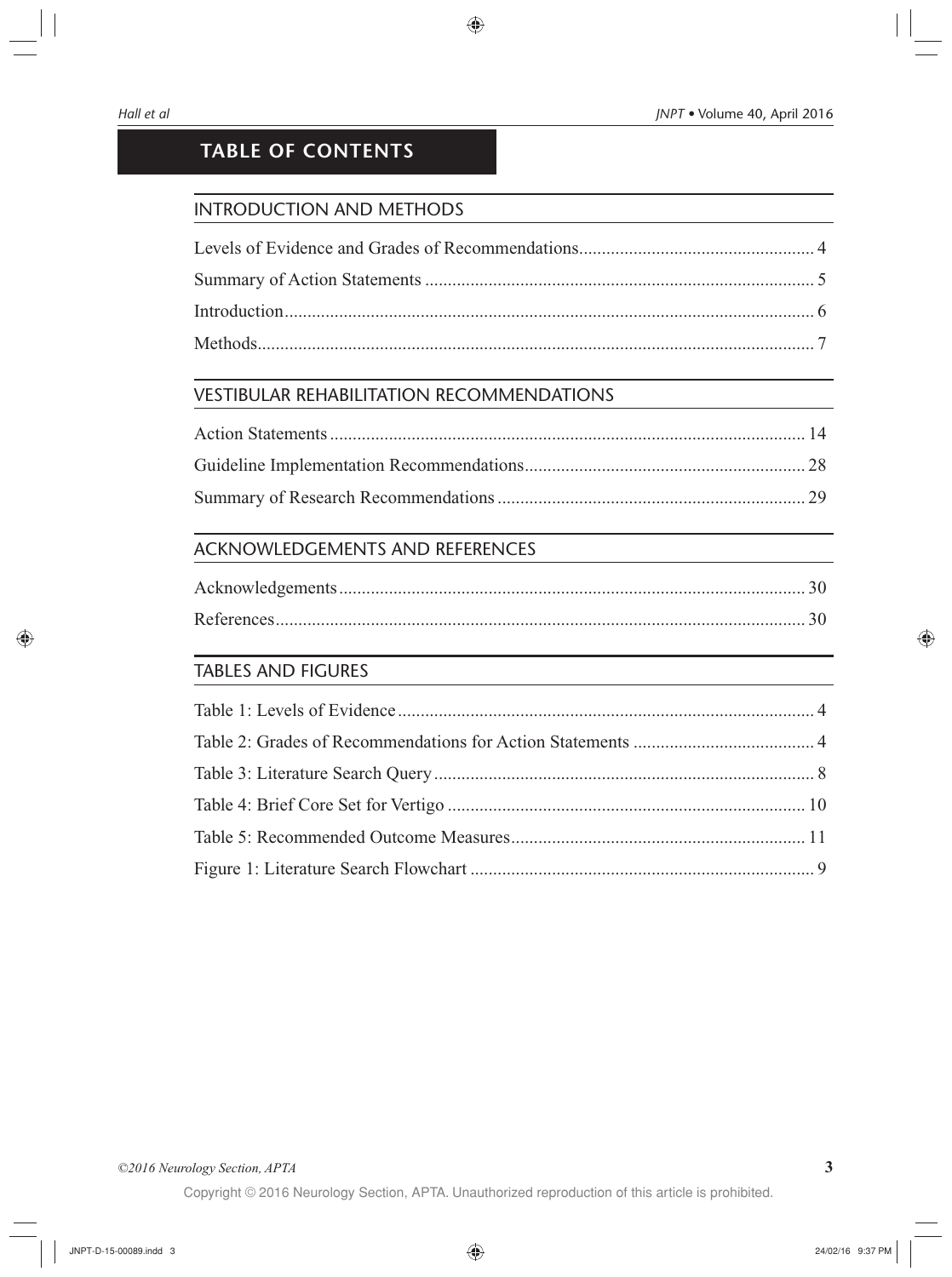# TABLE OF CONTENTS

## INTRODUCTION AND METHODS

Levels of Evidence and Grades of Recommendations.................................................. 4

Summary of Action Statements ..................................................................................... 5

Introduction.................................................................................................................... 6

Methods.......................................................................................................................... 7

## VESTIBULAR REHABILITATION RECOMMENDATIONS

Action Statements ........................................................................................................ 14

Guideline Implementation Recommendations............................................................. 28

Summary of Research Recommendations ................................................................... 29

## ACKNOWLEDGEMENTS AND REFERENCES

Acknowledgements...................................................................................................... 30

References.................................................................................................................... 30

## TABLES AND FIGURES

Table 1: Levels of Evidence ........................................................................................... 4

Table 2: Grades of Recommendations for Action Statements ........................................ 4

Table 3: Literature Search Query ................................................................................... 8

Table 4: Brief Core Set for Vertigo .............................................................................. 10

Table 5: Recommended Outcome Measures................................................................. 11

Figure 1: Literature Search Flowchart ........................................................................... 9

©2016 Neurology Section, APTA

Copyright © 2016 Neurology Section, APTA. Unauthorized reproduction of this article is prohibited.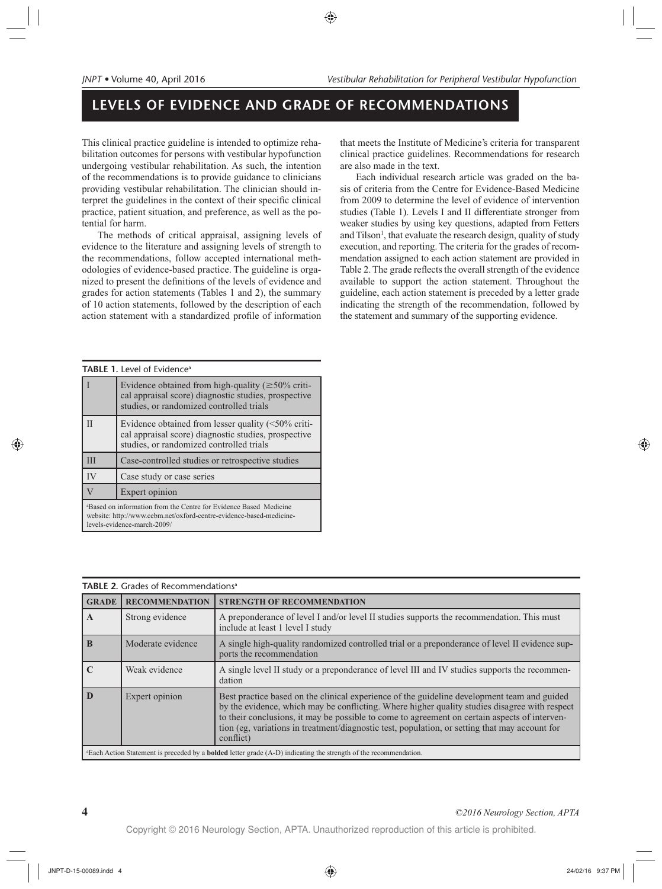## LEVELS OF EVIDENCE AND GRADE OF RECOMMENDATIONS

This clinical practice guideline is intended to optimize rehabilitation outcomes for persons with vestibular hypofunction undergoing vestibular rehabilitation. As such, the intention of the recommendations is to provide guidance to clinicians providing vestibular rehabilitation. The clinician should interpret the guidelines in the context of their specific clinical practice, patient situation, and preference, as well as the potential for harm.

The methods of critical appraisal, assigning levels of evidence to the literature and assigning levels of strength to the recommendations, follow accepted international methodologies of evidence-based practice. The guideline is organized to present the definitions of the levels of evidence and grades for action statements (Tables 1 and 2), the summary of 10 action statements, followed by the description of each action statement with a standardized profile of information that meets the Institute of Medicine's criteria for transparent clinical practice guidelines. Recommendations for research are also made in the text.

Each individual research article was graded on the basis of criteria from the Centre for Evidence-Based Medicine from 2009 to determine the level of evidence of intervention studies (Table 1). Levels I and II differentiate stronger from weaker studies by using key questions, adapted from Fetters and Tilson[1], that evaluate the research design, quality of study execution, and reporting. The criteria for the grades of recommendation assigned to each action statement are provided in Table 2. The grade reflects the overall strength of the evidence available to support the action statement. Throughout the guideline, each action statement is preceded by a letter grade indicating the strength of the recommendation, followed by the statement and summary of the supporting evidence.

**TABLE 1.** Level of Evidence[a]

| | |
|---|---|
| I | Evidence obtained from high-quality (≥50% critical appraisal score) diagnostic studies, prospective studies, or randomized controlled trials |
| II | Evidence obtained from lesser quality (<50% critical appraisal score) diagnostic studies, prospective studies, or randomized controlled trials |
| III | Case-controlled studies or retrospective studies |
| IV | Case study or case series |
| V | Expert opinion |

[a]Based on information from the Centre for Evidence Based Medicine website: http://www.cebm.net/oxford-centre-evidence-based-medicine-levels-evidence-march-2009/

**TABLE 2.** Grades of Recommendations[a]

| GRADE | RECOMMENDATION | STRENGTH OF RECOMMENDATION |
|---|---|---|
| **A** | Strong evidence | A preponderance of level I and/or level II studies supports the recommendation. This must include at least 1 level I study |
| **B** | Moderate evidence | A single high-quality randomized controlled trial or a preponderance of level II evidence supports the recommendation |
| **C** | Weak evidence | A single level II study or a preponderance of level III and IV studies supports the recommendation |
| **D** | Expert opinion | Best practice based on the clinical experience of the guideline development team and guided by the evidence, which may be conflicting. Where higher quality studies disagree with respect to their conclusions, it may be possible to come to agreement on certain aspects of intervention (eg, variations in treatment/diagnostic test, population, or setting that may account for conflict) |

[a]Each Action Statement is preceded by a **bolded** letter grade (A-D) indicating the strength of the recommendation.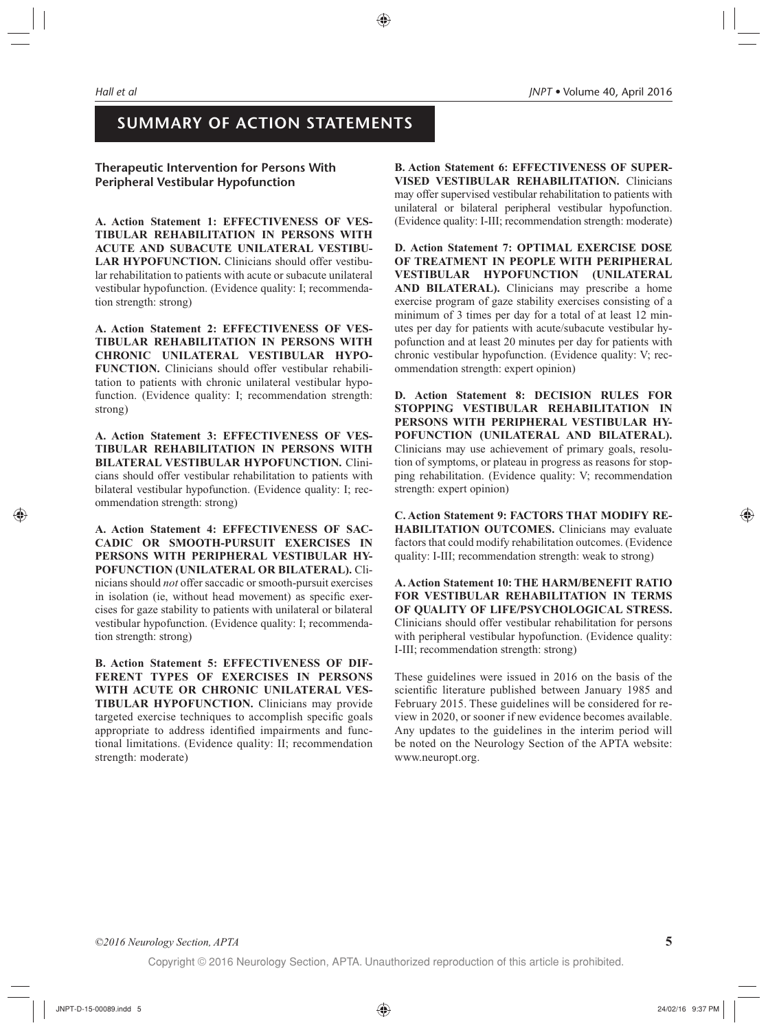## SUMMARY OF ACTION STATEMENTS

### Therapeutic Intervention for Persons With Peripheral Vestibular Hypofunction

**A. Action Statement 1: EFFECTIVENESS OF VESTIBULAR REHABILITATION IN PERSONS WITH ACUTE AND SUBACUTE UNILATERAL VESTIBULAR HYPOFUNCTION.** Clinicians should offer vestibular rehabilitation to patients with acute or subacute unilateral vestibular hypofunction. (Evidence quality: I; recommendation strength: strong)

**A. Action Statement 2: EFFECTIVENESS OF VESTIBULAR REHABILITATION IN PERSONS WITH CHRONIC UNILATERAL VESTIBULAR HYPOFUNCTION.** Clinicians should offer vestibular rehabilitation to patients with chronic unilateral vestibular hypofunction. (Evidence quality: I; recommendation strength: strong)

**A. Action Statement 3: EFFECTIVENESS OF VESTIBULAR REHABILITATION IN PERSONS WITH BILATERAL VESTIBULAR HYPOFUNCTION.** Clinicians should offer vestibular rehabilitation to patients with bilateral vestibular hypofunction. (Evidence quality: I; recommendation strength: strong)

**A. Action Statement 4: EFFECTIVENESS OF SACCADIC OR SMOOTH-PURSUIT EXERCISES IN PERSONS WITH PERIPHERAL VESTIBULAR HYPOFUNCTION (UNILATERAL OR BILATERAL).** Clinicians should *not* offer saccadic or smooth-pursuit exercises in isolation (ie, without head movement) as specific exercises for gaze stability to patients with unilateral or bilateral vestibular hypofunction. (Evidence quality: I; recommendation strength: strong)

**B. Action Statement 5: EFFECTIVENESS OF DIFFERENT TYPES OF EXERCISES IN PERSONS WITH ACUTE OR CHRONIC UNILATERAL VESTIBULAR HYPOFUNCTION.** Clinicians may provide targeted exercise techniques to accomplish specific goals appropriate to address identified impairments and functional limitations. (Evidence quality: II; recommendation strength: moderate)

**B. Action Statement 6: EFFECTIVENESS OF SUPERVISED VESTIBULAR REHABILITATION.** Clinicians may offer supervised vestibular rehabilitation to patients with unilateral or bilateral peripheral vestibular hypofunction. (Evidence quality: I-III; recommendation strength: moderate)

**D. Action Statement 7: OPTIMAL EXERCISE DOSE OF TREATMENT IN PEOPLE WITH PERIPHERAL VESTIBULAR HYPOFUNCTION (UNILATERAL AND BILATERAL).** Clinicians may prescribe a home exercise program of gaze stability exercises consisting of a minimum of 3 times per day for a total of at least 12 minutes per day for patients with acute/subacute vestibular hypofunction and at least 20 minutes per day for patients with chronic vestibular hypofunction. (Evidence quality: V; recommendation strength: expert opinion)

**D. Action Statement 8: DECISION RULES FOR STOPPING VESTIBULAR REHABILITATION IN PERSONS WITH PERIPHERAL VESTIBULAR HYPOFUNCTION (UNILATERAL AND BILATERAL).** Clinicians may use achievement of primary goals, resolution of symptoms, or plateau in progress as reasons for stopping rehabilitation. (Evidence quality: V; recommendation strength: expert opinion)

**C. Action Statement 9: FACTORS THAT MODIFY REHABILITATION OUTCOMES.** Clinicians may evaluate factors that could modify rehabilitation outcomes. (Evidence quality: I-III; recommendation strength: weak to strong)

**A. Action Statement 10: THE HARM/BENEFIT RATIO FOR VESTIBULAR REHABILITATION IN TERMS OF QUALITY OF LIFE/PSYCHOLOGICAL STRESS.** Clinicians should offer vestibular rehabilitation for persons with peripheral vestibular hypofunction. (Evidence quality: I-III; recommendation strength: strong)

These guidelines were issued in 2016 on the basis of the scientific literature published between January 1985 and February 2015. These guidelines will be considered for review in 2020, or sooner if new evidence becomes available. Any updates to the guidelines in the interim period will be noted on the Neurology Section of the APTA website: www.neuropt.org.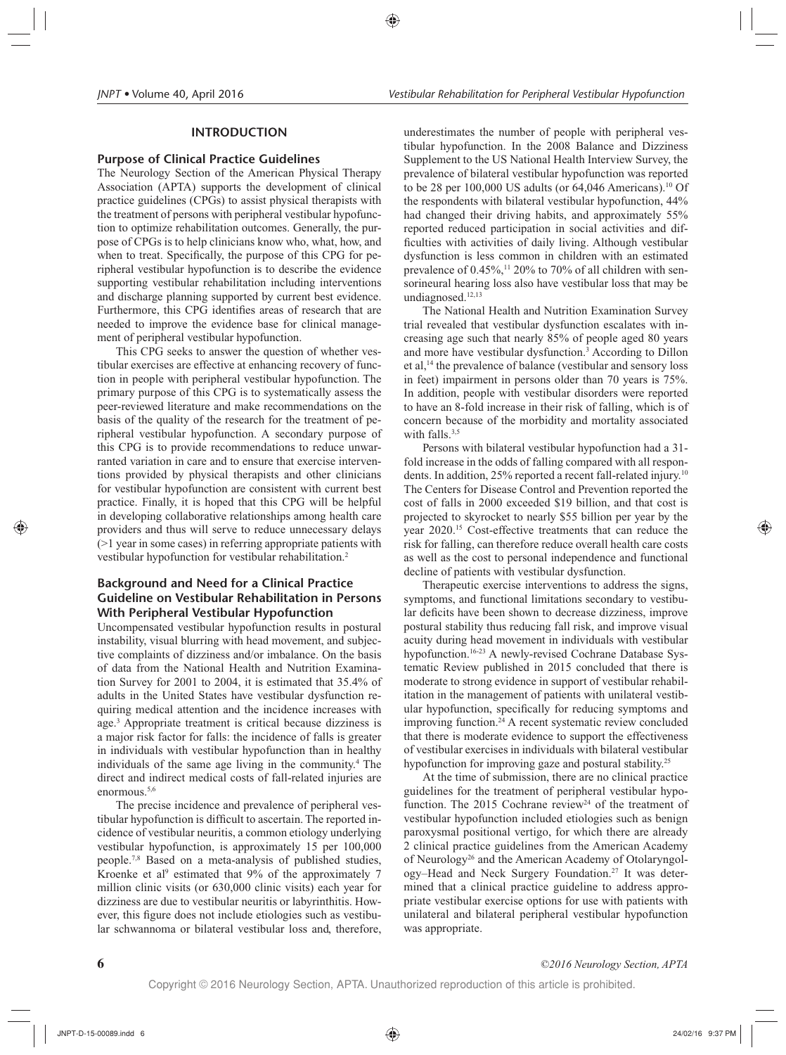## INTRODUCTION

### Purpose of Clinical Practice Guidelines

The Neurology Section of the American Physical Therapy Association (APTA) supports the development of clinical practice guidelines (CPGs) to assist physical therapists with the treatment of persons with peripheral vestibular hypofunction to optimize rehabilitation outcomes. Generally, the purpose of CPGs is to help clinicians know who, what, how, and when to treat. Specifically, the purpose of this CPG for peripheral vestibular hypofunction is to describe the evidence supporting vestibular rehabilitation including interventions and discharge planning supported by current best evidence. Furthermore, this CPG identifies areas of research that are needed to improve the evidence base for clinical management of peripheral vestibular hypofunction.

This CPG seeks to answer the question of whether vestibular exercises are effective at enhancing recovery of function in people with peripheral vestibular hypofunction. The primary purpose of this CPG is to systematically assess the peer-reviewed literature and make recommendations on the basis of the quality of the research for the treatment of peripheral vestibular hypofunction. A secondary purpose of this CPG is to provide recommendations to reduce unwarranted variation in care and to ensure that exercise interventions provided by physical therapists and other clinicians for vestibular hypofunction are consistent with current best practice. Finally, it is hoped that this CPG will be helpful in developing collaborative relationships among health care providers and thus will serve to reduce unnecessary delays (>1 year in some cases) in referring appropriate patients with vestibular hypofunction for vestibular rehabilitation.[2]

### Background and Need for a Clinical Practice Guideline on Vestibular Rehabilitation in Persons With Peripheral Vestibular Hypofunction

Uncompensated vestibular hypofunction results in postural instability, visual blurring with head movement, and subjective complaints of dizziness and/or imbalance. On the basis of data from the National Health and Nutrition Examination Survey for 2001 to 2004, it is estimated that 35.4% of adults in the United States have vestibular dysfunction requiring medical attention and the incidence increases with age.[3] Appropriate treatment is critical because dizziness is a major risk factor for falls: the incidence of falls is greater in individuals with vestibular hypofunction than in healthy individuals of the same age living in the community.[4] The direct and indirect medical costs of fall-related injuries are enormous.[5,6]

The precise incidence and prevalence of peripheral vestibular hypofunction is difficult to ascertain. The reported incidence of vestibular neuritis, a common etiology underlying vestibular hypofunction, is approximately 15 per 100,000 people.[7,8] Based on a meta-analysis of published studies, Kroenke et al[9] estimated that 9% of the approximately 7 million clinic visits (or 630,000 clinic visits) each year for dizziness are due to vestibular neuritis or labyrinthitis. However, this figure does not include etiologies such as vestibular schwannoma or bilateral vestibular loss and, therefore, underestimates the number of people with peripheral vestibular hypofunction. In the 2008 Balance and Dizziness Supplement to the US National Health Interview Survey, the prevalence of bilateral vestibular hypofunction was reported to be 28 per 100,000 US adults (or 64,046 Americans).[10] Of the respondents with bilateral vestibular hypofunction, 44% had changed their driving habits, and approximately 55% reported reduced participation in social activities and difficulties with activities of daily living. Although vestibular dysfunction is less common in children with an estimated prevalence of 0.45%,[11] 20% to 70% of all children with sensorineural hearing loss also have vestibular loss that may be undiagnosed.[12,13]

The National Health and Nutrition Examination Survey trial revealed that vestibular dysfunction escalates with increasing age such that nearly 85% of people aged 80 years and more have vestibular dysfunction.[3] According to Dillon et al,[14] the prevalence of balance (vestibular and sensory loss in feet) impairment in persons older than 70 years is 75%. In addition, people with vestibular disorders were reported to have an 8-fold increase in their risk of falling, which is of concern because of the morbidity and mortality associated with falls.[3,5]

Persons with bilateral vestibular hypofunction had a 31-fold increase in the odds of falling compared with all respondents. In addition, 25% reported a recent fall-related injury.[10] The Centers for Disease Control and Prevention reported the cost of falls in 2000 exceeded $19 billion, and that cost is projected to skyrocket to nearly $55 billion per year by the year 2020.[15] Cost-effective treatments that can reduce the risk for falling, can therefore reduce overall health care costs as well as the cost to personal independence and functional decline of patients with vestibular dysfunction.

Therapeutic exercise interventions to address the signs, symptoms, and functional limitations secondary to vestibular deficits have been shown to decrease dizziness, improve postural stability thus reducing fall risk, and improve visual acuity during head movement in individuals with vestibular hypofunction.[16-23] A newly-revised Cochrane Database Systematic Review published in 2015 concluded that there is moderate to strong evidence in support of vestibular rehabilitation in the management of patients with unilateral vestibular hypofunction, specifically for reducing symptoms and improving function.[24] A recent systematic review concluded that there is moderate evidence to support the effectiveness of vestibular exercises in individuals with bilateral vestibular hypofunction for improving gaze and postural stability.[25]

At the time of submission, there are no clinical practice guidelines for the treatment of peripheral vestibular hypofunction. The 2015 Cochrane review[24] of the treatment of vestibular hypofunction included etiologies such as benign paroxysmal positional vertigo, for which there are already 2 clinical practice guidelines from the American Academy of Neurology[26] and the American Academy of Otolaryngology–Head and Neck Surgery Foundation.[27] It was determined that a clinical practice guideline to address appropriate vestibular exercise options for use with patients with unilateral and bilateral peripheral vestibular hypofunction was appropriate.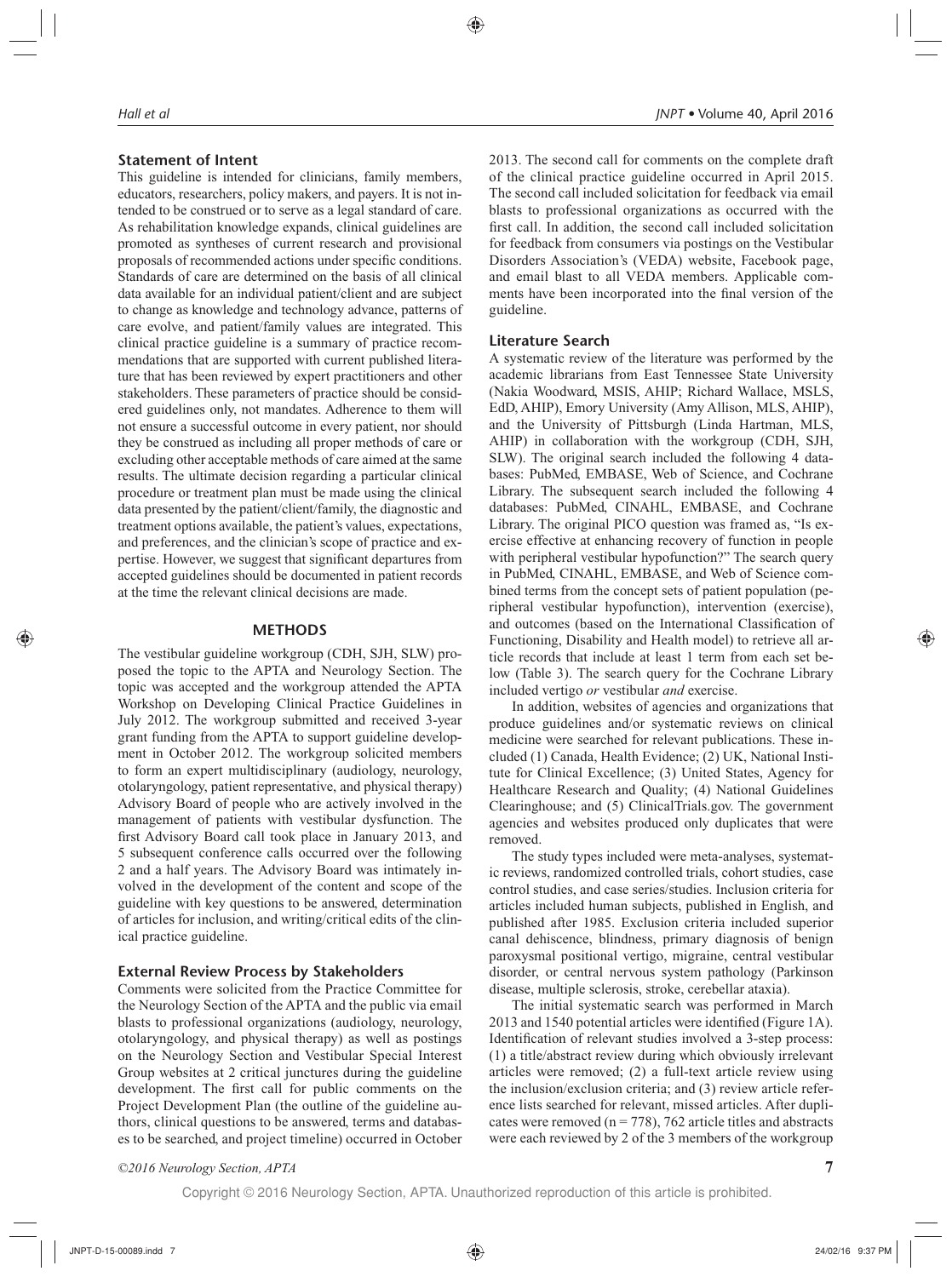### Statement of Intent

This guideline is intended for clinicians, family members, educators, researchers, policy makers, and payers. It is not intended to be construed or to serve as a legal standard of care. As rehabilitation knowledge expands, clinical guidelines are promoted as syntheses of current research and provisional proposals of recommended actions under specific conditions. Standards of care are determined on the basis of all clinical data available for an individual patient/client and are subject to change as knowledge and technology advance, patterns of care evolve, and patient/family values are integrated. This clinical practice guideline is a summary of practice recommendations that are supported with current published literature that has been reviewed by expert practitioners and other stakeholders. These parameters of practice should be considered guidelines only, not mandates. Adherence to them will not ensure a successful outcome in every patient, nor should they be construed as including all proper methods of care or excluding other acceptable methods of care aimed at the same results. The ultimate decision regarding a particular clinical procedure or treatment plan must be made using the clinical data presented by the patient/client/family, the diagnostic and treatment options available, the patient's values, expectations, and preferences, and the clinician's scope of practice and expertise. However, we suggest that significant departures from accepted guidelines should be documented in patient records at the time the relevant clinical decisions are made.

## METHODS

The vestibular guideline workgroup (CDH, SJH, SLW) proposed the topic to the APTA and Neurology Section. The topic was accepted and the workgroup attended the APTA Workshop on Developing Clinical Practice Guidelines in July 2012. The workgroup submitted and received 3-year grant funding from the APTA to support guideline development in October 2012. The workgroup solicited members to form an expert multidisciplinary (audiology, neurology, otolaryngology, patient representative, and physical therapy) Advisory Board of people who are actively involved in the management of patients with vestibular dysfunction. The first Advisory Board call took place in January 2013, and 5 subsequent conference calls occurred over the following 2 and a half years. The Advisory Board was intimately involved in the development of the content and scope of the guideline with key questions to be answered, determination of articles for inclusion, and writing/critical edits of the clinical practice guideline.

### External Review Process by Stakeholders

Comments were solicited from the Practice Committee for the Neurology Section of the APTA and the public via email blasts to professional organizations (audiology, neurology, otolaryngology, and physical therapy) as well as postings on the Neurology Section and Vestibular Special Interest Group websites at 2 critical junctures during the guideline development. The first call for public comments on the Project Development Plan (the outline of the guideline authors, clinical questions to be answered, terms and databases to be searched, and project timeline) occurred in October 2013. The second call for comments on the complete draft of the clinical practice guideline occurred in April 2015. The second call included solicitation for feedback via email blasts to professional organizations as occurred with the first call. In addition, the second call included solicitation for feedback from consumers via postings on the Vestibular Disorders Association's (VEDA) website, Facebook page, and email blast to all VEDA members. Applicable comments have been incorporated into the final version of the guideline.

### Literature Search

A systematic review of the literature was performed by the academic librarians from East Tennessee State University (Nakia Woodward, MSIS, AHIP; Richard Wallace, MSLS, EdD, AHIP), Emory University (Amy Allison, MLS, AHIP), and the University of Pittsburgh (Linda Hartman, MLS, AHIP) in collaboration with the workgroup (CDH, SJH, SLW). The original search included the following 4 databases: PubMed, EMBASE, Web of Science, and Cochrane Library. The subsequent search included the following 4 databases: PubMed, CINAHL, EMBASE, and Cochrane Library. The original PICO question was framed as, "Is exercise effective at enhancing recovery of function in people with peripheral vestibular hypofunction?" The search query in PubMed, CINAHL, EMBASE, and Web of Science combined terms from the concept sets of patient population (peripheral vestibular hypofunction), intervention (exercise), and outcomes (based on the International Classification of Functioning, Disability and Health model) to retrieve all article records that include at least 1 term from each set below (Table 3). The search query for the Cochrane Library included vertigo *or* vestibular *and* exercise.

In addition, websites of agencies and organizations that produce guidelines and/or systematic reviews on clinical medicine were searched for relevant publications. These included (1) Canada, Health Evidence; (2) UK, National Institute for Clinical Excellence; (3) United States, Agency for Healthcare Research and Quality; (4) National Guidelines Clearinghouse; and (5) ClinicalTrials.gov. The government agencies and websites produced only duplicates that were removed.

The study types included were meta-analyses, systematic reviews, randomized controlled trials, cohort studies, case control studies, and case series/studies. Inclusion criteria for articles included human subjects, published in English, and published after 1985. Exclusion criteria included superior canal dehiscence, blindness, primary diagnosis of benign paroxysmal positional vertigo, migraine, central vestibular disorder, or central nervous system pathology (Parkinson disease, multiple sclerosis, stroke, cerebellar ataxia).

The initial systematic search was performed in March 2013 and 1540 potential articles were identified (Figure 1A). Identification of relevant studies involved a 3-step process: (1) a title/abstract review during which obviously irrelevant articles were removed; (2) a full-text article review using the inclusion/exclusion criteria; and (3) review article reference lists searched for relevant, missed articles. After duplicates were removed (n = 778), 762 article titles and abstracts were each reviewed by 2 of the 3 members of the workgroup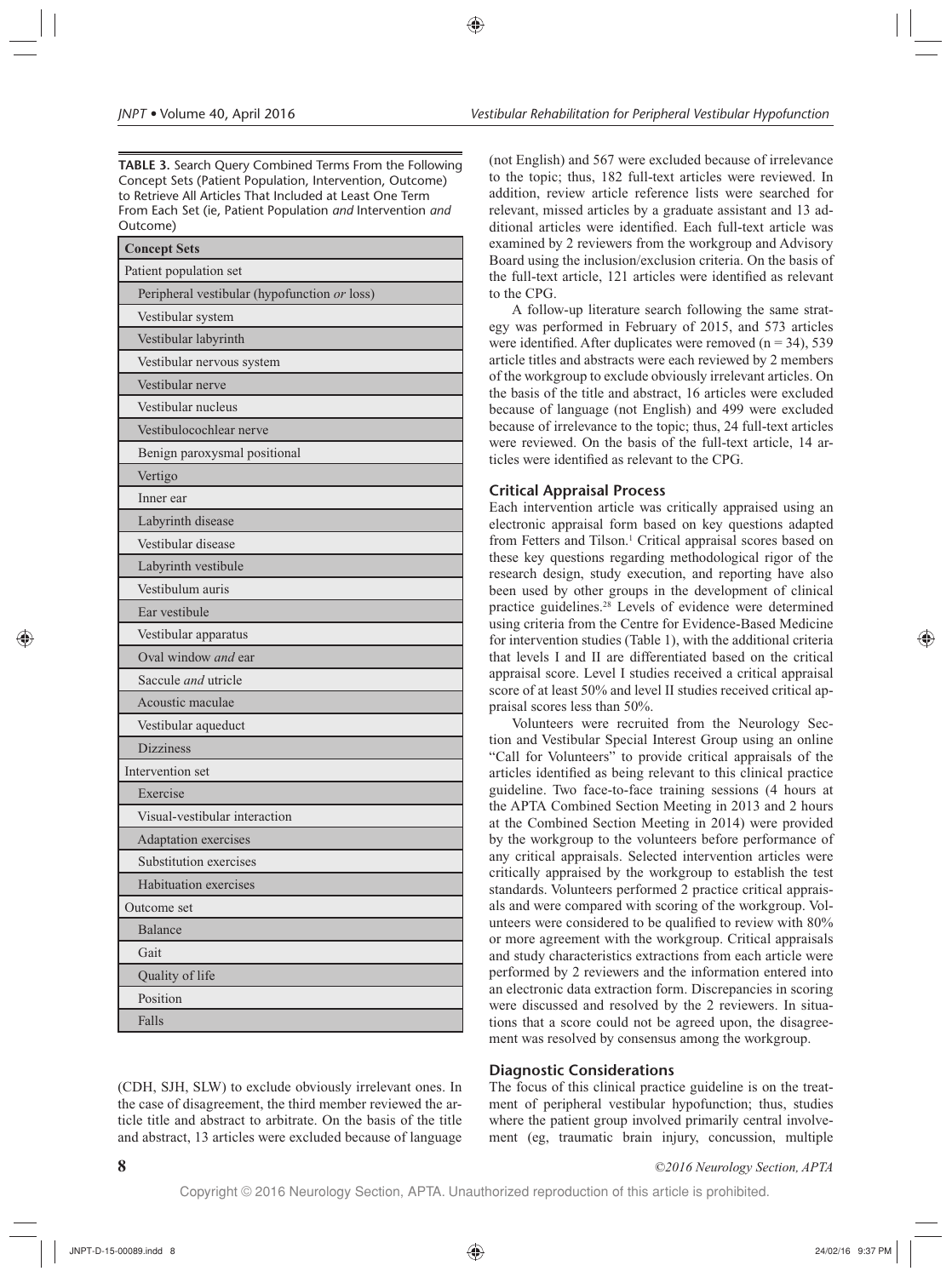**TABLE 3.** Search Query Combined Terms From the Following Concept Sets (Patient Population, Intervention, Outcome) to Retrieve All Articles That Included at Least One Term From Each Set (ie, Patient Population *and* Intervention *and* Outcome)

| Concept Sets |
|---|
| Patient population set |
| Peripheral vestibular (hypofunction *or* loss) |
| Vestibular system |
| Vestibular labyrinth |
| Vestibular nervous system |
| Vestibular nerve |
| Vestibular nucleus |
| Vestibulocochlear nerve |
| Benign paroxysmal positional |
| Vertigo |
| Inner ear |
| Labyrinth disease |
| Vestibular disease |
| Labyrinth vestibule |
| Vestibulum auris |
| Ear vestibule |
| Vestibular apparatus |
| Oval window *and* ear |
| Saccule *and* utricle |
| Acoustic maculae |
| Vestibular aqueduct |
| Dizziness |
| Intervention set |
| Exercise |
| Visual-vestibular interaction |
| Adaptation exercises |
| Substitution exercises |
| Habituation exercises |
| Outcome set |
| Balance |
| Gait |
| Quality of life |
| Position |
| Falls |

(CDH, SJH, SLW) to exclude obviously irrelevant ones. In the case of disagreement, the third member reviewed the article title and abstract to arbitrate. On the basis of the title and abstract, 13 articles were excluded because of language (not English) and 567 were excluded because of irrelevance to the topic; thus, 182 full-text articles were reviewed. In addition, review article reference lists were searched for relevant, missed articles by a graduate assistant and 13 additional articles were identified. Each full-text article was examined by 2 reviewers from the workgroup and Advisory Board using the inclusion/exclusion criteria. On the basis of the full-text article, 121 articles were identified as relevant to the CPG.

A follow-up literature search following the same strategy was performed in February of 2015, and 573 articles were identified. After duplicates were removed (n = 34), 539 article titles and abstracts were each reviewed by 2 members of the workgroup to exclude obviously irrelevant articles. On the basis of the title and abstract, 16 articles were excluded because of language (not English) and 499 were excluded because of irrelevance to the topic; thus, 24 full-text articles were reviewed. On the basis of the full-text article, 14 articles were identified as relevant to the CPG.

## Critical Appraisal Process

Each intervention article was critically appraised using an electronic appraisal form based on key questions adapted from Fetters and Tilson.[1] Critical appraisal scores based on these key questions regarding methodological rigor of the research design, study execution, and reporting have also been used by other groups in the development of clinical practice guidelines.[28] Levels of evidence were determined using criteria from the Centre for Evidence-Based Medicine for intervention studies (Table 1), with the additional criteria that levels I and II are differentiated based on the critical appraisal score. Level I studies received a critical appraisal score of at least 50% and level II studies received critical appraisal scores less than 50%.

Volunteers were recruited from the Neurology Section and Vestibular Special Interest Group using an online "Call for Volunteers" to provide critical appraisals of the articles identified as being relevant to this clinical practice guideline. Two face-to-face training sessions (4 hours at the APTA Combined Section Meeting in 2013 and 2 hours at the Combined Section Meeting in 2014) were provided by the workgroup to the volunteers before performance of any critical appraisals. Selected intervention articles were critically appraised by the workgroup to establish the test standards. Volunteers performed 2 practice critical appraisals and were compared with scoring of the workgroup. Volunteers were considered to be qualified to review with 80% or more agreement with the workgroup. Critical appraisals and study characteristics extractions from each article were performed by 2 reviewers and the information entered into an electronic data extraction form. Discrepancies in scoring were discussed and resolved by the 2 reviewers. In situations that a score could not be agreed upon, the disagreement was resolved by consensus among the workgroup.

## Diagnostic Considerations

The focus of this clinical practice guideline is on the treatment of peripheral vestibular hypofunction; thus, studies where the patient group involved primarily central involvement (eg, traumatic brain injury, concussion, multiple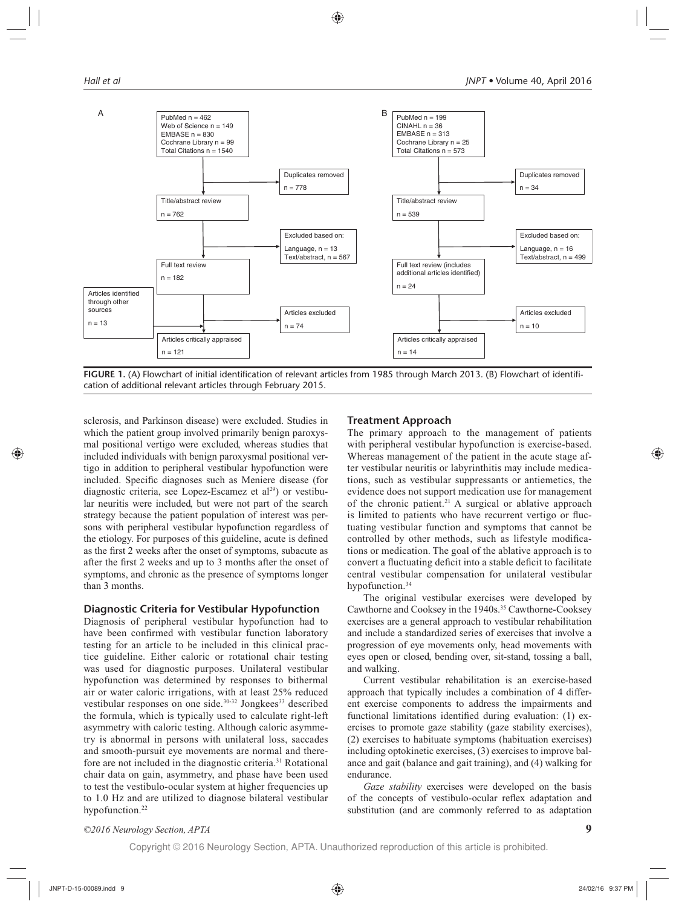A

PubMed n = 462
Web of Science n = 149
EMBASE n = 830
Cochrane Library n = 99
Total Citations n = 1540

Duplicates removed
n = 778

Title/abstract review
n = 762

Excluded based on:
Language, n = 13
Text/abstract, n = 567

Full text review
n = 182

Articles identified through other sources
n = 13

Articles excluded
n = 74

Articles critically appraised
n = 121

B

PubMed n = 199
CINAHL n = 36
EMBASE n = 313
Cochrane Library n = 25
Total Citations n = 573

Duplicates removed
n = 34

Title/abstract review
n = 539

Excluded based on:
Language, n = 16
Text/abstract, n = 499

Full text review (includes additional articles identified)
n = 24

Articles excluded
n = 10

Articles critically appraised
n = 14

**FIGURE 1.** (A) Flowchart of initial identification of relevant articles from 1985 through March 2013. (B) Flowchart of identification of additional relevant articles through February 2015.

sclerosis, and Parkinson disease) were excluded. Studies in which the patient group involved primarily benign paroxysmal positional vertigo were excluded, whereas studies that included individuals with benign paroxysmal positional vertigo in addition to peripheral vestibular hypofunction were included. Specific diagnoses such as Meniere disease (for diagnostic criteria, see Lopez-Escamez et al[29]) or vestibular neuritis were included, but were not part of the search strategy because the patient population of interest was persons with peripheral vestibular hypofunction regardless of the etiology. For purposes of this guideline, acute is defined as the first 2 weeks after the onset of symptoms, subacute as after the first 2 weeks and up to 3 months after the onset of symptoms, and chronic as the presence of symptoms longer than 3 months.

### Diagnostic Criteria for Vestibular Hypofunction

Diagnosis of peripheral vestibular hypofunction had to have been confirmed with vestibular function laboratory testing for an article to be included in this clinical practice guideline. Either caloric or rotational chair testing was used for diagnostic purposes. Unilateral vestibular hypofunction was determined by responses to bithermal air or water caloric irrigations, with at least 25% reduced vestibular responses on one side.[30-32] Jongkees[33] described the formula, which is typically used to calculate right-left asymmetry with caloric testing. Although caloric asymmetry is abnormal in persons with unilateral loss, saccades and smooth-pursuit eye movements are normal and therefore are not included in the diagnostic criteria.[31] Rotational chair data on gain, asymmetry, and phase have been used to test the vestibulo-ocular system at higher frequencies up to 1.0 Hz and are utilized to diagnose bilateral vestibular hypofunction.[22]

### Treatment Approach

The primary approach to the management of patients with peripheral vestibular hypofunction is exercise-based. Whereas management of the patient in the acute stage after vestibular neuritis or labyrinthitis may include medications, such as vestibular suppressants or antiemetics, the evidence does not support medication use for management of the chronic patient.[21] A surgical or ablative approach is limited to patients who have recurrent vertigo or fluctuating vestibular function and symptoms that cannot be controlled by other methods, such as lifestyle modifications or medication. The goal of the ablative approach is to convert a fluctuating deficit into a stable deficit to facilitate central vestibular compensation for unilateral vestibular hypofunction.[34]

The original vestibular exercises were developed by Cawthorne and Cooksey in the 1940s.[35] Cawthorne-Cooksey exercises are a general approach to vestibular rehabilitation and include a standardized series of exercises that involve a progression of eye movements only, head movements with eyes open or closed, bending over, sit-stand, tossing a ball, and walking.

Current vestibular rehabilitation is an exercise-based approach that typically includes a combination of 4 different exercise components to address the impairments and functional limitations identified during evaluation: (1) exercises to promote gaze stability (gaze stability exercises), (2) exercises to habituate symptoms (habituation exercises) including optokinetic exercises, (3) exercises to improve balance and gait (balance and gait training), and (4) walking for endurance.

*Gaze stability* exercises were developed on the basis of the concepts of vestibulo-ocular reflex adaptation and substitution (and are commonly referred to as adaptation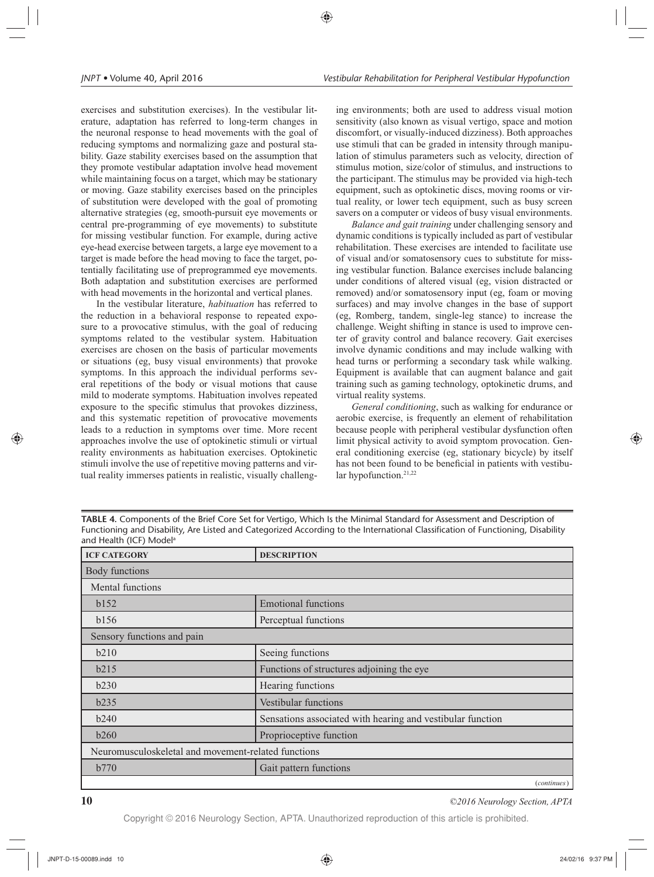exercises and substitution exercises). In the vestibular literature, adaptation has referred to long-term changes in the neuronal response to head movements with the goal of reducing symptoms and normalizing gaze and postural stability. Gaze stability exercises based on the assumption that they promote vestibular adaptation involve head movement while maintaining focus on a target, which may be stationary or moving. Gaze stability exercises based on the principles of substitution were developed with the goal of promoting alternative strategies (eg, smooth-pursuit eye movements or central pre-programming of eye movements) to substitute for missing vestibular function. For example, during active eye-head exercise between targets, a large eye movement to a target is made before the head moving to face the target, potentially facilitating use of preprogrammed eye movements. Both adaptation and substitution exercises are performed with head movements in the horizontal and vertical planes.

In the vestibular literature, *habituation* has referred to the reduction in a behavioral response to repeated exposure to a provocative stimulus, with the goal of reducing symptoms related to the vestibular system. Habituation exercises are chosen on the basis of particular movements or situations (eg, busy visual environments) that provoke symptoms. In this approach the individual performs several repetitions of the body or visual motions that cause mild to moderate symptoms. Habituation involves repeated exposure to the specific stimulus that provokes dizziness, and this systematic repetition of provocative movements leads to a reduction in symptoms over time. More recent approaches involve the use of optokinetic stimuli or virtual reality environments as habituation exercises. Optokinetic stimuli involve the use of repetitive moving patterns and virtual reality immerses patients in realistic, visually challenging environments; both are used to address visual motion sensitivity (also known as visual vertigo, space and motion discomfort, or visually-induced dizziness). Both approaches use stimuli that can be graded in intensity through manipulation of stimulus parameters such as velocity, direction of stimulus motion, size/color of stimulus, and instructions to the participant. The stimulus may be provided via high-tech equipment, such as optokinetic discs, moving rooms or virtual reality, or lower tech equipment, such as busy screen savers on a computer or videos of busy visual environments.

*Balance and gait training* under challenging sensory and dynamic conditions is typically included as part of vestibular rehabilitation. These exercises are intended to facilitate use of visual and/or somatosensory cues to substitute for missing vestibular function. Balance exercises include balancing under conditions of altered visual (eg, vision distracted or removed) and/or somatosensory input (eg, foam or moving surfaces) and may involve changes in the base of support (eg, Romberg, tandem, single-leg stance) to increase the challenge. Weight shifting in stance is used to improve center of gravity control and balance recovery. Gait exercises involve dynamic conditions and may include walking with head turns or performing a secondary task while walking. Equipment is available that can augment balance and gait training such as gaming technology, optokinetic drums, and virtual reality systems.

*General conditioning*, such as walking for endurance or aerobic exercise, is frequently an element of rehabilitation because people with peripheral vestibular dysfunction often limit physical activity to avoid symptom provocation. General conditioning exercise (eg, stationary bicycle) by itself has not been found to be beneficial in patients with vestibular hypofunction.[21,22]

**TABLE 4.** Components of the Brief Core Set for Vertigo, Which Is the Minimal Standard for Assessment and Description of Functioning and Disability, Are Listed and Categorized According to the International Classification of Functioning, Disability and Health (ICF) Model[a]

| ICF CATEGORY | DESCRIPTION |
|---|---|
| Body functions | |
| Mental functions | |
| b152 | Emotional functions |
| b156 | Perceptual functions |
| Sensory functions and pain | |
| b210 | Seeing functions |
| b215 | Functions of structures adjoining the eye |
| b230 | Hearing functions |
| b235 | Vestibular functions |
| b240 | Sensations associated with hearing and vestibular function |
| b260 | Proprioceptive function |
| Neuromusculoskeletal and movement-related functions | |
| b770 | Gait pattern functions |

(*continues*)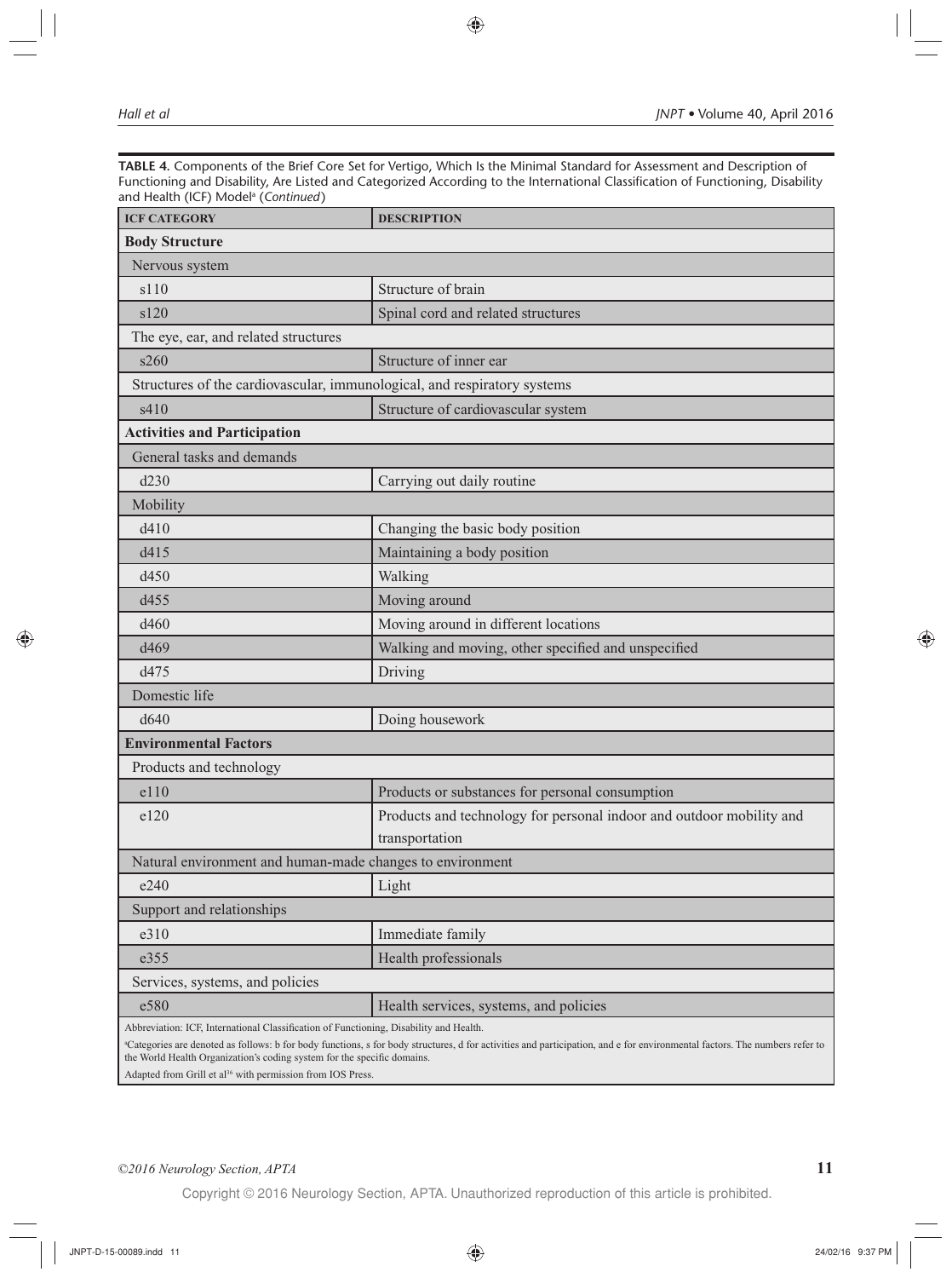**TABLE 4.** Components of the Brief Core Set for Vertigo, Which Is the Minimal Standard for Assessment and Description of Functioning and Disability, Are Listed and Categorized According to the International Classification of Functioning, Disability and Health (ICF) Model[a] (*Continued*)

| ICF CATEGORY | DESCRIPTION |
|---|---|
| **Body Structure** | |
| Nervous system | |
| s110 | Structure of brain |
| s120 | Spinal cord and related structures |
| The eye, ear, and related structures | |
| s260 | Structure of inner ear |
| Structures of the cardiovascular, immunological, and respiratory systems | |
| s410 | Structure of cardiovascular system |
| **Activities and Participation** | |
| General tasks and demands | |
| d230 | Carrying out daily routine |
| Mobility | |
| d410 | Changing the basic body position |
| d415 | Maintaining a body position |
| d450 | Walking |
| d455 | Moving around |
| d460 | Moving around in different locations |
| d469 | Walking and moving, other specified and unspecified |
| d475 | Driving |
| Domestic life | |
| d640 | Doing housework |
| **Environmental Factors** | |
| Products and technology | |
| e110 | Products or substances for personal consumption |
| e120 | Products and technology for personal indoor and outdoor mobility and transportation |
| Natural environment and human-made changes to environment | |
| e240 | Light |
| Support and relationships | |
| e310 | Immediate family |
| e355 | Health professionals |
| Services, systems, and policies | |
| e580 | Health services, systems, and policies |

Abbreviation: ICF, International Classification of Functioning, Disability and Health.

[a]Categories are denoted as follows: b for body functions, s for body structures, d for activities and participation, and e for environmental factors. The numbers refer to the World Health Organization's coding system for the specific domains.

Adapted from Grill et al[36] with permission from IOS Press.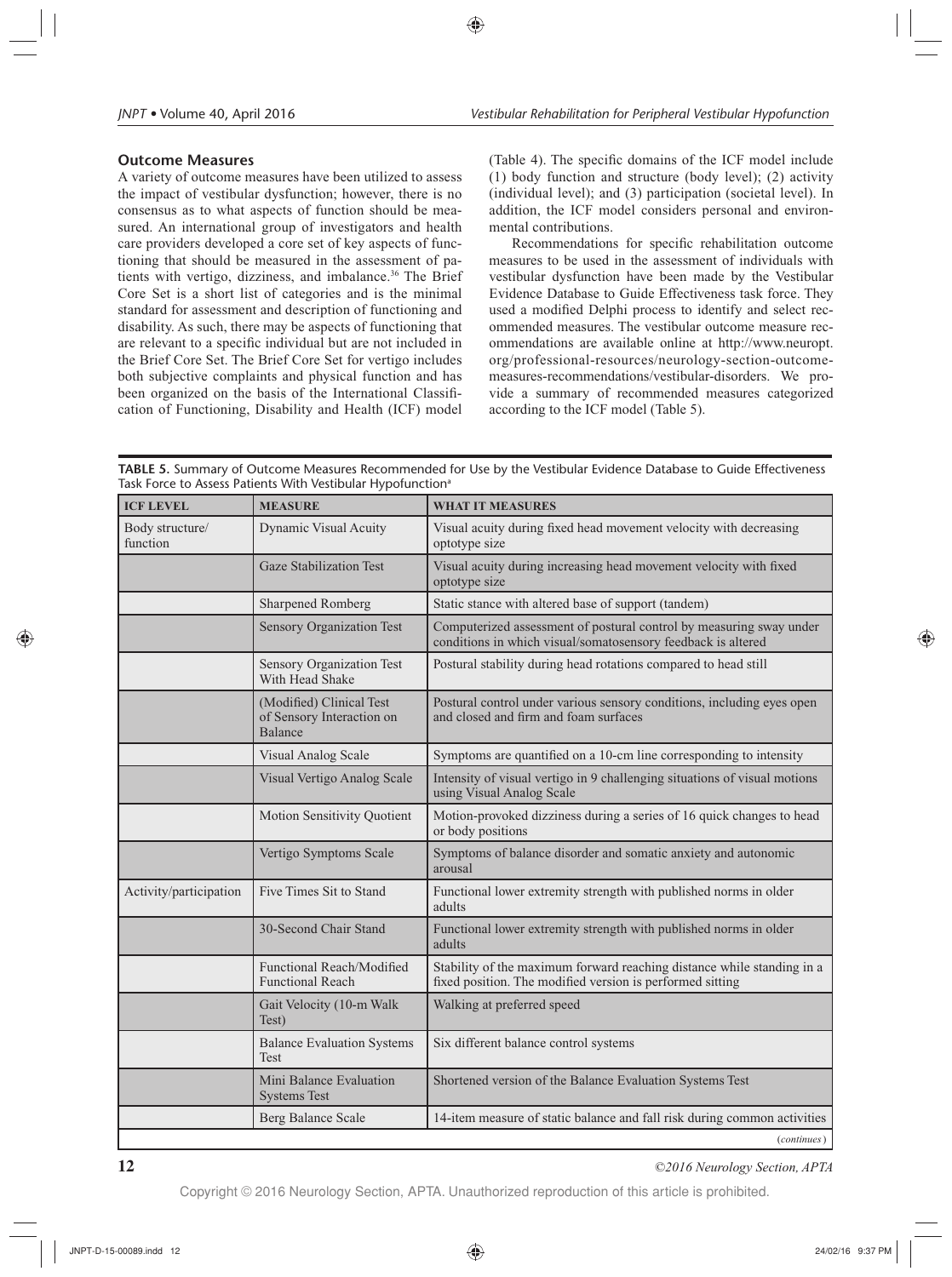### Outcome Measures

A variety of outcome measures have been utilized to assess the impact of vestibular dysfunction; however, there is no consensus as to what aspects of function should be measured. An international group of investigators and health care providers developed a core set of key aspects of functioning that should be measured in the assessment of patients with vertigo, dizziness, and imbalance.[36] The Brief Core Set is a short list of categories and is the minimal standard for assessment and description of functioning and disability. As such, there may be aspects of functioning that are relevant to a specific individual but are not included in the Brief Core Set. The Brief Core Set for vertigo includes both subjective complaints and physical function and has been organized on the basis of the International Classification of Functioning, Disability and Health (ICF) model (Table 4). The specific domains of the ICF model include (1) body function and structure (body level); (2) activity (individual level); and (3) participation (societal level). In addition, the ICF model considers personal and environmental contributions.

Recommendations for specific rehabilitation outcome measures to be used in the assessment of individuals with vestibular dysfunction have been made by the Vestibular Evidence Database to Guide Effectiveness task force. They used a modified Delphi process to identify and select recommended measures. The vestibular outcome measure recommendations are available online at http://www.neuropt.org/professional-resources/neurology-section-outcome-measures-recommendations/vestibular-disorders. We provide a summary of recommended measures categorized according to the ICF model (Table 5).

**TABLE 5.** Summary of Outcome Measures Recommended for Use by the Vestibular Evidence Database to Guide Effectiveness Task Force to Assess Patients With Vestibular Hypofunction[a]

| ICF LEVEL | MEASURE | WHAT IT MEASURES |
|---|---|---|
| Body structure/ function | Dynamic Visual Acuity | Visual acuity during fixed head movement velocity with decreasing optotype size |
| | Gaze Stabilization Test | Visual acuity during increasing head movement velocity with fixed optotype size |
| | Sharpened Romberg | Static stance with altered base of support (tandem) |
| | Sensory Organization Test | Computerized assessment of postural control by measuring sway under conditions in which visual/somatosensory feedback is altered |
| | Sensory Organization Test With Head Shake | Postural stability during head rotations compared to head still |
| | (Modified) Clinical Test of Sensory Interaction on Balance | Postural control under various sensory conditions, including eyes open and closed and firm and foam surfaces |
| | Visual Analog Scale | Symptoms are quantified on a 10-cm line corresponding to intensity |
| | Visual Vertigo Analog Scale | Intensity of visual vertigo in 9 challenging situations of visual motions using Visual Analog Scale |
| | Motion Sensitivity Quotient | Motion-provoked dizziness during a series of 16 quick changes to head or body positions |
| | Vertigo Symptoms Scale | Symptoms of balance disorder and somatic anxiety and autonomic arousal |
| Activity/participation | Five Times Sit to Stand | Functional lower extremity strength with published norms in older adults |
| | 30-Second Chair Stand | Functional lower extremity strength with published norms in older adults |
| | Functional Reach/Modified Functional Reach | Stability of the maximum forward reaching distance while standing in a fixed position. The modified version is performed sitting |
| | Gait Velocity (10-m Walk Test) | Walking at preferred speed |
| | Balance Evaluation Systems Test | Six different balance control systems |
| | Mini Balance Evaluation Systems Test | Shortened version of the Balance Evaluation Systems Test |
| | Berg Balance Scale | 14-item measure of static balance and fall risk during common activities |

(*continues*)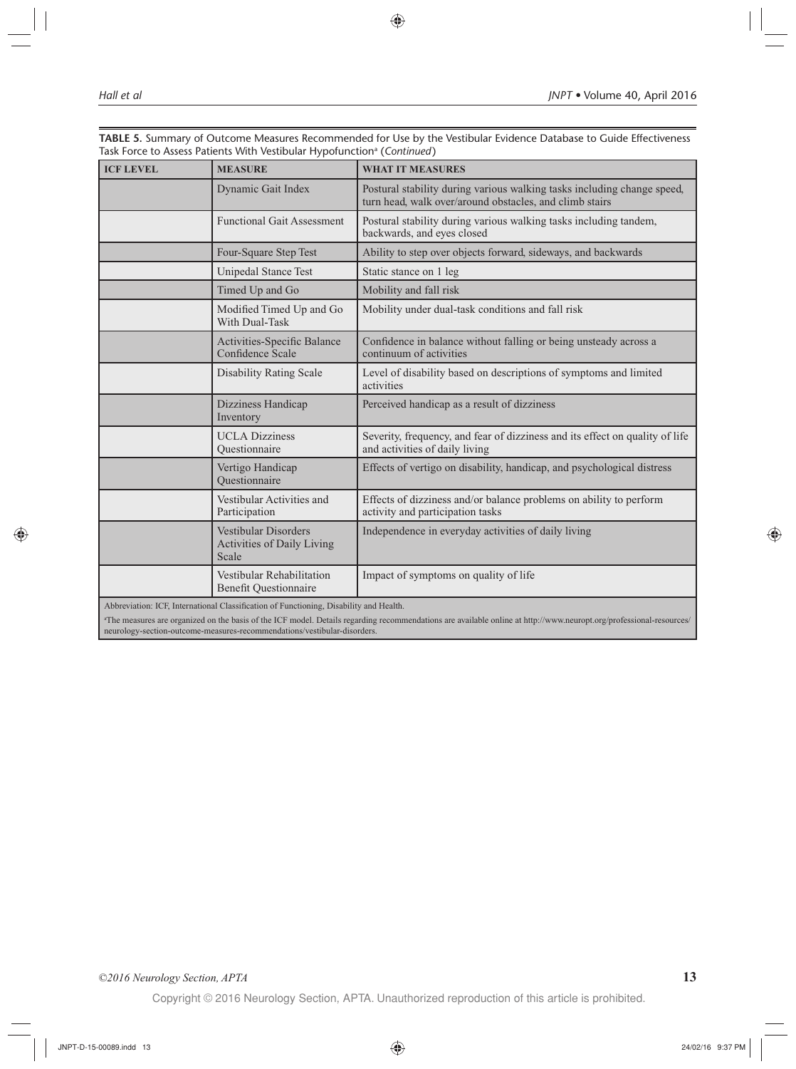**TABLE 5.** Summary of Outcome Measures Recommended for Use by the Vestibular Evidence Database to Guide Effectiveness Task Force to Assess Patients With Vestibular Hypofunction[a] (*Continued*)

| ICF LEVEL | MEASURE | WHAT IT MEASURES |
|---|---|---|
| | Dynamic Gait Index | Postural stability during various walking tasks including change speed, turn head, walk over/around obstacles, and climb stairs |
| | Functional Gait Assessment | Postural stability during various walking tasks including tandem, backwards, and eyes closed |
| | Four-Square Step Test | Ability to step over objects forward, sideways, and backwards |
| | Unipedal Stance Test | Static stance on 1 leg |
| | Timed Up and Go | Mobility and fall risk |
| | Modified Timed Up and Go With Dual-Task | Mobility under dual-task conditions and fall risk |
| | Activities-Specific Balance Confidence Scale | Confidence in balance without falling or being unsteady across a continuum of activities |
| | Disability Rating Scale | Level of disability based on descriptions of symptoms and limited activities |
| | Dizziness Handicap Inventory | Perceived handicap as a result of dizziness |
| | UCLA Dizziness Questionnaire | Severity, frequency, and fear of dizziness and its effect on quality of life and activities of daily living |
| | Vertigo Handicap Questionnaire | Effects of vertigo on disability, handicap, and psychological distress |
| | Vestibular Activities and Participation | Effects of dizziness and/or balance problems on ability to perform activity and participation tasks |
| | Vestibular Disorders Activities of Daily Living Scale | Independence in everyday activities of daily living |
| | Vestibular Rehabilitation Benefit Questionnaire | Impact of symptoms on quality of life |

Abbreviation: ICF, International Classification of Functioning, Disability and Health.

[a]The measures are organized on the basis of the ICF model. Details regarding recommendations are available online at http://www.neuropt.org/professional-resources/neurology-section-outcome-measures-recommendations/vestibular-disorders.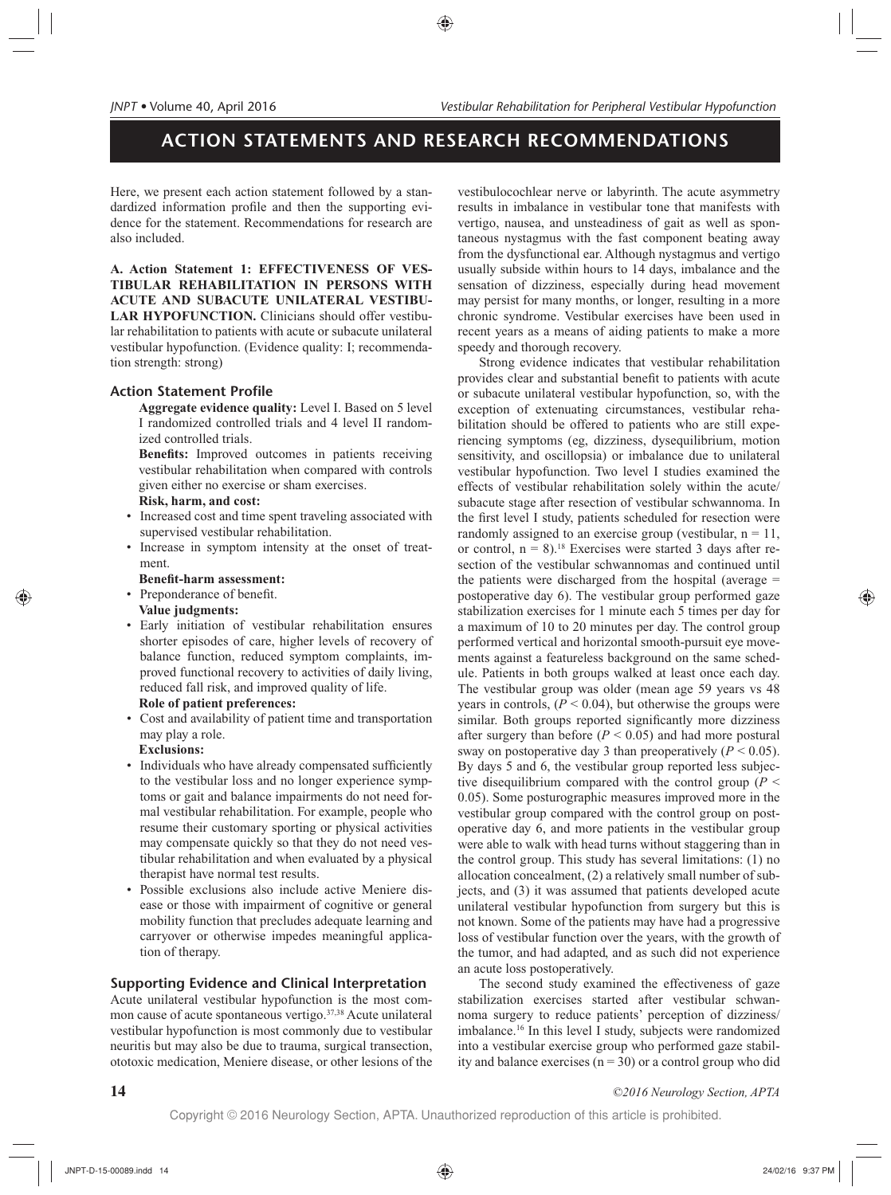## ACTION STATEMENTS AND RESEARCH RECOMMENDATIONS

Here, we present each action statement followed by a standardized information profile and then the supporting evidence for the statement. Recommendations for research are also included.

**A. Action Statement 1: EFFECTIVENESS OF VESTIBULAR REHABILITATION IN PERSONS WITH ACUTE AND SUBACUTE UNILATERAL VESTIBULAR HYPOFUNCTION.** Clinicians should offer vestibular rehabilitation to patients with acute or subacute unilateral vestibular hypofunction. (Evidence quality: I; recommendation strength: strong)

### Action Statement Profile

**Aggregate evidence quality:** Level I. Based on 5 level I randomized controlled trials and 4 level II randomized controlled trials.

**Benefits:** Improved outcomes in patients receiving vestibular rehabilitation when compared with controls given either no exercise or sham exercises.

**Risk, harm, and cost:**

- Increased cost and time spent traveling associated with supervised vestibular rehabilitation.
- Increase in symptom intensity at the onset of treatment.

**Benefit-harm assessment:**

- Preponderance of benefit.

**Value judgments:**

- Early initiation of vestibular rehabilitation ensures shorter episodes of care, higher levels of recovery of balance function, reduced symptom complaints, improved functional recovery to activities of daily living, reduced fall risk, and improved quality of life.

**Role of patient preferences:**

- Cost and availability of patient time and transportation may play a role.

**Exclusions:**

- Individuals who have already compensated sufficiently to the vestibular loss and no longer experience symptoms or gait and balance impairments do not need formal vestibular rehabilitation. For example, people who resume their customary sporting or physical activities may compensate quickly so that they do not need vestibular rehabilitation and when evaluated by a physical therapist have normal test results.
- Possible exclusions also include active Meniere disease or those with impairment of cognitive or general mobility function that precludes adequate learning and carryover or otherwise impedes meaningful application of therapy.

### Supporting Evidence and Clinical Interpretation

Acute unilateral vestibular hypofunction is the most common cause of acute spontaneous vertigo.[37,38] Acute unilateral vestibular hypofunction is most commonly due to vestibular neuritis but may also be due to trauma, surgical transection, ototoxic medication, Meniere disease, or other lesions of the vestibulocochlear nerve or labyrinth. The acute asymmetry results in imbalance in vestibular tone that manifests with vertigo, nausea, and unsteadiness of gait as well as spontaneous nystagmus with the fast component beating away from the dysfunctional ear. Although nystagmus and vertigo usually subside within hours to 14 days, imbalance and the sensation of dizziness, especially during head movement may persist for many months, or longer, resulting in a more chronic syndrome. Vestibular exercises have been used in recent years as a means of aiding patients to make a more speedy and thorough recovery.

Strong evidence indicates that vestibular rehabilitation provides clear and substantial benefit to patients with acute or subacute unilateral vestibular hypofunction, so, with the exception of extenuating circumstances, vestibular rehabilitation should be offered to patients who are still experiencing symptoms (eg, dizziness, dysequilibrium, motion sensitivity, and oscillopsia) or imbalance due to unilateral vestibular hypofunction. Two level I studies examined the effects of vestibular rehabilitation solely within the acute/subacute stage after resection of vestibular schwannoma. In the first level I study, patients scheduled for resection were randomly assigned to an exercise group (vestibular, n = 11, or control, n = 8).[18] Exercises were started 3 days after resection of the vestibular schwannomas and continued until the patients were discharged from the hospital (average = postoperative day 6). The vestibular group performed gaze stabilization exercises for 1 minute each 5 times per day for a maximum of 10 to 20 minutes per day. The control group performed vertical and horizontal smooth-pursuit eye movements against a featureless background on the same schedule. Patients in both groups walked at least once each day. The vestibular group was older (mean age 59 years vs 48 years in controls, ($P < 0.04$), but otherwise the groups were similar. Both groups reported significantly more dizziness after surgery than before ($P < 0.05$) and had more postural sway on postoperative day 3 than preoperatively ($P < 0.05$). By days 5 and 6, the vestibular group reported less subjective disequilibrium compared with the control group ($P < 0.05$). Some posturographic measures improved more in the vestibular group compared with the control group on postoperative day 6, and more patients in the vestibular group were able to walk with head turns without staggering than in the control group. This study has several limitations: (1) no allocation concealment, (2) a relatively small number of subjects, and (3) it was assumed that patients developed acute unilateral vestibular hypofunction from surgery but this is not known. Some of the patients may have had a progressive loss of vestibular function over the years, with the growth of the tumor, and had adapted, and as such did not experience an acute loss postoperatively.

The second study examined the effectiveness of gaze stabilization exercises started after vestibular schwannoma surgery to reduce patients' perception of dizziness/imbalance.[16] In this level I study, subjects were randomized into a vestibular exercise group who performed gaze stability and balance exercises (n = 30) or a control group who did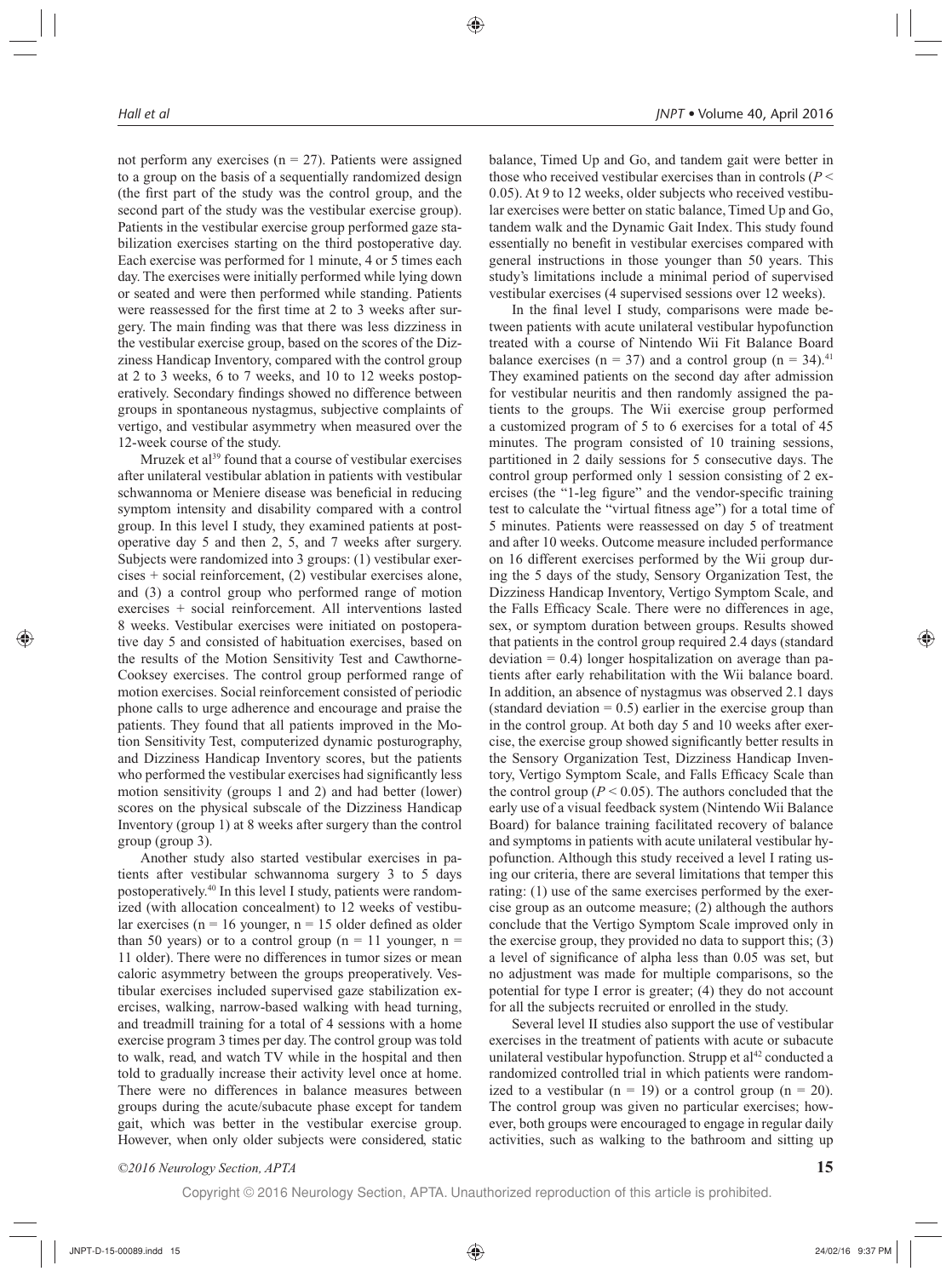not perform any exercises (n = 27). Patients were assigned to a group on the basis of a sequentially randomized design (the first part of the study was the control group, and the second part of the study was the vestibular exercise group). Patients in the vestibular exercise group performed gaze stabilization exercises starting on the third postoperative day. Each exercise was performed for 1 minute, 4 or 5 times each day. The exercises were initially performed while lying down or seated and were then performed while standing. Patients were reassessed for the first time at 2 to 3 weeks after surgery. The main finding was that there was less dizziness in the vestibular exercise group, based on the scores of the Dizziness Handicap Inventory, compared with the control group at 2 to 3 weeks, 6 to 7 weeks, and 10 to 12 weeks postoperatively. Secondary findings showed no difference between groups in spontaneous nystagmus, subjective complaints of vertigo, and vestibular asymmetry when measured over the 12-week course of the study.

Mruzek et al[39] found that a course of vestibular exercises after unilateral vestibular ablation in patients with vestibular schwannoma or Meniere disease was beneficial in reducing symptom intensity and disability compared with a control group. In this level I study, they examined patients at postoperative day 5 and then 2, 5, and 7 weeks after surgery. Subjects were randomized into 3 groups: (1) vestibular exercises + social reinforcement, (2) vestibular exercises alone, and (3) a control group who performed range of motion exercises + social reinforcement. All interventions lasted 8 weeks. Vestibular exercises were initiated on postoperative day 5 and consisted of habituation exercises, based on the results of the Motion Sensitivity Test and Cawthorne-Cooksey exercises. The control group performed range of motion exercises. Social reinforcement consisted of periodic phone calls to urge adherence and encourage and praise the patients. They found that all patients improved in the Motion Sensitivity Test, computerized dynamic posturography, and Dizziness Handicap Inventory scores, but the patients who performed the vestibular exercises had significantly less motion sensitivity (groups 1 and 2) and had better (lower) scores on the physical subscale of the Dizziness Handicap Inventory (group 1) at 8 weeks after surgery than the control group (group 3).

Another study also started vestibular exercises in patients after vestibular schwannoma surgery 3 to 5 days postoperatively.[40] In this level I study, patients were randomized (with allocation concealment) to 12 weeks of vestibular exercises (n = 16 younger, n = 15 older defined as older than 50 years) or to a control group (n = 11 younger, n = 11 older). There were no differences in tumor sizes or mean caloric asymmetry between the groups preoperatively. Vestibular exercises included supervised gaze stabilization exercises, walking, narrow-based walking with head turning, and treadmill training for a total of 4 sessions with a home exercise program 3 times per day. The control group was told to walk, read, and watch TV while in the hospital and then told to gradually increase their activity level once at home. There were no differences in balance measures between groups during the acute/subacute phase except for tandem gait, which was better in the vestibular exercise group. However, when only older subjects were considered, static balance, Timed Up and Go, and tandem gait were better in those who received vestibular exercises than in controls ($P < 0.05$). At 9 to 12 weeks, older subjects who received vestibular exercises were better on static balance, Timed Up and Go, tandem walk and the Dynamic Gait Index. This study found essentially no benefit in vestibular exercises compared with general instructions in those younger than 50 years. This study's limitations include a minimal period of supervised vestibular exercises (4 supervised sessions over 12 weeks).

In the final level I study, comparisons were made between patients with acute unilateral vestibular hypofunction treated with a course of Nintendo Wii Fit Balance Board balance exercises (n = 37) and a control group (n = 34).[41] They examined patients on the second day after admission for vestibular neuritis and then randomly assigned the patients to the groups. The Wii exercise group performed a customized program of 5 to 6 exercises for a total of 45 minutes. The program consisted of 10 training sessions, partitioned in 2 daily sessions for 5 consecutive days. The control group performed only 1 session consisting of 2 exercises (the "1-leg figure" and the vendor-specific training test to calculate the "virtual fitness age") for a total time of 5 minutes. Patients were reassessed on day 5 of treatment and after 10 weeks. Outcome measure included performance on 16 different exercises performed by the Wii group during the 5 days of the study, Sensory Organization Test, the Dizziness Handicap Inventory, Vertigo Symptom Scale, and the Falls Efficacy Scale. There were no differences in age, sex, or symptom duration between groups. Results showed that patients in the control group required 2.4 days (standard deviation = 0.4) longer hospitalization on average than patients after early rehabilitation with the Wii balance board. In addition, an absence of nystagmus was observed 2.1 days (standard deviation = 0.5) earlier in the exercise group than in the control group. At both day 5 and 10 weeks after exercise, the exercise group showed significantly better results in the Sensory Organization Test, Dizziness Handicap Inventory, Vertigo Symptom Scale, and Falls Efficacy Scale than the control group ($P < 0.05$). The authors concluded that the early use of a visual feedback system (Nintendo Wii Balance Board) for balance training facilitated recovery of balance and symptoms in patients with acute unilateral vestibular hypofunction. Although this study received a level I rating using our criteria, there are several limitations that temper this rating: (1) use of the same exercises performed by the exercise group as an outcome measure; (2) although the authors conclude that the Vertigo Symptom Scale improved only in the exercise group, they provided no data to support this; (3) a level of significance of alpha less than 0.05 was set, but no adjustment was made for multiple comparisons, so the potential for type I error is greater; (4) they do not account for all the subjects recruited or enrolled in the study.

Several level II studies also support the use of vestibular exercises in the treatment of patients with acute or subacute unilateral vestibular hypofunction. Strupp et al[42] conducted a randomized controlled trial in which patients were randomized to a vestibular (n = 19) or a control group (n = 20). The control group was given no particular exercises; however, both groups were encouraged to engage in regular daily activities, such as walking to the bathroom and sitting up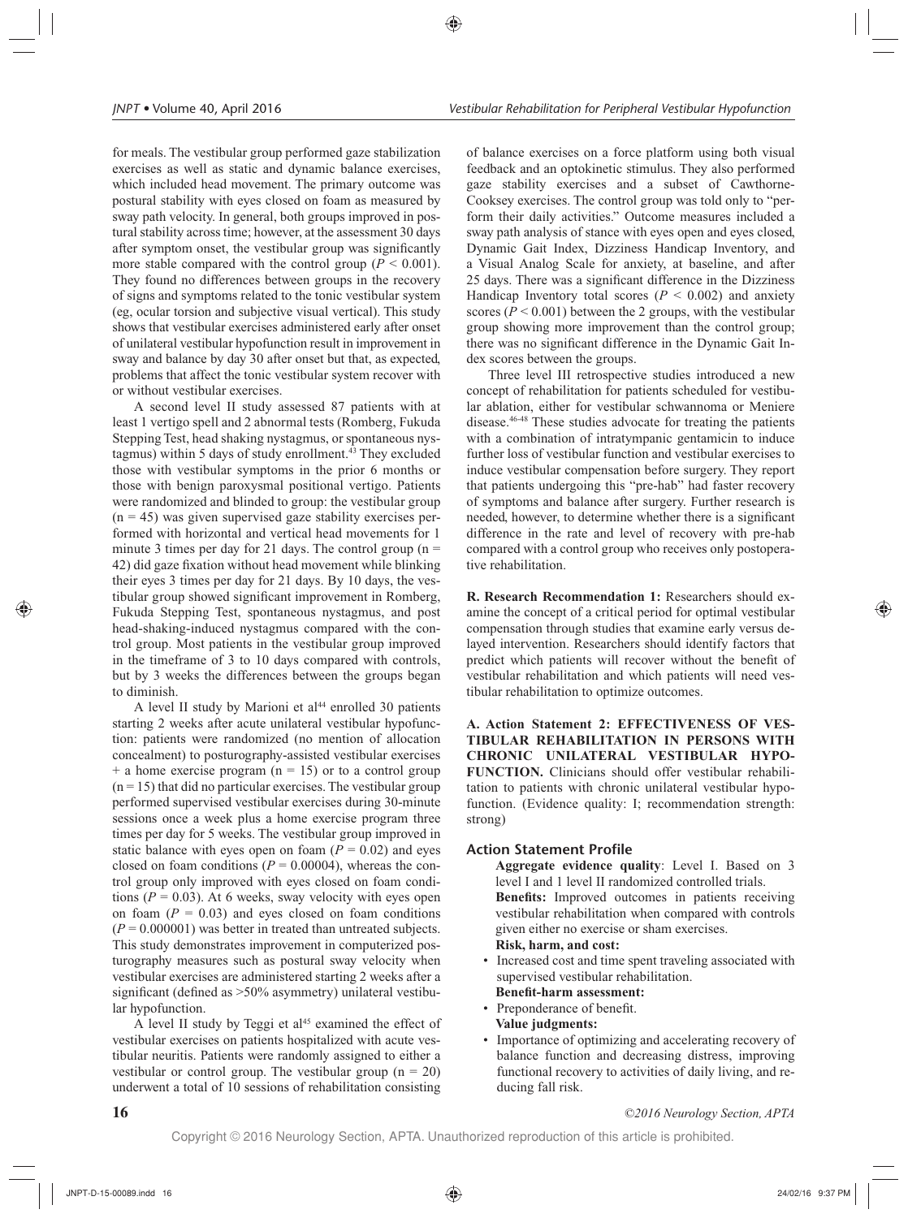for meals. The vestibular group performed gaze stabilization exercises as well as static and dynamic balance exercises, which included head movement. The primary outcome was postural stability with eyes closed on foam as measured by sway path velocity. In general, both groups improved in postural stability across time; however, at the assessment 30 days after symptom onset, the vestibular group was significantly more stable compared with the control group ($P < 0.001$). They found no differences between groups in the recovery of signs and symptoms related to the tonic vestibular system (eg, ocular torsion and subjective visual vertical). This study shows that vestibular exercises administered early after onset of unilateral vestibular hypofunction result in improvement in sway and balance by day 30 after onset but that, as expected, problems that affect the tonic vestibular system recover with or without vestibular exercises.

A second level II study assessed 87 patients with at least 1 vertigo spell and 2 abnormal tests (Romberg, Fukuda Stepping Test, head shaking nystagmus, or spontaneous nystagmus) within 5 days of study enrollment.[43] They excluded those with vestibular symptoms in the prior 6 months or those with benign paroxysmal positional vertigo. Patients were randomized and blinded to group: the vestibular group ($n = 45$) was given supervised gaze stability exercises performed with horizontal and vertical head movements for 1 minute 3 times per day for 21 days. The control group ($n = 42$) did gaze fixation without head movement while blinking their eyes 3 times per day for 21 days. By 10 days, the vestibular group showed significant improvement in Romberg, Fukuda Stepping Test, spontaneous nystagmus, and post head-shaking-induced nystagmus compared with the control group. Most patients in the vestibular group improved in the timeframe of 3 to 10 days compared with controls, but by 3 weeks the differences between the groups began to diminish.

A level II study by Marioni et al[44] enrolled 30 patients starting 2 weeks after acute unilateral vestibular hypofunction: patients were randomized (no mention of allocation concealment) to posturography-assisted vestibular exercises + a home exercise program ($n = 15$) or to a control group ($n = 15$) that did no particular exercises. The vestibular group performed supervised vestibular exercises during 30-minute sessions once a week plus a home exercise program three times per day for 5 weeks. The vestibular group improved in static balance with eyes open on foam ($P = 0.02$) and eyes closed on foam conditions ($P = 0.00004$), whereas the control group only improved with eyes closed on foam conditions ($P = 0.03$). At 6 weeks, sway velocity with eyes open on foam ($P = 0.03$) and eyes closed on foam conditions ($P = 0.000001$) was better in treated than untreated subjects. This study demonstrates improvement in computerized posturography measures such as postural sway velocity when vestibular exercises are administered starting 2 weeks after a significant (defined as >50% asymmetry) unilateral vestibular hypofunction.

A level II study by Teggi et al[45] examined the effect of vestibular exercises on patients hospitalized with acute vestibular neuritis. Patients were randomly assigned to either a vestibular or control group. The vestibular group ($n = 20$) underwent a total of 10 sessions of rehabilitation consisting of balance exercises on a force platform using both visual feedback and an optokinetic stimulus. They also performed gaze stability exercises and a subset of Cawthorne-Cooksey exercises. The control group was told only to "perform their daily activities." Outcome measures included a sway path analysis of stance with eyes open and eyes closed, Dynamic Gait Index, Dizziness Handicap Inventory, and a Visual Analog Scale for anxiety, at baseline, and after 25 days. There was a significant difference in the Dizziness Handicap Inventory total scores ($P < 0.002$) and anxiety scores ($P < 0.001$) between the 2 groups, with the vestibular group showing more improvement than the control group; there was no significant difference in the Dynamic Gait Index scores between the groups.

Three level III retrospective studies introduced a new concept of rehabilitation for patients scheduled for vestibular ablation, either for vestibular schwannoma or Meniere disease.[46-48] These studies advocate for treating the patients with a combination of intratympanic gentamicin to induce further loss of vestibular function and vestibular exercises to induce vestibular compensation before surgery. They report that patients undergoing this "pre-hab" had faster recovery of symptoms and balance after surgery. Further research is needed, however, to determine whether there is a significant difference in the rate and level of recovery with pre-hab compared with a control group who receives only postoperative rehabilitation.

**R. Research Recommendation 1:** Researchers should examine the concept of a critical period for optimal vestibular compensation through studies that examine early versus delayed intervention. Researchers should identify factors that predict which patients will recover without the benefit of vestibular rehabilitation and which patients will need vestibular rehabilitation to optimize outcomes.

**A. Action Statement 2: EFFECTIVENESS OF VESTIBULAR REHABILITATION IN PERSONS WITH CHRONIC UNILATERAL VESTIBULAR HYPOFUNCTION.** Clinicians should offer vestibular rehabilitation to patients with chronic unilateral vestibular hypofunction. (Evidence quality: I; recommendation strength: strong)

### Action Statement Profile

**Aggregate evidence quality**: Level I. Based on 3 level I and 1 level II randomized controlled trials.

**Benefits:** Improved outcomes in patients receiving vestibular rehabilitation when compared with controls given either no exercise or sham exercises.

**Risk, harm, and cost:**

- Increased cost and time spent traveling associated with supervised vestibular rehabilitation.

**Benefit-harm assessment:**

- Preponderance of benefit.

**Value judgments:**

- Importance of optimizing and accelerating recovery of balance function and decreasing distress, improving functional recovery to activities of daily living, and reducing fall risk.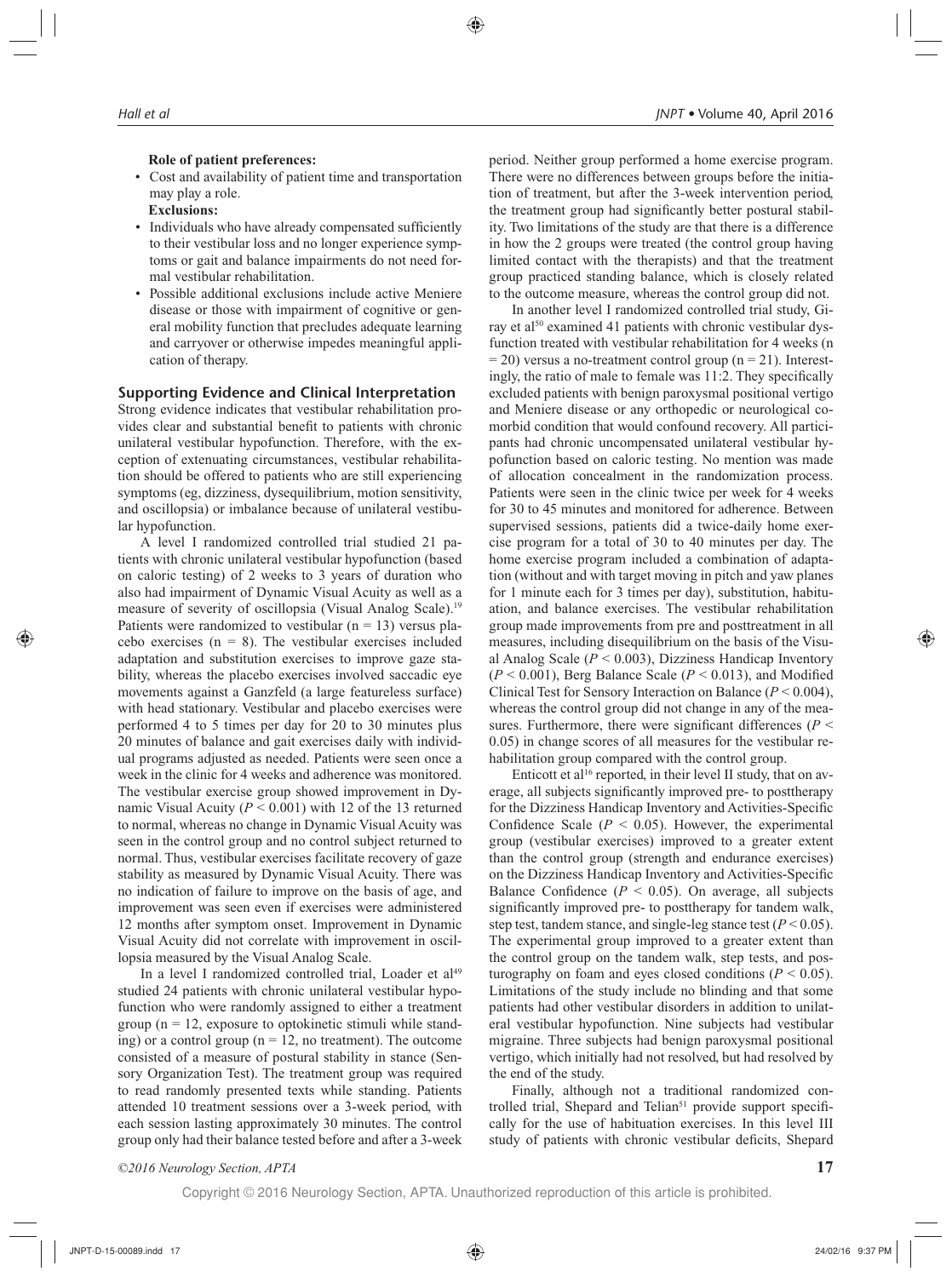**Role of patient preferences:**

- Cost and availability of patient time and transportation may play a role.

**Exclusions:**

- Individuals who have already compensated sufficiently to their vestibular loss and no longer experience symptoms or gait and balance impairments do not need formal vestibular rehabilitation.
- Possible additional exclusions include active Meniere disease or those with impairment of cognitive or general mobility function that precludes adequate learning and carryover or otherwise impedes meaningful application of therapy.

### Supporting Evidence and Clinical Interpretation

Strong evidence indicates that vestibular rehabilitation provides clear and substantial benefit to patients with chronic unilateral vestibular hypofunction. Therefore, with the exception of extenuating circumstances, vestibular rehabilitation should be offered to patients who are still experiencing symptoms (eg, dizziness, dysequilibrium, motion sensitivity, and oscillopsia) or imbalance because of unilateral vestibular hypofunction.

A level I randomized controlled trial studied 21 patients with chronic unilateral vestibular hypofunction (based on caloric testing) of 2 weeks to 3 years of duration who also had impairment of Dynamic Visual Acuity as well as a measure of severity of oscillopsia (Visual Analog Scale).[19] Patients were randomized to vestibular (n = 13) versus placebo exercises (n = 8). The vestibular exercises included adaptation and substitution exercises to improve gaze stability, whereas the placebo exercises involved saccadic eye movements against a Ganzfeld (a large featureless surface) with head stationary. Vestibular and placebo exercises were performed 4 to 5 times per day for 20 to 30 minutes plus 20 minutes of balance and gait exercises daily with individual programs adjusted as needed. Patients were seen once a week in the clinic for 4 weeks and adherence was monitored. The vestibular exercise group showed improvement in Dynamic Visual Acuity ($P < 0.001$) with 12 of the 13 returned to normal, whereas no change in Dynamic Visual Acuity was seen in the control group and no control subject returned to normal. Thus, vestibular exercises facilitate recovery of gaze stability as measured by Dynamic Visual Acuity. There was no indication of failure to improve on the basis of age, and improvement was seen even if exercises were administered 12 months after symptom onset. Improvement in Dynamic Visual Acuity did not correlate with improvement in oscillopsia measured by the Visual Analog Scale.

In a level I randomized controlled trial, Loader et al[49] studied 24 patients with chronic unilateral vestibular hypofunction who were randomly assigned to either a treatment group (n = 12, exposure to optokinetic stimuli while standing) or a control group (n = 12, no treatment). The outcome consisted of a measure of postural stability in stance (Sensory Organization Test). The treatment group was required to read randomly presented texts while standing. Patients attended 10 treatment sessions over a 3-week period, with each session lasting approximately 30 minutes. The control group only had their balance tested before and after a 3-week period. Neither group performed a home exercise program. There were no differences between groups before the initiation of treatment, but after the 3-week intervention period, the treatment group had significantly better postural stability. Two limitations of the study are that there is a difference in how the 2 groups were treated (the control group having limited contact with the therapists) and that the treatment group practiced standing balance, which is closely related to the outcome measure, whereas the control group did not.

In another level I randomized controlled trial study, Giray et al[50] examined 41 patients with chronic vestibular dysfunction treated with vestibular rehabilitation for 4 weeks (n = 20) versus a no-treatment control group (n = 21). Interestingly, the ratio of male to female was 11:2. They specifically excluded patients with benign paroxysmal positional vertigo and Meniere disease or any orthopedic or neurological comorbid condition that would confound recovery. All participants had chronic uncompensated unilateral vestibular hypofunction based on caloric testing. No mention was made of allocation concealment in the randomization process. Patients were seen in the clinic twice per week for 4 weeks for 30 to 45 minutes and monitored for adherence. Between supervised sessions, patients did a twice-daily home exercise program for a total of 30 to 40 minutes per day. The home exercise program included a combination of adaptation (without and with target moving in pitch and yaw planes for 1 minute each for 3 times per day), substitution, habituation, and balance exercises. The vestibular rehabilitation group made improvements from pre and posttreatment in all measures, including disequilibrium on the basis of the Visual Analog Scale ($P < 0.003$), Dizziness Handicap Inventory ($P < 0.001$), Berg Balance Scale ($P < 0.013$), and Modified Clinical Test for Sensory Interaction on Balance ($P < 0.004$), whereas the control group did not change in any of the measures. Furthermore, there were significant differences ($P < 0.05$) in change scores of all measures for the vestibular rehabilitation group compared with the control group.

Enticott et al[16] reported, in their level II study, that on average, all subjects significantly improved pre- to posttherapy for the Dizziness Handicap Inventory and Activities-Specific Confidence Scale ($P < 0.05$). However, the experimental group (vestibular exercises) improved to a greater extent than the control group (strength and endurance exercises) on the Dizziness Handicap Inventory and Activities-Specific Balance Confidence ($P < 0.05$). On average, all subjects significantly improved pre- to posttherapy for tandem walk, step test, tandem stance, and single-leg stance test ($P < 0.05$). The experimental group improved to a greater extent than the control group on the tandem walk, step tests, and posturography on foam and eyes closed conditions ($P < 0.05$). Limitations of the study include no blinding and that some patients had other vestibular disorders in addition to unilateral vestibular hypofunction. Nine subjects had vestibular migraine. Three subjects had benign paroxysmal positional vertigo, which initially had not resolved, but had resolved by the end of the study.

Finally, although not a traditional randomized controlled trial, Shepard and Telian[51] provide support specifically for the use of habituation exercises. In this level III study of patients with chronic vestibular deficits, Shepard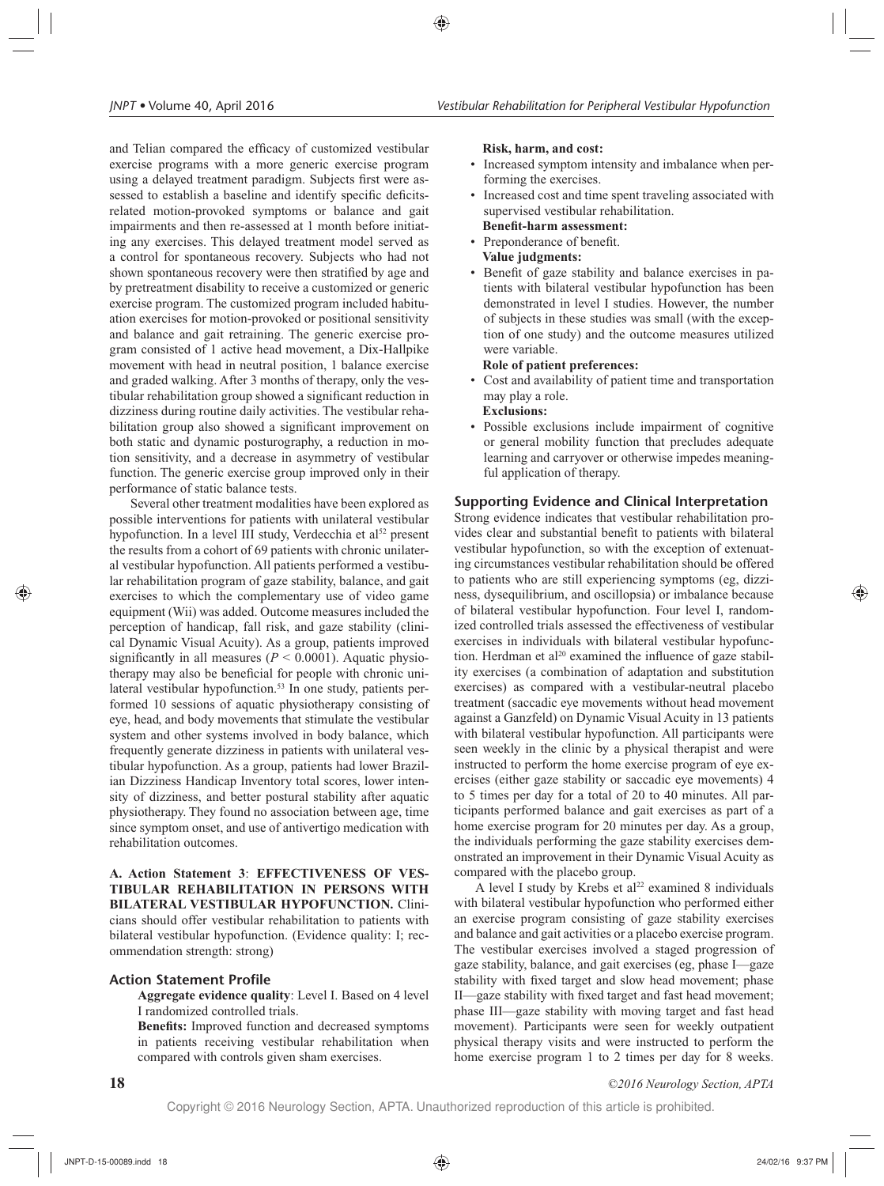and Telian compared the efficacy of customized vestibular exercise programs with a more generic exercise program using a delayed treatment paradigm. Subjects first were assessed to establish a baseline and identify specific deficits-related motion-provoked symptoms or balance and gait impairments and then re-assessed at 1 month before initiating any exercises. This delayed treatment model served as a control for spontaneous recovery. Subjects who had not shown spontaneous recovery were then stratified by age and by pretreatment disability to receive a customized or generic exercise program. The customized program included habituation exercises for motion-provoked or positional sensitivity and balance and gait retraining. The generic exercise program consisted of 1 active head movement, a Dix-Hallpike movement with head in neutral position, 1 balance exercise and graded walking. After 3 months of therapy, only the vestibular rehabilitation group showed a significant reduction in dizziness during routine daily activities. The vestibular rehabilitation group also showed a significant improvement on both static and dynamic posturography, a reduction in motion sensitivity, and a decrease in asymmetry of vestibular function. The generic exercise group improved only in their performance of static balance tests.

Several other treatment modalities have been explored as possible interventions for patients with unilateral vestibular hypofunction. In a level III study, Verdecchia et al[52] present the results from a cohort of 69 patients with chronic unilateral vestibular hypofunction. All patients performed a vestibular rehabilitation program of gaze stability, balance, and gait exercises to which the complementary use of video game equipment (Wii) was added. Outcome measures included the perception of handicap, fall risk, and gaze stability (clinical Dynamic Visual Acuity). As a group, patients improved significantly in all measures ($P < 0.0001$). Aquatic physiotherapy may also be beneficial for people with chronic unilateral vestibular hypofunction.[53] In one study, patients performed 10 sessions of aquatic physiotherapy consisting of eye, head, and body movements that stimulate the vestibular system and other systems involved in body balance, which frequently generate dizziness in patients with unilateral vestibular hypofunction. As a group, patients had lower Brazilian Dizziness Handicap Inventory total scores, lower intensity of dizziness, and better postural stability after aquatic physiotherapy. They found no association between age, time since symptom onset, and use of antivertigo medication with rehabilitation outcomes.

**A. Action Statement 3**: **EFFECTIVENESS OF VESTIBULAR REHABILITATION IN PERSONS WITH BILATERAL VESTIBULAR HYPOFUNCTION.** Clinicians should offer vestibular rehabilitation to patients with bilateral vestibular hypofunction. (Evidence quality: I; recommendation strength: strong)

### Action Statement Profile

**Aggregate evidence quality**: Level I. Based on 4 level I randomized controlled trials.

**Benefits:** Improved function and decreased symptoms in patients receiving vestibular rehabilitation when compared with controls given sham exercises.

**Risk, harm, and cost:**

- Increased symptom intensity and imbalance when performing the exercises.
- Increased cost and time spent traveling associated with supervised vestibular rehabilitation.

**Benefit-harm assessment:**

- Preponderance of benefit.

**Value judgments:**

- Benefit of gaze stability and balance exercises in patients with bilateral vestibular hypofunction has been demonstrated in level I studies. However, the number of subjects in these studies was small (with the exception of one study) and the outcome measures utilized were variable.

**Role of patient preferences:**

- Cost and availability of patient time and transportation may play a role.

**Exclusions:**

- Possible exclusions include impairment of cognitive or general mobility function that precludes adequate learning and carryover or otherwise impedes meaningful application of therapy.

### Supporting Evidence and Clinical Interpretation

Strong evidence indicates that vestibular rehabilitation provides clear and substantial benefit to patients with bilateral vestibular hypofunction, so with the exception of extenuating circumstances vestibular rehabilitation should be offered to patients who are still experiencing symptoms (eg, dizziness, dysequilibrium, and oscillopsia) or imbalance because of bilateral vestibular hypofunction. Four level I, randomized controlled trials assessed the effectiveness of vestibular exercises in individuals with bilateral vestibular hypofunction. Herdman et al[20] examined the influence of gaze stability exercises (a combination of adaptation and substitution exercises) as compared with a vestibular-neutral placebo treatment (saccadic eye movements without head movement against a Ganzfeld) on Dynamic Visual Acuity in 13 patients with bilateral vestibular hypofunction. All participants were seen weekly in the clinic by a physical therapist and were instructed to perform the home exercise program of eye exercises (either gaze stability or saccadic eye movements) 4 to 5 times per day for a total of 20 to 40 minutes. All participants performed balance and gait exercises as part of a home exercise program for 20 minutes per day. As a group, the individuals performing the gaze stability exercises demonstrated an improvement in their Dynamic Visual Acuity as compared with the placebo group.

A level I study by Krebs et al[22] examined 8 individuals with bilateral vestibular hypofunction who performed either an exercise program consisting of gaze stability exercises and balance and gait activities or a placebo exercise program. The vestibular exercises involved a staged progression of gaze stability, balance, and gait exercises (eg, phase I—gaze stability with fixed target and slow head movement; phase II—gaze stability with fixed target and fast head movement; phase III—gaze stability with moving target and fast head movement). Participants were seen for weekly outpatient physical therapy visits and were instructed to perform the home exercise program 1 to 2 times per day for 8 weeks.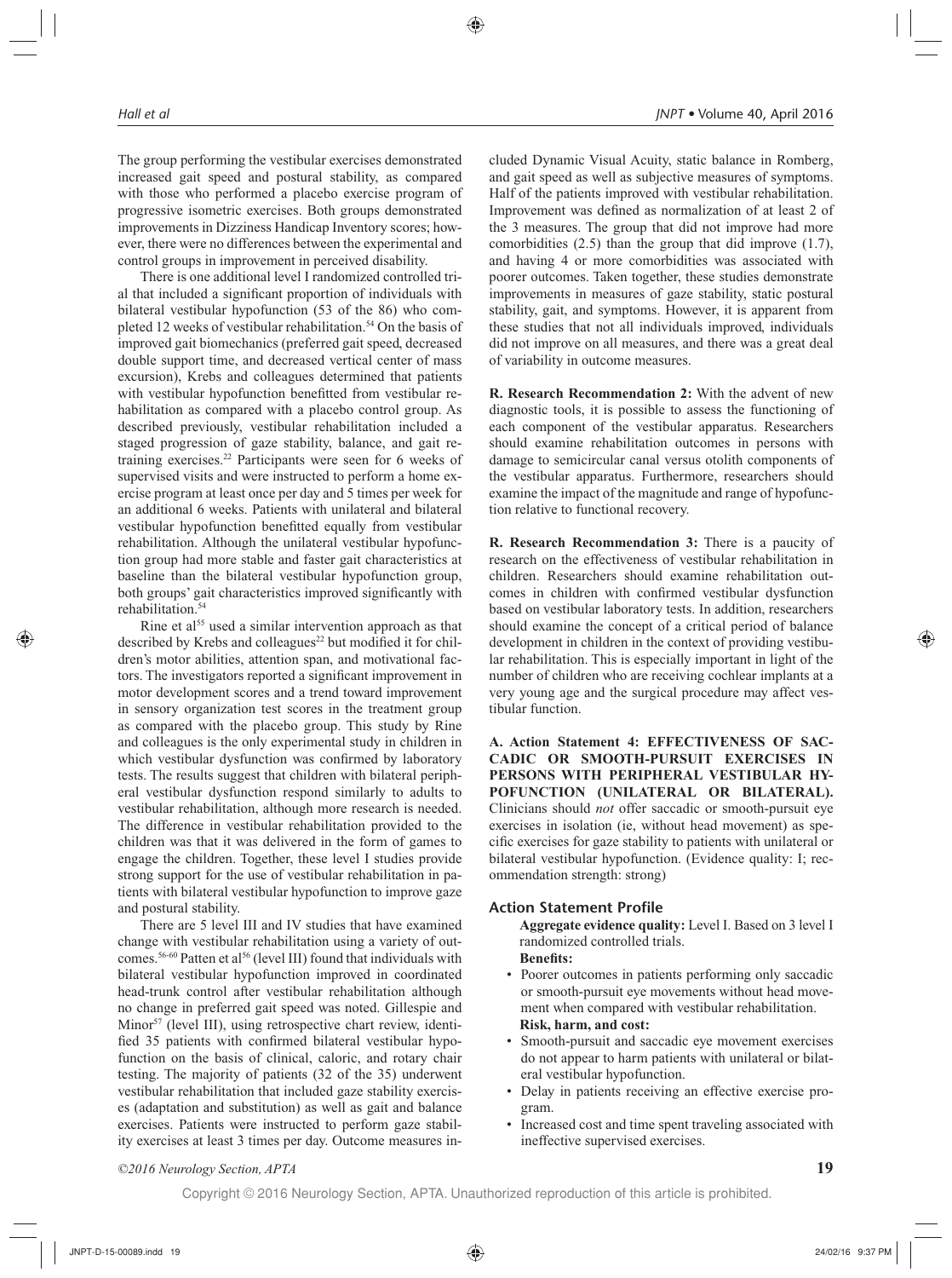The group performing the vestibular exercises demonstrated increased gait speed and postural stability, as compared with those who performed a placebo exercise program of progressive isometric exercises. Both groups demonstrated improvements in Dizziness Handicap Inventory scores; however, there were no differences between the experimental and control groups in improvement in perceived disability.

There is one additional level I randomized controlled trial that included a significant proportion of individuals with bilateral vestibular hypofunction (53 of the 86) who completed 12 weeks of vestibular rehabilitation.[54] On the basis of improved gait biomechanics (preferred gait speed, decreased double support time, and decreased vertical center of mass excursion), Krebs and colleagues determined that patients with vestibular hypofunction benefitted from vestibular rehabilitation as compared with a placebo control group. As described previously, vestibular rehabilitation included a staged progression of gaze stability, balance, and gait retraining exercises.[22] Participants were seen for 6 weeks of supervised visits and were instructed to perform a home exercise program at least once per day and 5 times per week for an additional 6 weeks. Patients with unilateral and bilateral vestibular hypofunction benefitted equally from vestibular rehabilitation. Although the unilateral vestibular hypofunction group had more stable and faster gait characteristics at baseline than the bilateral vestibular hypofunction group, both groups' gait characteristics improved significantly with rehabilitation.[54]

Rine et al[55] used a similar intervention approach as that described by Krebs and colleagues[22] but modified it for children's motor abilities, attention span, and motivational factors. The investigators reported a significant improvement in motor development scores and a trend toward improvement in sensory organization test scores in the treatment group as compared with the placebo group. This study by Rine and colleagues is the only experimental study in children in which vestibular dysfunction was confirmed by laboratory tests. The results suggest that children with bilateral peripheral vestibular dysfunction respond similarly to adults to vestibular rehabilitation, although more research is needed. The difference in vestibular rehabilitation provided to the children was that it was delivered in the form of games to engage the children. Together, these level I studies provide strong support for the use of vestibular rehabilitation in patients with bilateral vestibular hypofunction to improve gaze and postural stability.

There are 5 level III and IV studies that have examined change with vestibular rehabilitation using a variety of outcomes.[56-60] Patten et al[56] (level III) found that individuals with bilateral vestibular hypofunction improved in coordinated head-trunk control after vestibular rehabilitation although no change in preferred gait speed was noted. Gillespie and Minor[57] (level III), using retrospective chart review, identified 35 patients with confirmed bilateral vestibular hypofunction on the basis of clinical, caloric, and rotary chair testing. The majority of patients (32 of the 35) underwent vestibular rehabilitation that included gaze stability exercises (adaptation and substitution) as well as gait and balance exercises. Patients were instructed to perform gaze stability exercises at least 3 times per day. Outcome measures included Dynamic Visual Acuity, static balance in Romberg, and gait speed as well as subjective measures of symptoms. Half of the patients improved with vestibular rehabilitation. Improvement was defined as normalization of at least 2 of the 3 measures. The group that did not improve had more comorbidities (2.5) than the group that did improve (1.7), and having 4 or more comorbidities was associated with poorer outcomes. Taken together, these studies demonstrate improvements in measures of gaze stability, static postural stability, gait, and symptoms. However, it is apparent from these studies that not all individuals improved, individuals did not improve on all measures, and there was a great deal of variability in outcome measures.

**R. Research Recommendation 2:** With the advent of new diagnostic tools, it is possible to assess the functioning of each component of the vestibular apparatus. Researchers should examine rehabilitation outcomes in persons with damage to semicircular canal versus otolith components of the vestibular apparatus. Furthermore, researchers should examine the impact of the magnitude and range of hypofunction relative to functional recovery.

**R. Research Recommendation 3:** There is a paucity of research on the effectiveness of vestibular rehabilitation in children. Researchers should examine rehabilitation outcomes in children with confirmed vestibular dysfunction based on vestibular laboratory tests. In addition, researchers should examine the concept of a critical period of balance development in children in the context of providing vestibular rehabilitation. This is especially important in light of the number of children who are receiving cochlear implants at a very young age and the surgical procedure may affect vestibular function.

**A. Action Statement 4: EFFECTIVENESS OF SACCADIC OR SMOOTH-PURSUIT EXERCISES IN PERSONS WITH PERIPHERAL VESTIBULAR HYPOFUNCTION (UNILATERAL OR BILATERAL).** Clinicians should *not* offer saccadic or smooth-pursuit eye exercises in isolation (ie, without head movement) as specific exercises for gaze stability to patients with unilateral or bilateral vestibular hypofunction. (Evidence quality: I; recommendation strength: strong)

### Action Statement Profile

**Aggregate evidence quality:** Level I. Based on 3 level I randomized controlled trials.

**Benefits:**

- Poorer outcomes in patients performing only saccadic or smooth-pursuit eye movements without head movement when compared with vestibular rehabilitation.

**Risk, harm, and cost:**

- Smooth-pursuit and saccadic eye movement exercises do not appear to harm patients with unilateral or bilateral vestibular hypofunction.
- Delay in patients receiving an effective exercise program.
- Increased cost and time spent traveling associated with ineffective supervised exercises.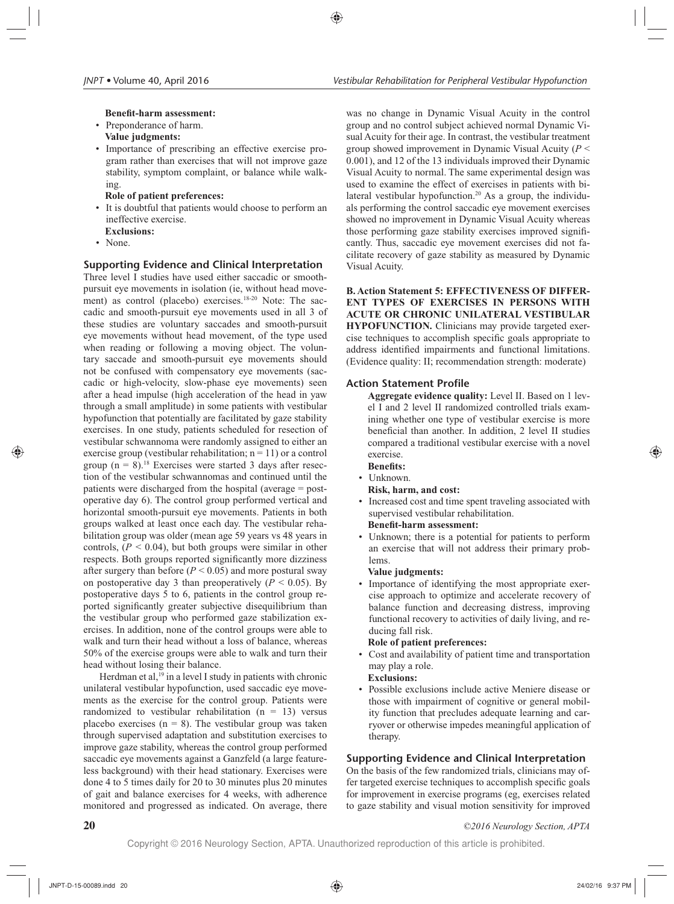**Benefit-harm assessment:**

- Preponderance of harm.

**Value judgments:**

- Importance of prescribing an effective exercise program rather than exercises that will not improve gaze stability, symptom complaint, or balance while walking.

**Role of patient preferences:**

- It is doubtful that patients would choose to perform an ineffective exercise.

**Exclusions:**

- None.

### Supporting Evidence and Clinical Interpretation

Three level I studies have used either saccadic or smooth-pursuit eye movements in isolation (ie, without head movement) as control (placebo) exercises.[18-20] Note: The saccadic and smooth-pursuit eye movements used in all 3 of these studies are voluntary saccades and smooth-pursuit eye movements without head movement, of the type used when reading or following a moving object. The voluntary saccade and smooth-pursuit eye movements should not be confused with compensatory eye movements (saccadic or high-velocity, slow-phase eye movements) seen after a head impulse (high acceleration of the head in yaw through a small amplitude) in some patients with vestibular hypofunction that potentially are facilitated by gaze stability exercises. In one study, patients scheduled for resection of vestibular schwannoma were randomly assigned to either an exercise group (vestibular rehabilitation; n = 11) or a control group (n = 8).[18] Exercises were started 3 days after resection of the vestibular schwannomas and continued until the patients were discharged from the hospital (average = postoperative day 6). The control group performed vertical and horizontal smooth-pursuit eye movements. Patients in both groups walked at least once each day. The vestibular rehabilitation group was older (mean age 59 years vs 48 years in controls, ($P < 0.04$), but both groups were similar in other respects. Both groups reported significantly more dizziness after surgery than before ($P < 0.05$) and more postural sway on postoperative day 3 than preoperatively ($P < 0.05$). By postoperative days 5 to 6, patients in the control group reported significantly greater subjective disequilibrium than the vestibular group who performed gaze stabilization exercises. In addition, none of the control groups were able to walk and turn their head without a loss of balance, whereas 50% of the exercise groups were able to walk and turn their head without losing their balance.

Herdman et al,[19] in a level I study in patients with chronic unilateral vestibular hypofunction, used saccadic eye movements as the exercise for the control group. Patients were randomized to vestibular rehabilitation (n = 13) versus placebo exercises (n = 8). The vestibular group was taken through supervised adaptation and substitution exercises to improve gaze stability, whereas the control group performed saccadic eye movements against a Ganzfeld (a large featureless background) with their head stationary. Exercises were done 4 to 5 times daily for 20 to 30 minutes plus 20 minutes of gait and balance exercises for 4 weeks, with adherence monitored and progressed as indicated. On average, there was no change in Dynamic Visual Acuity in the control group and no control subject achieved normal Dynamic Visual Acuity for their age. In contrast, the vestibular treatment group showed improvement in Dynamic Visual Acuity ($P < 0.001$), and 12 of the 13 individuals improved their Dynamic Visual Acuity to normal. The same experimental design was used to examine the effect of exercises in patients with bilateral vestibular hypofunction.[20] As a group, the individuals performing the control saccadic eye movement exercises showed no improvement in Dynamic Visual Acuity whereas those performing gaze stability exercises improved significantly. Thus, saccadic eye movement exercises did not facilitate recovery of gaze stability as measured by Dynamic Visual Acuity.

**B. Action Statement 5: EFFECTIVENESS OF DIFFERENT TYPES OF EXERCISES IN PERSONS WITH ACUTE OR CHRONIC UNILATERAL VESTIBULAR HYPOFUNCTION.** Clinicians may provide targeted exercise techniques to accomplish specific goals appropriate to address identified impairments and functional limitations. (Evidence quality: II; recommendation strength: moderate)

### Action Statement Profile

**Aggregate evidence quality:** Level II. Based on 1 level I and 2 level II randomized controlled trials examining whether one type of vestibular exercise is more beneficial than another. In addition, 2 level II studies compared a traditional vestibular exercise with a novel exercise.

**Benefits:**

- Unknown.

**Risk, harm, and cost:**

- Increased cost and time spent traveling associated with supervised vestibular rehabilitation.

**Benefit-harm assessment:**

- Unknown; there is a potential for patients to perform an exercise that will not address their primary problems.

**Value judgments:**

- Importance of identifying the most appropriate exercise approach to optimize and accelerate recovery of balance function and decreasing distress, improving functional recovery to activities of daily living, and reducing fall risk.

**Role of patient preferences:**

- Cost and availability of patient time and transportation may play a role.

**Exclusions:**

- Possible exclusions include active Meniere disease or those with impairment of cognitive or general mobility function that precludes adequate learning and carryover or otherwise impedes meaningful application of therapy.

### Supporting Evidence and Clinical Interpretation

On the basis of the few randomized trials, clinicians may offer targeted exercise techniques to accomplish specific goals for improvement in exercise programs (eg, exercises related to gaze stability and visual motion sensitivity for improved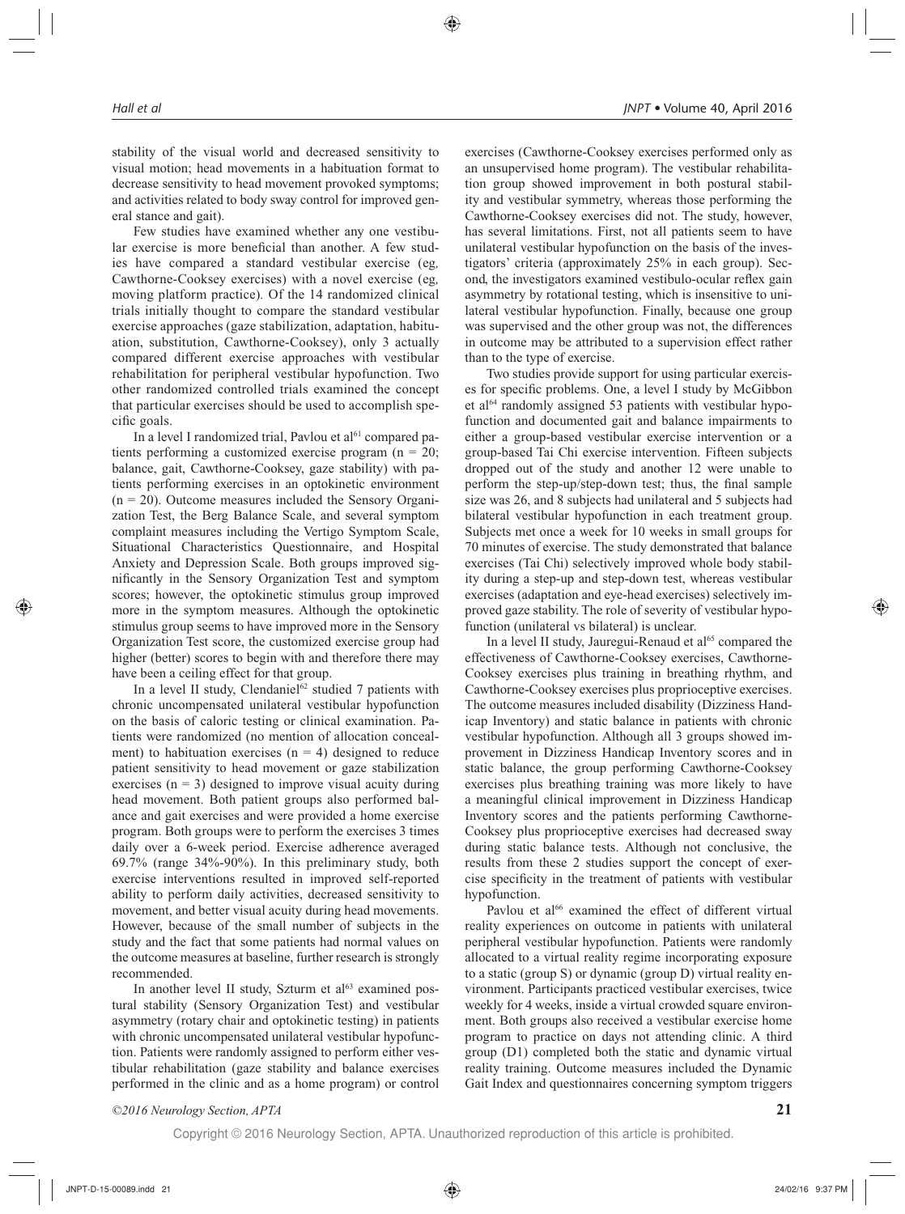stability of the visual world and decreased sensitivity to visual motion; head movements in a habituation format to decrease sensitivity to head movement provoked symptoms; and activities related to body sway control for improved general stance and gait).

Few studies have examined whether any one vestibular exercise is more beneficial than another. A few studies have compared a standard vestibular exercise (eg*,* Cawthorne-Cooksey exercises) with a novel exercise (eg*,* moving platform practice). Of the 14 randomized clinical trials initially thought to compare the standard vestibular exercise approaches (gaze stabilization, adaptation, habituation, substitution, Cawthorne-Cooksey), only 3 actually compared different exercise approaches with vestibular rehabilitation for peripheral vestibular hypofunction. Two other randomized controlled trials examined the concept that particular exercises should be used to accomplish specific goals.

In a level I randomized trial, Pavlou et al[61] compared patients performing a customized exercise program (n = 20; balance, gait, Cawthorne-Cooksey, gaze stability) with patients performing exercises in an optokinetic environment (n = 20). Outcome measures included the Sensory Organization Test, the Berg Balance Scale, and several symptom complaint measures including the Vertigo Symptom Scale, Situational Characteristics Questionnaire, and Hospital Anxiety and Depression Scale. Both groups improved significantly in the Sensory Organization Test and symptom scores; however, the optokinetic stimulus group improved more in the symptom measures. Although the optokinetic stimulus group seems to have improved more in the Sensory Organization Test score, the customized exercise group had higher (better) scores to begin with and therefore there may have been a ceiling effect for that group.

In a level II study, Clendaniel[62] studied 7 patients with chronic uncompensated unilateral vestibular hypofunction on the basis of caloric testing or clinical examination. Patients were randomized (no mention of allocation concealment) to habituation exercises (n = 4) designed to reduce patient sensitivity to head movement or gaze stabilization exercises (n = 3) designed to improve visual acuity during head movement. Both patient groups also performed balance and gait exercises and were provided a home exercise program. Both groups were to perform the exercises 3 times daily over a 6-week period. Exercise adherence averaged 69.7% (range 34%-90%). In this preliminary study, both exercise interventions resulted in improved self-reported ability to perform daily activities, decreased sensitivity to movement, and better visual acuity during head movements. However, because of the small number of subjects in the study and the fact that some patients had normal values on the outcome measures at baseline, further research is strongly recommended.

In another level II study, Szturm et al[63] examined postural stability (Sensory Organization Test) and vestibular asymmetry (rotary chair and optokinetic testing) in patients with chronic uncompensated unilateral vestibular hypofunction. Patients were randomly assigned to perform either vestibular rehabilitation (gaze stability and balance exercises performed in the clinic and as a home program) or control exercises (Cawthorne-Cooksey exercises performed only as an unsupervised home program). The vestibular rehabilitation group showed improvement in both postural stability and vestibular symmetry, whereas those performing the Cawthorne-Cooksey exercises did not. The study, however, has several limitations. First, not all patients seem to have unilateral vestibular hypofunction on the basis of the investigators' criteria (approximately 25% in each group). Second, the investigators examined vestibulo-ocular reflex gain asymmetry by rotational testing, which is insensitive to unilateral vestibular hypofunction. Finally, because one group was supervised and the other group was not, the differences in outcome may be attributed to a supervision effect rather than to the type of exercise.

Two studies provide support for using particular exercises for specific problems. One, a level I study by McGibbon et al[64] randomly assigned 53 patients with vestibular hypofunction and documented gait and balance impairments to either a group-based vestibular exercise intervention or a group-based Tai Chi exercise intervention. Fifteen subjects dropped out of the study and another 12 were unable to perform the step-up/step-down test; thus, the final sample size was 26, and 8 subjects had unilateral and 5 subjects had bilateral vestibular hypofunction in each treatment group. Subjects met once a week for 10 weeks in small groups for 70 minutes of exercise. The study demonstrated that balance exercises (Tai Chi) selectively improved whole body stability during a step-up and step-down test, whereas vestibular exercises (adaptation and eye-head exercises) selectively improved gaze stability. The role of severity of vestibular hypofunction (unilateral vs bilateral) is unclear.

In a level II study, Jauregui-Renaud et al[65] compared the effectiveness of Cawthorne-Cooksey exercises, Cawthorne-Cooksey exercises plus training in breathing rhythm, and Cawthorne-Cooksey exercises plus proprioceptive exercises. The outcome measures included disability (Dizziness Handicap Inventory) and static balance in patients with chronic vestibular hypofunction. Although all 3 groups showed improvement in Dizziness Handicap Inventory scores and in static balance, the group performing Cawthorne-Cooksey exercises plus breathing training was more likely to have a meaningful clinical improvement in Dizziness Handicap Inventory scores and the patients performing Cawthorne-Cooksey plus proprioceptive exercises had decreased sway during static balance tests. Although not conclusive, the results from these 2 studies support the concept of exercise specificity in the treatment of patients with vestibular hypofunction.

Pavlou et al[66] examined the effect of different virtual reality experiences on outcome in patients with unilateral peripheral vestibular hypofunction. Patients were randomly allocated to a virtual reality regime incorporating exposure to a static (group S) or dynamic (group D) virtual reality environment. Participants practiced vestibular exercises, twice weekly for 4 weeks, inside a virtual crowded square environment. Both groups also received a vestibular exercise home program to practice on days not attending clinic. A third group (D1) completed both the static and dynamic virtual reality training. Outcome measures included the Dynamic Gait Index and questionnaires concerning symptom triggers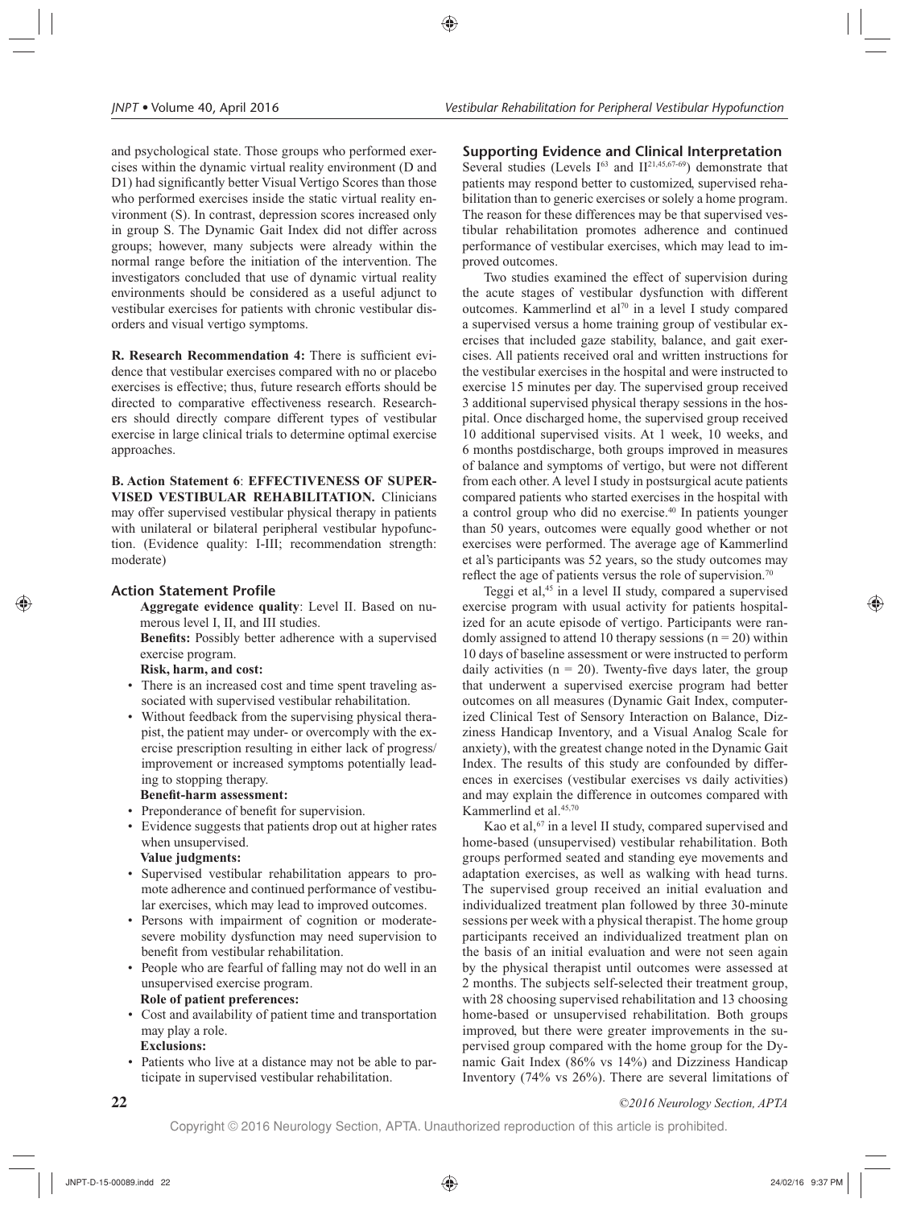and psychological state. Those groups who performed exercises within the dynamic virtual reality environment (D and D1) had significantly better Visual Vertigo Scores than those who performed exercises inside the static virtual reality environment (S). In contrast, depression scores increased only in group S. The Dynamic Gait Index did not differ across groups; however, many subjects were already within the normal range before the initiation of the intervention. The investigators concluded that use of dynamic virtual reality environments should be considered as a useful adjunct to vestibular exercises for patients with chronic vestibular disorders and visual vertigo symptoms.

**R. Research Recommendation 4:** There is sufficient evidence that vestibular exercises compared with no or placebo exercises is effective; thus, future research efforts should be directed to comparative effectiveness research. Researchers should directly compare different types of vestibular exercise in large clinical trials to determine optimal exercise approaches.

**B. Action Statement 6**: **EFFECTIVENESS OF SUPERVISED VESTIBULAR REHABILITATION.** Clinicians may offer supervised vestibular physical therapy in patients with unilateral or bilateral peripheral vestibular hypofunction. (Evidence quality: I-III; recommendation strength: moderate)

### Action Statement Profile

**Aggregate evidence quality**: Level II. Based on numerous level I, II, and III studies.

**Benefits:** Possibly better adherence with a supervised exercise program.

**Risk, harm, and cost:**

- There is an increased cost and time spent traveling associated with supervised vestibular rehabilitation.
- Without feedback from the supervising physical therapist, the patient may under- or overcomply with the exercise prescription resulting in either lack of progress/improvement or increased symptoms potentially leading to stopping therapy.

**Benefit-harm assessment:**

- Preponderance of benefit for supervision.
- Evidence suggests that patients drop out at higher rates when unsupervised.

**Value judgments:**

- Supervised vestibular rehabilitation appears to promote adherence and continued performance of vestibular exercises, which may lead to improved outcomes.
- Persons with impairment of cognition or moderate-severe mobility dysfunction may need supervision to benefit from vestibular rehabilitation.
- People who are fearful of falling may not do well in an unsupervised exercise program.

**Role of patient preferences:**

- Cost and availability of patient time and transportation may play a role.

**Exclusions:**

- Patients who live at a distance may not be able to participate in supervised vestibular rehabilitation.

### Supporting Evidence and Clinical Interpretation

Several studies (Levels I[63] and II[21,45,67-69]) demonstrate that patients may respond better to customized, supervised rehabilitation than to generic exercises or solely a home program. The reason for these differences may be that supervised vestibular rehabilitation promotes adherence and continued performance of vestibular exercises, which may lead to improved outcomes.

Two studies examined the effect of supervision during the acute stages of vestibular dysfunction with different outcomes. Kammerlind et al[70] in a level I study compared a supervised versus a home training group of vestibular exercises that included gaze stability, balance, and gait exercises. All patients received oral and written instructions for the vestibular exercises in the hospital and were instructed to exercise 15 minutes per day. The supervised group received 3 additional supervised physical therapy sessions in the hospital. Once discharged home, the supervised group received 10 additional supervised visits. At 1 week, 10 weeks, and 6 months postdischarge, both groups improved in measures of balance and symptoms of vertigo, but were not different from each other. A level I study in postsurgical acute patients compared patients who started exercises in the hospital with a control group who did no exercise.[40] In patients younger than 50 years, outcomes were equally good whether or not exercises were performed. The average age of Kammerlind et al's participants was 52 years, so the study outcomes may reflect the age of patients versus the role of supervision.[70]

Teggi et al,[45] in a level II study, compared a supervised exercise program with usual activity for patients hospitalized for an acute episode of vertigo. Participants were randomly assigned to attend 10 therapy sessions (n = 20) within 10 days of baseline assessment or were instructed to perform daily activities (n = 20). Twenty-five days later, the group that underwent a supervised exercise program had better outcomes on all measures (Dynamic Gait Index, computerized Clinical Test of Sensory Interaction on Balance, Dizziness Handicap Inventory, and a Visual Analog Scale for anxiety), with the greatest change noted in the Dynamic Gait Index. The results of this study are confounded by differences in exercises (vestibular exercises vs daily activities) and may explain the difference in outcomes compared with Kammerlind et al.[45,70]

Kao et al,[67] in a level II study, compared supervised and home-based (unsupervised) vestibular rehabilitation. Both groups performed seated and standing eye movements and adaptation exercises, as well as walking with head turns. The supervised group received an initial evaluation and individualized treatment plan followed by three 30-minute sessions per week with a physical therapist. The home group participants received an individualized treatment plan on the basis of an initial evaluation and were not seen again by the physical therapist until outcomes were assessed at 2 months. The subjects self-selected their treatment group, with 28 choosing supervised rehabilitation and 13 choosing home-based or unsupervised rehabilitation. Both groups improved, but there were greater improvements in the supervised group compared with the home group for the Dynamic Gait Index (86% vs 14%) and Dizziness Handicap Inventory (74% vs 26%). There are several limitations of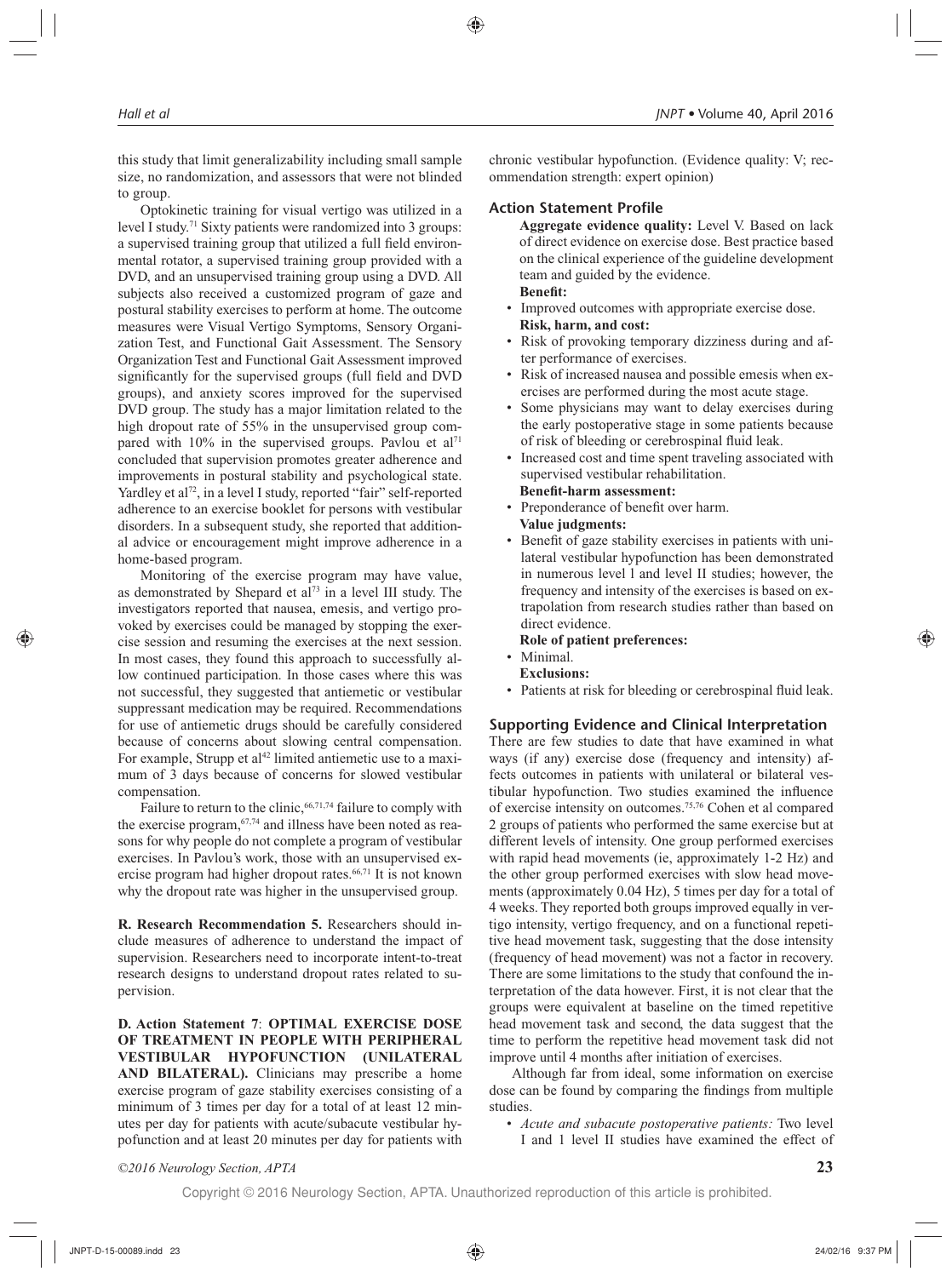this study that limit generalizability including small sample size, no randomization, and assessors that were not blinded to group.

Optokinetic training for visual vertigo was utilized in a level I study.[71] Sixty patients were randomized into 3 groups: a supervised training group that utilized a full field environmental rotator, a supervised training group provided with a DVD, and an unsupervised training group using a DVD. All subjects also received a customized program of gaze and postural stability exercises to perform at home. The outcome measures were Visual Vertigo Symptoms, Sensory Organization Test, and Functional Gait Assessment. The Sensory Organization Test and Functional Gait Assessment improved significantly for the supervised groups (full field and DVD groups), and anxiety scores improved for the supervised DVD group. The study has a major limitation related to the high dropout rate of 55% in the unsupervised group compared with 10% in the supervised groups. Pavlou et al[71] concluded that supervision promotes greater adherence and improvements in postural stability and psychological state. Yardley et al[72], in a level I study, reported "fair" self-reported adherence to an exercise booklet for persons with vestibular disorders. In a subsequent study, she reported that additional advice or encouragement might improve adherence in a home-based program.

Monitoring of the exercise program may have value, as demonstrated by Shepard et al[73] in a level III study. The investigators reported that nausea, emesis, and vertigo provoked by exercises could be managed by stopping the exercise session and resuming the exercises at the next session. In most cases, they found this approach to successfully allow continued participation. In those cases where this was not successful, they suggested that antiemetic or vestibular suppressant medication may be required. Recommendations for use of antiemetic drugs should be carefully considered because of concerns about slowing central compensation. For example, Strupp et al[42] limited antiemetic use to a maximum of 3 days because of concerns for slowed vestibular compensation.

Failure to return to the clinic,[66,71,74] failure to comply with the exercise program,[67,74] and illness have been noted as reasons for why people do not complete a program of vestibular exercises. In Pavlou's work, those with an unsupervised exercise program had higher dropout rates.[66,71] It is not known why the dropout rate was higher in the unsupervised group.

**R. Research Recommendation 5.** Researchers should include measures of adherence to understand the impact of supervision. Researchers need to incorporate intent-to-treat research designs to understand dropout rates related to supervision.

**D. Action Statement 7**: **OPTIMAL EXERCISE DOSE OF TREATMENT IN PEOPLE WITH PERIPHERAL VESTIBULAR HYPOFUNCTION (UNILATERAL AND BILATERAL).** Clinicians may prescribe a home exercise program of gaze stability exercises consisting of a minimum of 3 times per day for a total of at least 12 minutes per day for patients with acute/subacute vestibular hypofunction and at least 20 minutes per day for patients with chronic vestibular hypofunction. (Evidence quality: V; recommendation strength: expert opinion)

### Action Statement Profile

**Aggregate evidence quality:** Level V. Based on lack of direct evidence on exercise dose. Best practice based on the clinical experience of the guideline development team and guided by the evidence.

**Benefit:**

- Improved outcomes with appropriate exercise dose.

**Risk, harm, and cost:**

- Risk of provoking temporary dizziness during and after performance of exercises.
- Risk of increased nausea and possible emesis when exercises are performed during the most acute stage.
- Some physicians may want to delay exercises during the early postoperative stage in some patients because of risk of bleeding or cerebrospinal fluid leak.
- Increased cost and time spent traveling associated with supervised vestibular rehabilitation.

**Benefit-harm assessment:**

- Preponderance of benefit over harm.

**Value judgments:**

- Benefit of gaze stability exercises in patients with unilateral vestibular hypofunction has been demonstrated in numerous level I and level II studies; however, the frequency and intensity of the exercises is based on extrapolation from research studies rather than based on direct evidence.

**Role of patient preferences:**

- Minimal.

**Exclusions:**

- Patients at risk for bleeding or cerebrospinal fluid leak.

### Supporting Evidence and Clinical Interpretation

There are few studies to date that have examined in what ways (if any) exercise dose (frequency and intensity) affects outcomes in patients with unilateral or bilateral vestibular hypofunction. Two studies examined the influence of exercise intensity on outcomes.[75,76] Cohen et al compared 2 groups of patients who performed the same exercise but at different levels of intensity. One group performed exercises with rapid head movements (ie, approximately 1-2 Hz) and the other group performed exercises with slow head movements (approximately 0.04 Hz), 5 times per day for a total of 4 weeks. They reported both groups improved equally in vertigo intensity, vertigo frequency, and on a functional repetitive head movement task, suggesting that the dose intensity (frequency of head movement) was not a factor in recovery. There are some limitations to the study that confound the interpretation of the data however. First, it is not clear that the groups were equivalent at baseline on the timed repetitive head movement task and second, the data suggest that the time to perform the repetitive head movement task did not improve until 4 months after initiation of exercises.

Although far from ideal, some information on exercise dose can be found by comparing the findings from multiple studies.

- *Acute and subacute postoperative patients:* Two level I and 1 level II studies have examined the effect of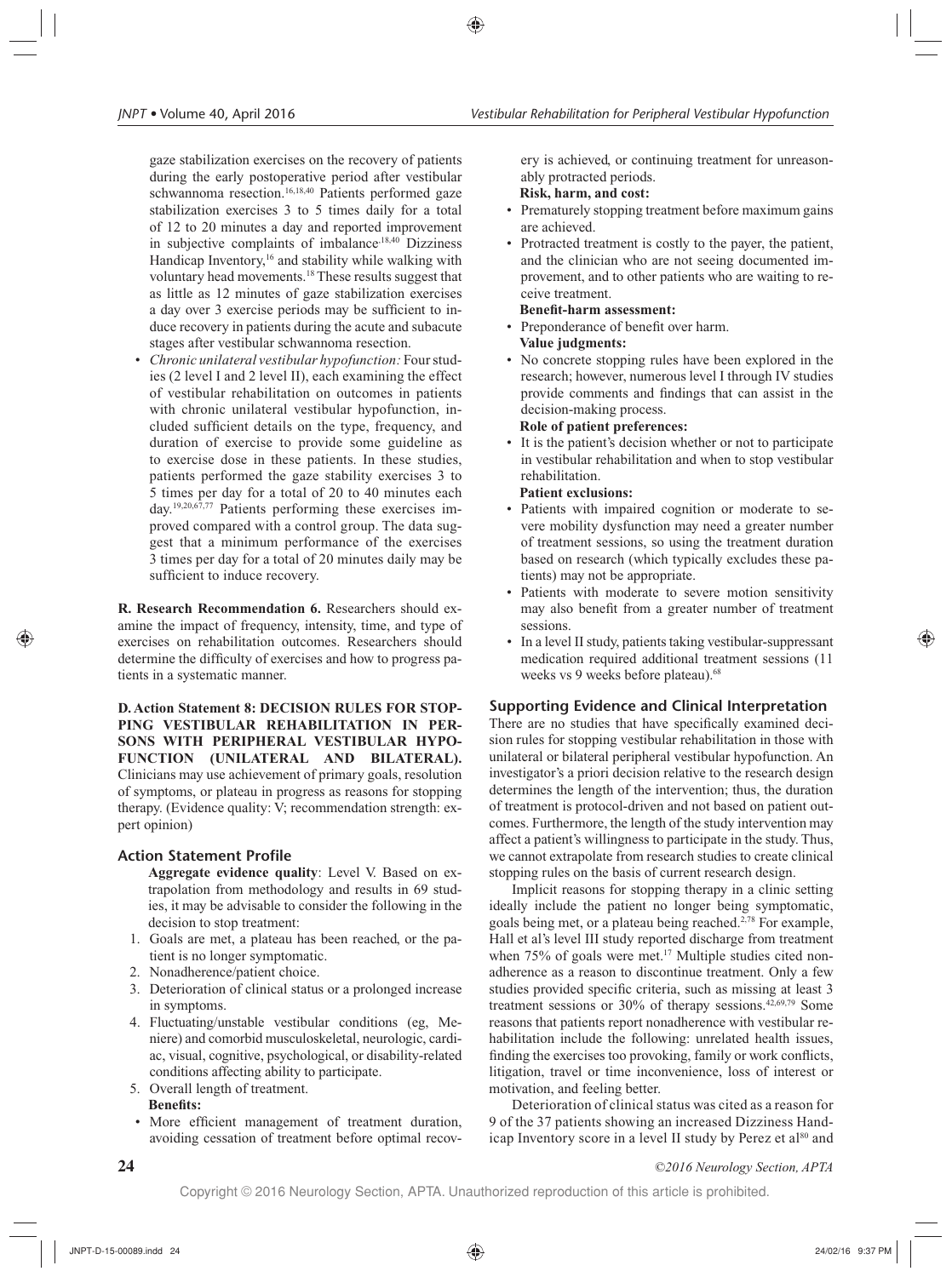gaze stabilization exercises on the recovery of patients during the early postoperative period after vestibular schwannoma resection.[16,18,40] Patients performed gaze stabilization exercises 3 to 5 times daily for a total of 12 to 20 minutes a day and reported improvement in subjective complaints of imbalance[18,40] Dizziness Handicap Inventory,[16] and stability while walking with voluntary head movements.[18] These results suggest that as little as 12 minutes of gaze stabilization exercises a day over 3 exercise periods may be sufficient to induce recovery in patients during the acute and subacute stages after vestibular schwannoma resection.

- *Chronic unilateral vestibular hypofunction:* Four studies (2 level I and 2 level II), each examining the effect of vestibular rehabilitation on outcomes in patients with chronic unilateral vestibular hypofunction, included sufficient details on the type, frequency, and duration of exercise to provide some guideline as to exercise dose in these patients. In these studies, patients performed the gaze stability exercises 3 to 5 times per day for a total of 20 to 40 minutes each day.[19,20,67,77] Patients performing these exercises improved compared with a control group. The data suggest that a minimum performance of the exercises 3 times per day for a total of 20 minutes daily may be sufficient to induce recovery.

**R. Research Recommendation 6.** Researchers should examine the impact of frequency, intensity, time, and type of exercises on rehabilitation outcomes. Researchers should determine the difficulty of exercises and how to progress patients in a systematic manner.

**D. Action Statement 8: DECISION RULES FOR STOPPING VESTIBULAR REHABILITATION IN PERSONS WITH PERIPHERAL VESTIBULAR HYPOFUNCTION (UNILATERAL AND BILATERAL).** Clinicians may use achievement of primary goals, resolution of symptoms, or plateau in progress as reasons for stopping therapy. (Evidence quality: V; recommendation strength: expert opinion)

### Action Statement Profile

**Aggregate evidence quality**: Level V. Based on extrapolation from methodology and results in 69 studies, it may be advisable to consider the following in the decision to stop treatment:

1. Goals are met, a plateau has been reached, or the patient is no longer symptomatic.
2. Nonadherence/patient choice.
3. Deterioration of clinical status or a prolonged increase in symptoms.
4. Fluctuating/unstable vestibular conditions (eg, Meniere) and comorbid musculoskeletal, neurologic, cardiac, visual, cognitive, psychological, or disability-related conditions affecting ability to participate.
5. Overall length of treatment.

**Benefits:**

- More efficient management of treatment duration, avoiding cessation of treatment before optimal recovery is achieved, or continuing treatment for unreasonably protracted periods.

**Risk, harm, and cost:**

- Prematurely stopping treatment before maximum gains are achieved.
- Protracted treatment is costly to the payer, the patient, and the clinician who are not seeing documented improvement, and to other patients who are waiting to receive treatment.

**Benefit-harm assessment:**

- Preponderance of benefit over harm.

**Value judgments:**

- No concrete stopping rules have been explored in the research; however, numerous level I through IV studies provide comments and findings that can assist in the decision-making process.

**Role of patient preferences:**

- It is the patient's decision whether or not to participate in vestibular rehabilitation and when to stop vestibular rehabilitation.

**Patient exclusions:**

- Patients with impaired cognition or moderate to severe mobility dysfunction may need a greater number of treatment sessions, so using the treatment duration based on research (which typically excludes these patients) may not be appropriate.
- Patients with moderate to severe motion sensitivity may also benefit from a greater number of treatment sessions.
- In a level II study, patients taking vestibular-suppressant medication required additional treatment sessions (11 weeks vs 9 weeks before plateau).[68]

### Supporting Evidence and Clinical Interpretation

There are no studies that have specifically examined decision rules for stopping vestibular rehabilitation in those with unilateral or bilateral peripheral vestibular hypofunction. An investigator's a priori decision relative to the research design determines the length of the intervention; thus, the duration of treatment is protocol-driven and not based on patient outcomes. Furthermore, the length of the study intervention may affect a patient's willingness to participate in the study. Thus, we cannot extrapolate from research studies to create clinical stopping rules on the basis of current research design.

Implicit reasons for stopping therapy in a clinic setting ideally include the patient no longer being symptomatic, goals being met, or a plateau being reached.[2,78] For example, Hall et al's level III study reported discharge from treatment when 75% of goals were met.[17] Multiple studies cited nonadherence as a reason to discontinue treatment. Only a few studies provided specific criteria, such as missing at least 3 treatment sessions or 30% of therapy sessions.[42,69,79] Some reasons that patients report nonadherence with vestibular rehabilitation include the following: unrelated health issues, finding the exercises too provoking, family or work conflicts, litigation, travel or time inconvenience, loss of interest or motivation, and feeling better.

Deterioration of clinical status was cited as a reason for 9 of the 37 patients showing an increased Dizziness Handicap Inventory score in a level II study by Perez et al[80] and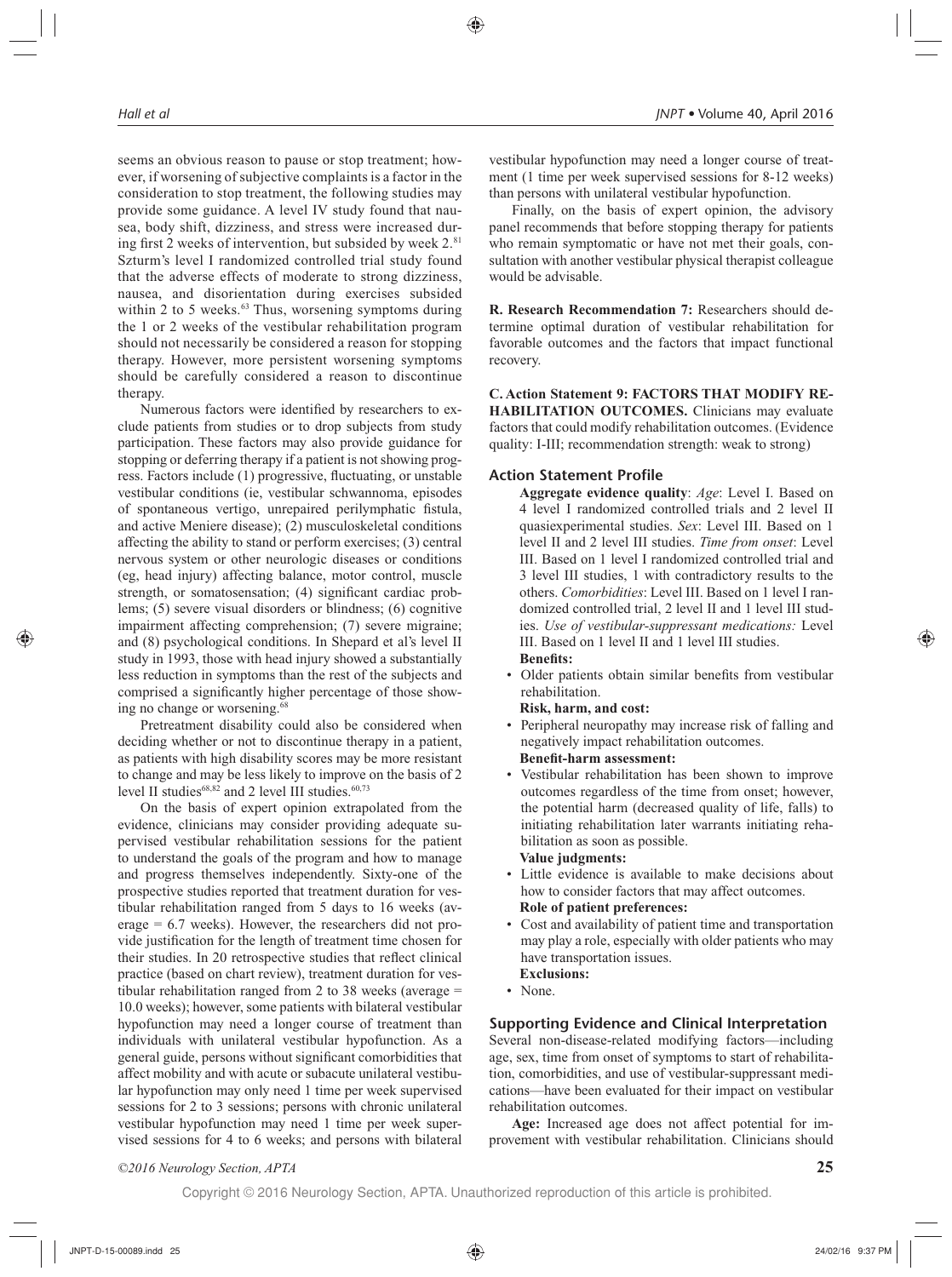seems an obvious reason to pause or stop treatment; however, if worsening of subjective complaints is a factor in the consideration to stop treatment, the following studies may provide some guidance. A level IV study found that nausea, body shift, dizziness, and stress were increased during first 2 weeks of intervention, but subsided by week 2.[81] Szturm's level I randomized controlled trial study found that the adverse effects of moderate to strong dizziness, nausea, and disorientation during exercises subsided within 2 to 5 weeks.[63] Thus, worsening symptoms during the 1 or 2 weeks of the vestibular rehabilitation program should not necessarily be considered a reason for stopping therapy. However, more persistent worsening symptoms should be carefully considered a reason to discontinue therapy.

Numerous factors were identified by researchers to exclude patients from studies or to drop subjects from study participation. These factors may also provide guidance for stopping or deferring therapy if a patient is not showing progress. Factors include (1) progressive, fluctuating, or unstable vestibular conditions (ie, vestibular schwannoma, episodes of spontaneous vertigo, unrepaired perilymphatic fistula, and active Meniere disease); (2) musculoskeletal conditions affecting the ability to stand or perform exercises; (3) central nervous system or other neurologic diseases or conditions (eg, head injury) affecting balance, motor control, muscle strength, or somatosensation; (4) significant cardiac problems; (5) severe visual disorders or blindness; (6) cognitive impairment affecting comprehension; (7) severe migraine; and (8) psychological conditions. In Shepard et al's level II study in 1993, those with head injury showed a substantially less reduction in symptoms than the rest of the subjects and comprised a significantly higher percentage of those showing no change or worsening.[68]

Pretreatment disability could also be considered when deciding whether or not to discontinue therapy in a patient, as patients with high disability scores may be more resistant to change and may be less likely to improve on the basis of 2 level II studies[68,82] and 2 level III studies.[60,73]

On the basis of expert opinion extrapolated from the evidence, clinicians may consider providing adequate supervised vestibular rehabilitation sessions for the patient to understand the goals of the program and how to manage and progress themselves independently. Sixty-one of the prospective studies reported that treatment duration for vestibular rehabilitation ranged from 5 days to 16 weeks (average = 6.7 weeks). However, the researchers did not provide justification for the length of treatment time chosen for their studies. In 20 retrospective studies that reflect clinical practice (based on chart review), treatment duration for vestibular rehabilitation ranged from 2 to 38 weeks (average = 10.0 weeks); however, some patients with bilateral vestibular hypofunction may need a longer course of treatment than individuals with unilateral vestibular hypofunction. As a general guide, persons without significant comorbidities that affect mobility and with acute or subacute unilateral vestibular hypofunction may only need 1 time per week supervised sessions for 2 to 3 sessions; persons with chronic unilateral vestibular hypofunction may need 1 time per week supervised sessions for 4 to 6 weeks; and persons with bilateral vestibular hypofunction may need a longer course of treatment (1 time per week supervised sessions for 8-12 weeks) than persons with unilateral vestibular hypofunction.

Finally, on the basis of expert opinion, the advisory panel recommends that before stopping therapy for patients who remain symptomatic or have not met their goals, consultation with another vestibular physical therapist colleague would be advisable.

**R. Research Recommendation 7:** Researchers should determine optimal duration of vestibular rehabilitation for favorable outcomes and the factors that impact functional recovery.

**C. Action Statement 9: FACTORS THAT MODIFY REHABILITATION OUTCOMES.** Clinicians may evaluate factors that could modify rehabilitation outcomes. (Evidence quality: I-III; recommendation strength: weak to strong)

### Action Statement Profile

**Aggregate evidence quality**: *Age*: Level I. Based on 4 level I randomized controlled trials and 2 level II quasiexperimental studies. *Sex*: Level III. Based on 1 level II and 2 level III studies. *Time from onset*: Level III. Based on 1 level I randomized controlled trial and 3 level III studies, 1 with contradictory results to the others. *Comorbidities*: Level III. Based on 1 level I randomized controlled trial, 2 level II and 1 level III studies. *Use of vestibular-suppressant medications:* Level III. Based on 1 level II and 1 level III studies.

**Benefits:**

- Older patients obtain similar benefits from vestibular rehabilitation.

**Risk, harm, and cost:**

- Peripheral neuropathy may increase risk of falling and negatively impact rehabilitation outcomes.

**Benefit-harm assessment:**

- Vestibular rehabilitation has been shown to improve outcomes regardless of the time from onset; however, the potential harm (decreased quality of life, falls) to initiating rehabilitation later warrants initiating rehabilitation as soon as possible.

**Value judgments:**

- Little evidence is available to make decisions about how to consider factors that may affect outcomes.

**Role of patient preferences:**

- Cost and availability of patient time and transportation may play a role, especially with older patients who may have transportation issues.

**Exclusions:**

- None.

### Supporting Evidence and Clinical Interpretation

Several non-disease-related modifying factors—including age, sex, time from onset of symptoms to start of rehabilitation, comorbidities, and use of vestibular-suppressant medications—have been evaluated for their impact on vestibular rehabilitation outcomes.

**Age:** Increased age does not affect potential for improvement with vestibular rehabilitation. Clinicians should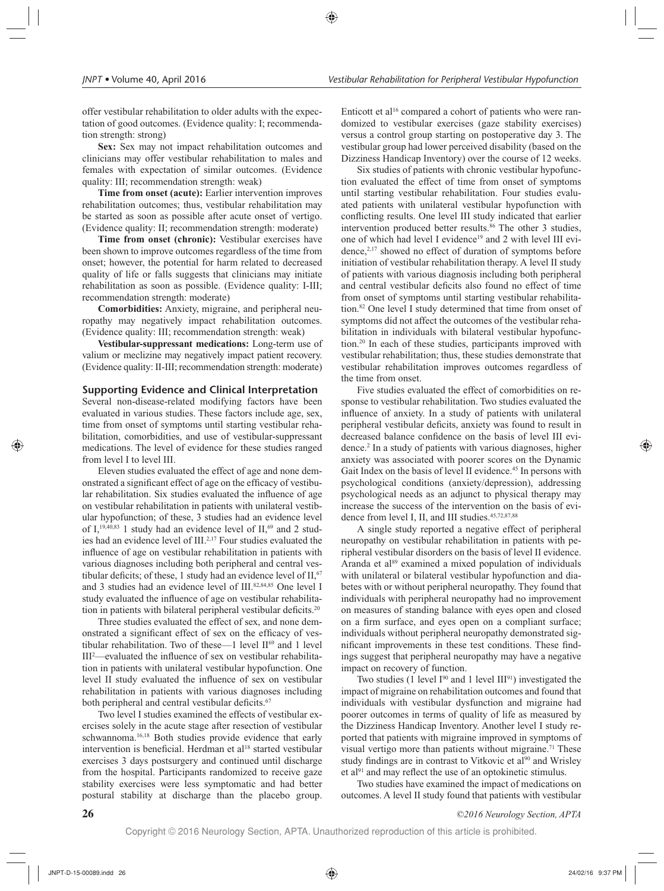offer vestibular rehabilitation to older adults with the expectation of good outcomes. (Evidence quality: I; recommendation strength: strong)

**Sex:** Sex may not impact rehabilitation outcomes and clinicians may offer vestibular rehabilitation to males and females with expectation of similar outcomes. (Evidence quality: III; recommendation strength: weak)

**Time from onset (acute):** Earlier intervention improves rehabilitation outcomes; thus, vestibular rehabilitation may be started as soon as possible after acute onset of vertigo. (Evidence quality: II; recommendation strength: moderate)

**Time from onset (chronic):** Vestibular exercises have been shown to improve outcomes regardless of the time from onset; however, the potential for harm related to decreased quality of life or falls suggests that clinicians may initiate rehabilitation as soon as possible. (Evidence quality: I-III; recommendation strength: moderate)

**Comorbidities:** Anxiety, migraine, and peripheral neuropathy may negatively impact rehabilitation outcomes. (Evidence quality: III; recommendation strength: weak)

**Vestibular-suppressant medications:** Long-term use of valium or meclizine may negatively impact patient recovery. (Evidence quality: II-III; recommendation strength: moderate)

### Supporting Evidence and Clinical Interpretation

Several non-disease-related modifying factors have been evaluated in various studies. These factors include age, sex, time from onset of symptoms until starting vestibular rehabilitation, comorbidities, and use of vestibular-suppressant medications. The level of evidence for these studies ranged from level I to level III.

Eleven studies evaluated the effect of age and none demonstrated a significant effect of age on the efficacy of vestibular rehabilitation. Six studies evaluated the influence of age on vestibular rehabilitation in patients with unilateral vestibular hypofunction; of these, 3 studies had an evidence level of I,[19,40,83] 1 study had an evidence level of II,[69] and 2 studies had an evidence level of III.[2,17] Four studies evaluated the influence of age on vestibular rehabilitation in patients with various diagnoses including both peripheral and central vestibular deficits; of these, 1 study had an evidence level of II,[67] and 3 studies had an evidence level of III.[82,84,85] One level I study evaluated the influence of age on vestibular rehabilitation in patients with bilateral peripheral vestibular deficits.[20]

Three studies evaluated the effect of sex, and none demonstrated a significant effect of sex on the efficacy of vestibular rehabilitation. Two of these—1 level II[69] and 1 level III[2]—evaluated the influence of sex on vestibular rehabilitation in patients with unilateral vestibular hypofunction. One level II study evaluated the influence of sex on vestibular rehabilitation in patients with various diagnoses including both peripheral and central vestibular deficits.[67]

Two level I studies examined the effects of vestibular exercises solely in the acute stage after resection of vestibular schwannoma.[16,18] Both studies provide evidence that early intervention is beneficial. Herdman et al[18] started vestibular exercises 3 days postsurgery and continued until discharge from the hospital. Participants randomized to receive gaze stability exercises were less symptomatic and had better postural stability at discharge than the placebo group. Enticott et al[16] compared a cohort of patients who were randomized to vestibular exercises (gaze stability exercises) versus a control group starting on postoperative day 3. The vestibular group had lower perceived disability (based on the Dizziness Handicap Inventory) over the course of 12 weeks.

Six studies of patients with chronic vestibular hypofunction evaluated the effect of time from onset of symptoms until starting vestibular rehabilitation. Four studies evaluated patients with unilateral vestibular hypofunction with conflicting results. One level III study indicated that earlier intervention produced better results.[86] The other 3 studies, one of which had level I evidence[19] and 2 with level III evidence,[2,17] showed no effect of duration of symptoms before initiation of vestibular rehabilitation therapy. A level II study of patients with various diagnosis including both peripheral and central vestibular deficits also found no effect of time from onset of symptoms until starting vestibular rehabilitation.[82] One level I study determined that time from onset of symptoms did not affect the outcomes of the vestibular rehabilitation in individuals with bilateral vestibular hypofunction.[20] In each of these studies, participants improved with vestibular rehabilitation; thus, these studies demonstrate that vestibular rehabilitation improves outcomes regardless of the time from onset.

Five studies evaluated the effect of comorbidities on response to vestibular rehabilitation. Two studies evaluated the influence of anxiety. In a study of patients with unilateral peripheral vestibular deficits, anxiety was found to result in decreased balance confidence on the basis of level III evidence.[2] In a study of patients with various diagnoses, higher anxiety was associated with poorer scores on the Dynamic Gait Index on the basis of level II evidence.[45] In persons with psychological conditions (anxiety/depression), addressing psychological needs as an adjunct to physical therapy may increase the success of the intervention on the basis of evidence from level I, II, and III studies.[45,72,87,88]

A single study reported a negative effect of peripheral neuropathy on vestibular rehabilitation in patients with peripheral vestibular disorders on the basis of level II evidence. Aranda et al[89] examined a mixed population of individuals with unilateral or bilateral vestibular hypofunction and diabetes with or without peripheral neuropathy. They found that individuals with peripheral neuropathy had no improvement on measures of standing balance with eyes open and closed on a firm surface, and eyes open on a compliant surface; individuals without peripheral neuropathy demonstrated significant improvements in these test conditions. These findings suggest that peripheral neuropathy may have a negative impact on recovery of function.

Two studies (1 level I[90] and 1 level III[91]) investigated the impact of migraine on rehabilitation outcomes and found that individuals with vestibular dysfunction and migraine had poorer outcomes in terms of quality of life as measured by the Dizziness Handicap Inventory. Another level I study reported that patients with migraine improved in symptoms of visual vertigo more than patients without migraine.[71] These study findings are in contrast to Vitkovic et al[90] and Wrisley et al[91] and may reflect the use of an optokinetic stimulus.

Two studies have examined the impact of medications on outcomes. A level II study found that patients with vestibular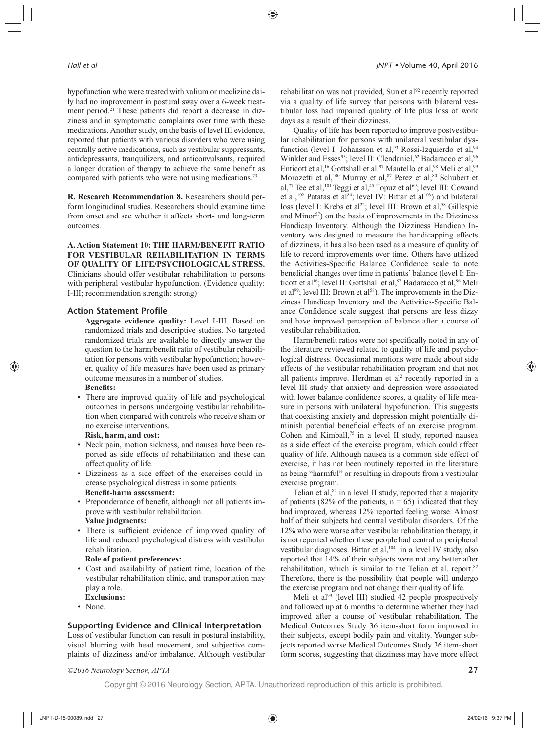hypofunction who were treated with valium or meclizine daily had no improvement in postural sway over a 6-week treatment period.[21] These patients did report a decrease in dizziness and in symptomatic complaints over time with these medications. Another study, on the basis of level III evidence, reported that patients with various disorders who were using centrally active medications, such as vestibular suppressants, antidepressants, tranquilizers, and anticonvulsants, required a longer duration of therapy to achieve the same benefit as compared with patients who were not using medications.[73]

**R. Research Recommendation 8.** Researchers should perform longitudinal studies. Researchers should examine time from onset and see whether it affects short- and long-term outcomes.

**A. Action Statement 10: THE HARM/BENEFIT RATIO FOR VESTIBULAR REHABILITATION IN TERMS OF QUALITY OF LIFE/PSYCHOLOGICAL STRESS.** Clinicians should offer vestibular rehabilitation to persons with peripheral vestibular hypofunction. (Evidence quality: I-III; recommendation strength: strong)

### Action Statement Profile

**Aggregate evidence quality:** Level I-III. Based on randomized trials and descriptive studies. No targeted randomized trials are available to directly answer the question to the harm/benefit ratio of vestibular rehabilitation for persons with vestibular hypofunction; however, quality of life measures have been used as primary outcome measures in a number of studies.

**Benefits:**

- There are improved quality of life and psychological outcomes in persons undergoing vestibular rehabilitation when compared with controls who receive sham or no exercise interventions.

**Risk, harm, and cost:**

- Neck pain, motion sickness, and nausea have been reported as side effects of rehabilitation and these can affect quality of life.
- Dizziness as a side effect of the exercises could increase psychological distress in some patients.

**Benefit-harm assessment:**

- Preponderance of benefit, although not all patients improve with vestibular rehabilitation.

**Value judgments:**

- There is sufficient evidence of improved quality of life and reduced psychological distress with vestibular rehabilitation.

**Role of patient preferences:**

- Cost and availability of patient time, location of the vestibular rehabilitation clinic, and transportation may play a role.

**Exclusions:**

- None.

### Supporting Evidence and Clinical Interpretation

Loss of vestibular function can result in postural instability, visual blurring with head movement, and subjective complaints of dizziness and/or imbalance. Although vestibular rehabilitation was not provided, Sun et al[92] recently reported via a quality of life survey that persons with bilateral vestibular loss had impaired quality of life plus loss of work days as a result of their dizziness.

Quality of life has been reported to improve postvestibular rehabilitation for persons with unilateral vestibular dysfunction (level I: Johansson et al,[93] Rossi-Izquierdo et al,[94] Winkler and Esses[95]; level II: Clendaniel,[62] Badaracco et al,[96] Enticott et al,[16] Gottshall et al,[97] Mantello et al,[98] Meli et al,[99] Morozetti et al,[100] Murray et al,[87] Perez et al,[80] Schubert et al,[77] Tee et al,[101] Teggi et al,[45] Topuz et al[69]; level III: Cowand et al,[102] Patatas et al[84]; level IV: Bittar et al[103]) and bilateral loss (level I: Krebs et al[22]; level III: Brown et al,[58] Gillespie and Minor[57]) on the basis of improvements in the Dizziness Handicap Inventory. Although the Dizziness Handicap Inventory was designed to measure the handicapping effects of dizziness, it has also been used as a measure of quality of life to record improvements over time. Others have utilized the Activities-Specific Balance Confidence scale to note beneficial changes over time in patients' balance (level I: Enticott et al[16]; level II: Gottshall et al,[97] Badaracco et al,[96] Meli et al[99]; level III: Brown et al[58]). The improvements in the Dizziness Handicap Inventory and the Activities-Specific Balance Confidence scale suggest that persons are less dizzy and have improved perception of balance after a course of vestibular rehabilitation.

Harm/benefit ratios were not specifically noted in any of the literature reviewed related to quality of life and psychological distress. Occasional mentions were made about side effects of the vestibular rehabilitation program and that not all patients improve. Herdman et al[2] recently reported in a level III study that anxiety and depression were associated with lower balance confidence scores, a quality of life measure in persons with unilateral hypofunction. This suggests that coexisting anxiety and depression might potentially diminish potential beneficial effects of an exercise program. Cohen and Kimball,[75] in a level II study, reported nausea as a side effect of the exercise program, which could affect quality of life. Although nausea is a common side effect of exercise, it has not been routinely reported in the literature as being "harmful" or resulting in dropouts from a vestibular exercise program.

Telian et al,[82] in a level II study, reported that a majority of patients (82% of the patients, $n = 65$) indicated that they had improved, whereas 12% reported feeling worse. Almost half of their subjects had central vestibular disorders. Of the 12% who were worse after vestibular rehabilitation therapy, it is not reported whether these people had central or peripheral vestibular diagnoses. Bittar et al,[104] in a level IV study, also reported that 14% of their subjects were not any better after rehabilitation, which is similar to the Telian et al. report.[82] Therefore, there is the possibility that people will undergo the exercise program and not change their quality of life.

Meli et al[99] (level III) studied 42 people prospectively and followed up at 6 months to determine whether they had improved after a course of vestibular rehabilitation. The Medical Outcomes Study 36 item-short form improved in their subjects, except bodily pain and vitality. Younger subjects reported worse Medical Outcomes Study 36 item-short form scores, suggesting that dizziness may have more effect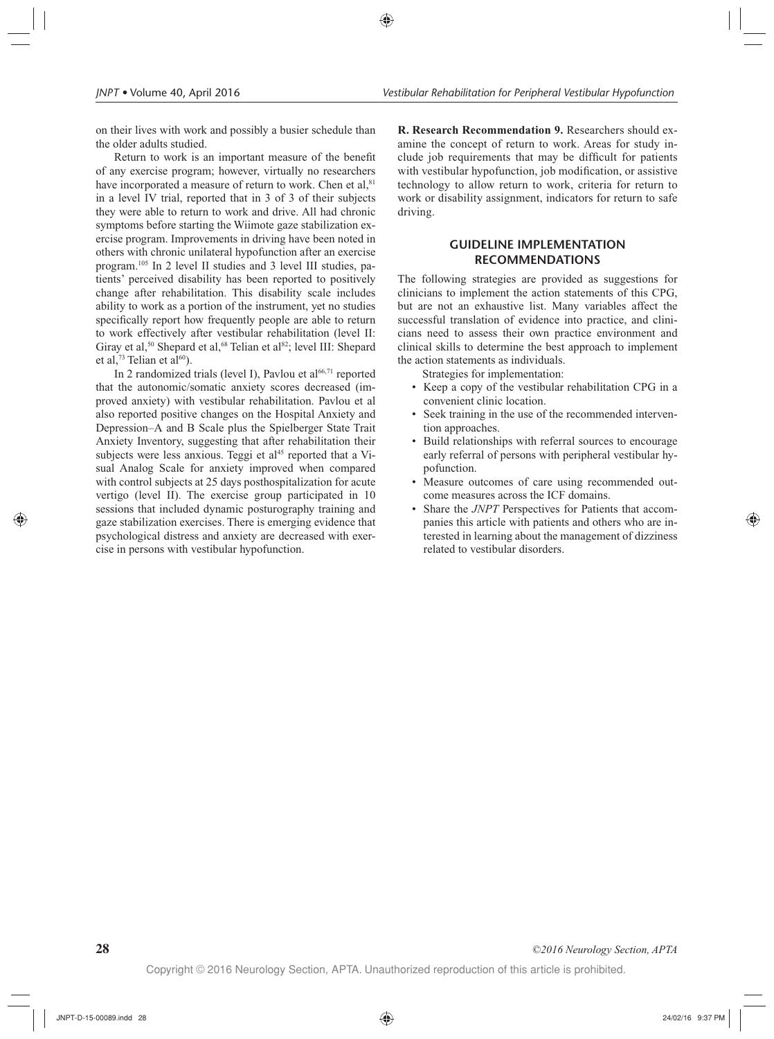on their lives with work and possibly a busier schedule than the older adults studied.

Return to work is an important measure of the benefit of any exercise program; however, virtually no researchers have incorporated a measure of return to work. Chen et al,[81] in a level IV trial, reported that in 3 of 3 of their subjects they were able to return to work and drive. All had chronic symptoms before starting the Wiimote gaze stabilization exercise program. Improvements in driving have been noted in others with chronic unilateral hypofunction after an exercise program.[105] In 2 level II studies and 3 level III studies, patients' perceived disability has been reported to positively change after rehabilitation. This disability scale includes ability to work as a portion of the instrument, yet no studies specifically report how frequently people are able to return to work effectively after vestibular rehabilitation (level II: Giray et al,[50] Shepard et al,[68] Telian et al[82]; level III: Shepard et al,[73] Telian et al[60]).

In 2 randomized trials (level I), Pavlou et al[66,71] reported that the autonomic/somatic anxiety scores decreased (improved anxiety) with vestibular rehabilitation. Pavlou et al also reported positive changes on the Hospital Anxiety and Depression–A and B Scale plus the Spielberger State Trait Anxiety Inventory, suggesting that after rehabilitation their subjects were less anxious. Teggi et al[45] reported that a Visual Analog Scale for anxiety improved when compared with control subjects at 25 days posthospitalization for acute vertigo (level II). The exercise group participated in 10 sessions that included dynamic posturography training and gaze stabilization exercises. There is emerging evidence that psychological distress and anxiety are decreased with exercise in persons with vestibular hypofunction.

**R. Research Recommendation 9.** Researchers should examine the concept of return to work. Areas for study include job requirements that may be difficult for patients with vestibular hypofunction, job modification, or assistive technology to allow return to work, criteria for return to work or disability assignment, indicators for return to safe driving.

## GUIDELINE IMPLEMENTATION RECOMMENDATIONS

The following strategies are provided as suggestions for clinicians to implement the action statements of this CPG, but are not an exhaustive list. Many variables affect the successful translation of evidence into practice, and clinicians need to assess their own practice environment and clinical skills to determine the best approach to implement the action statements as individuals.

Strategies for implementation:

- Keep a copy of the vestibular rehabilitation CPG in a convenient clinic location.
- Seek training in the use of the recommended intervention approaches.
- Build relationships with referral sources to encourage early referral of persons with peripheral vestibular hypofunction.
- Measure outcomes of care using recommended outcome measures across the ICF domains.
- Share the *JNPT* Perspectives for Patients that accompanies this article with patients and others who are interested in learning about the management of dizziness related to vestibular disorders.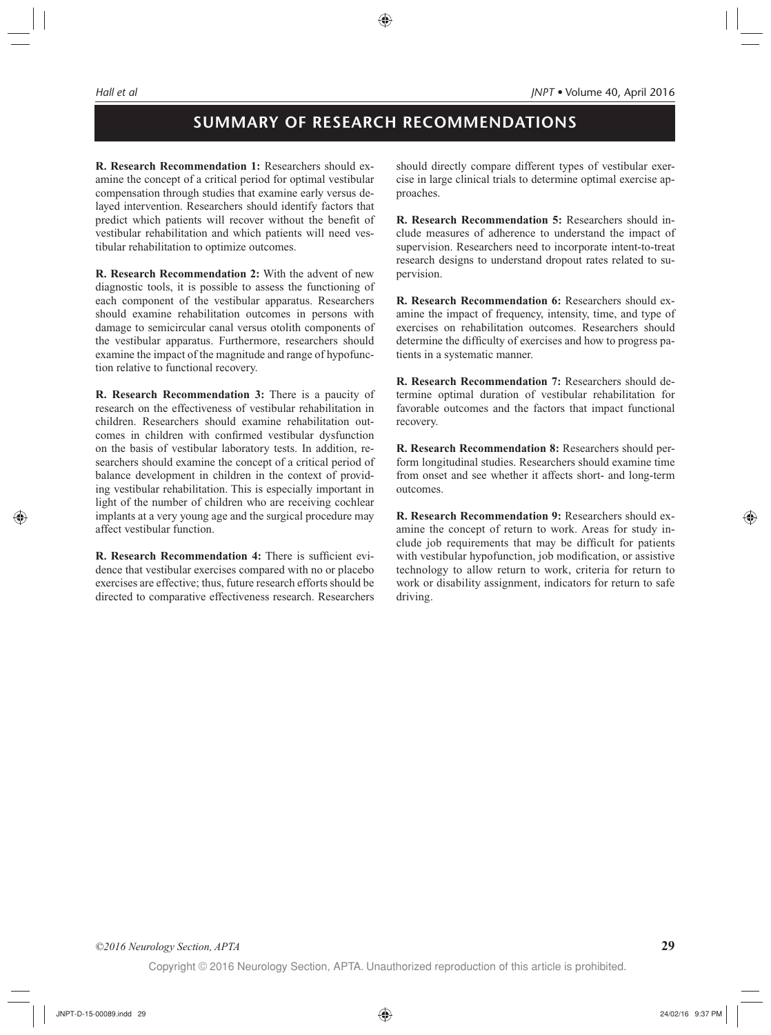## SUMMARY OF RESEARCH RECOMMENDATIONS

**R. Research Recommendation 1:** Researchers should examine the concept of a critical period for optimal vestibular compensation through studies that examine early versus delayed intervention. Researchers should identify factors that predict which patients will recover without the benefit of vestibular rehabilitation and which patients will need vestibular rehabilitation to optimize outcomes.

**R. Research Recommendation 2:** With the advent of new diagnostic tools, it is possible to assess the functioning of each component of the vestibular apparatus. Researchers should examine rehabilitation outcomes in persons with damage to semicircular canal versus otolith components of the vestibular apparatus. Furthermore, researchers should examine the impact of the magnitude and range of hypofunction relative to functional recovery.

**R. Research Recommendation 3:** There is a paucity of research on the effectiveness of vestibular rehabilitation in children. Researchers should examine rehabilitation outcomes in children with confirmed vestibular dysfunction on the basis of vestibular laboratory tests. In addition, researchers should examine the concept of a critical period of balance development in children in the context of providing vestibular rehabilitation. This is especially important in light of the number of children who are receiving cochlear implants at a very young age and the surgical procedure may affect vestibular function.

**R. Research Recommendation 4:** There is sufficient evidence that vestibular exercises compared with no or placebo exercises are effective; thus, future research efforts should be directed to comparative effectiveness research. Researchers should directly compare different types of vestibular exercise in large clinical trials to determine optimal exercise approaches.

**R. Research Recommendation 5:** Researchers should include measures of adherence to understand the impact of supervision. Researchers need to incorporate intent-to-treat research designs to understand dropout rates related to supervision.

**R. Research Recommendation 6:** Researchers should examine the impact of frequency, intensity, time, and type of exercises on rehabilitation outcomes. Researchers should determine the difficulty of exercises and how to progress patients in a systematic manner.

**R. Research Recommendation 7:** Researchers should determine optimal duration of vestibular rehabilitation for favorable outcomes and the factors that impact functional recovery.

**R. Research Recommendation 8:** Researchers should perform longitudinal studies. Researchers should examine time from onset and see whether it affects short- and long-term outcomes.

**R. Research Recommendation 9:** Researchers should examine the concept of return to work. Areas for study include job requirements that may be difficult for patients with vestibular hypofunction, job modification, or assistive technology to allow return to work, criteria for return to work or disability assignment, indicators for return to safe driving.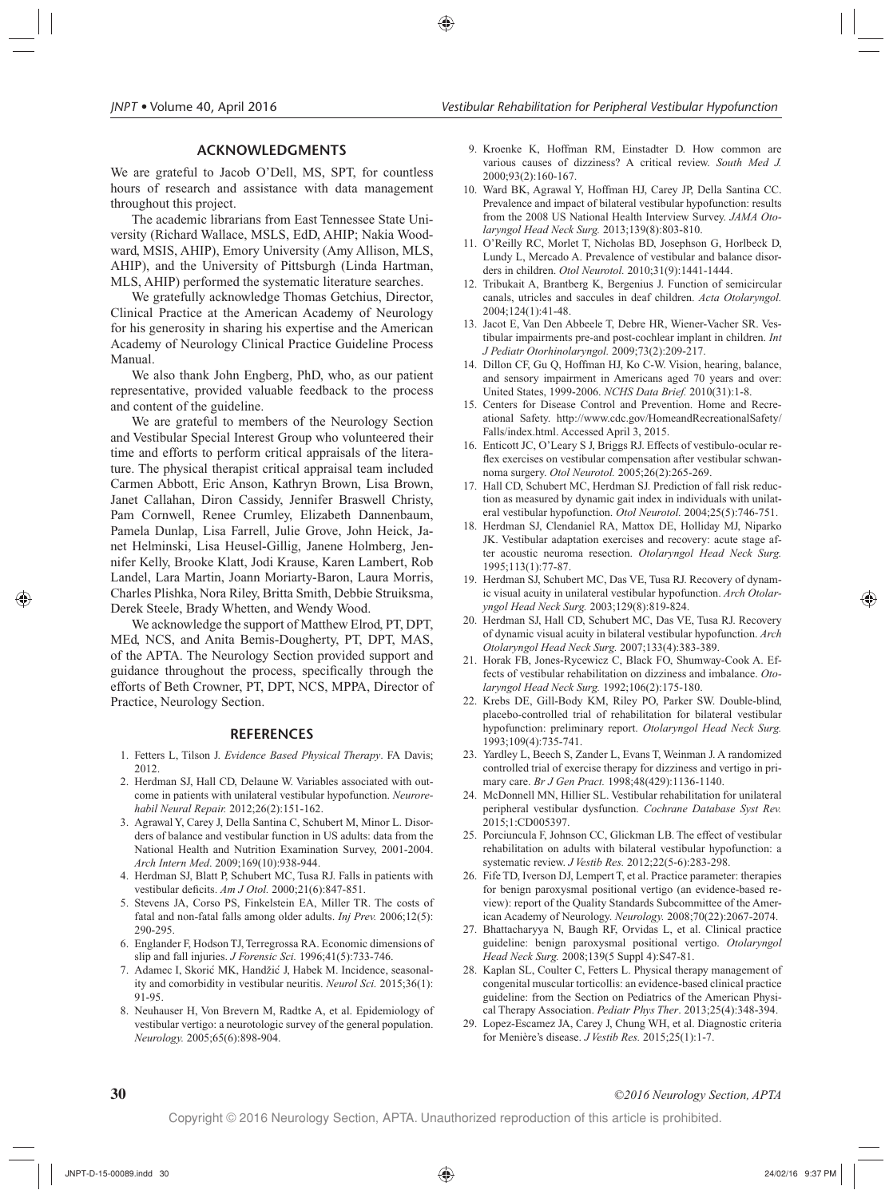## ACKNOWLEDGMENTS

We are grateful to Jacob O'Dell, MS, SPT, for countless hours of research and assistance with data management throughout this project.

The academic librarians from East Tennessee State University (Richard Wallace, MSLS, EdD, AHIP; Nakia Woodward, MSIS, AHIP), Emory University (Amy Allison, MLS, AHIP), and the University of Pittsburgh (Linda Hartman, MLS, AHIP) performed the systematic literature searches.

We gratefully acknowledge Thomas Getchius, Director, Clinical Practice at the American Academy of Neurology for his generosity in sharing his expertise and the American Academy of Neurology Clinical Practice Guideline Process Manual.

We also thank John Engberg, PhD, who, as our patient representative, provided valuable feedback to the process and content of the guideline.

We are grateful to members of the Neurology Section and Vestibular Special Interest Group who volunteered their time and efforts to perform critical appraisals of the literature. The physical therapist critical appraisal team included Carmen Abbott, Eric Anson, Kathryn Brown, Lisa Brown, Janet Callahan, Diron Cassidy, Jennifer Braswell Christy, Pam Cornwell, Renee Crumley, Elizabeth Dannenbaum, Pamela Dunlap, Lisa Farrell, Julie Grove, John Heick, Janet Helminski, Lisa Heusel-Gillig, Janene Holmberg, Jennifer Kelly, Brooke Klatt, Jodi Krause, Karen Lambert, Rob Landel, Lara Martin, Joann Moriarty-Baron, Laura Morris, Charles Plishka, Nora Riley, Britta Smith, Debbie Struiksma, Derek Steele, Brady Whetten, and Wendy Wood.

We acknowledge the support of Matthew Elrod, PT, DPT, MEd, NCS, and Anita Bemis-Dougherty, PT, DPT, MAS, of the APTA. The Neurology Section provided support and guidance throughout the process, specifically through the efforts of Beth Crowner, PT, DPT, NCS, MPPA, Director of Practice, Neurology Section.

## REFERENCES

1. Fetters L, Tilson J. *Evidence Based Physical Therapy*. FA Davis; 2012.
2. Herdman SJ, Hall CD, Delaune W. Variables associated with outcome in patients with unilateral vestibular hypofunction. *Neurorehabil Neural Repair.* 2012;26(2):151-162.
3. Agrawal Y, Carey J, Della Santina C, Schubert M, Minor L. Disorders of balance and vestibular function in US adults: data from the National Health and Nutrition Examination Survey, 2001-2004. *Arch Intern Med*. 2009;169(10):938-944.
4. Herdman SJ, Blatt P, Schubert MC, Tusa RJ. Falls in patients with vestibular deficits. *Am J Otol.* 2000;21(6):847-851.
5. Stevens JA, Corso PS, Finkelstein EA, Miller TR. The costs of fatal and non-fatal falls among older adults. *Inj Prev.* 2006;12(5): 290-295.
6. Englander F, Hodson TJ, Terregrossa RA. Economic dimensions of slip and fall injuries. *J Forensic Sci.* 1996;41(5):733-746.
7. Adamec I, Skorić MK, Handžić J, Habek M. Incidence, seasonality and comorbidity in vestibular neuritis. *Neurol Sci.* 2015;36(1): 91-95.
8. Neuhauser H, Von Brevern M, Radtke A, et al. Epidemiology of vestibular vertigo: a neurotologic survey of the general population. *Neurology.* 2005;65(6):898-904.
9. Kroenke K, Hoffman RM, Einstadter D. How common are various causes of dizziness? A critical review. *South Med J.* 2000;93(2):160-167.
10. Ward BK, Agrawal Y, Hoffman HJ, Carey JP, Della Santina CC. Prevalence and impact of bilateral vestibular hypofunction: results from the 2008 US National Health Interview Survey. *JAMA Otolaryngol Head Neck Surg.* 2013;139(8):803-810.
11. O'Reilly RC, Morlet T, Nicholas BD, Josephson G, Horlbeck D, Lundy L, Mercado A. Prevalence of vestibular and balance disorders in children. *Otol Neurotol.* 2010;31(9):1441-1444.
12. Tribukait A, Brantberg K, Bergenius J. Function of semicircular canals, utricles and saccules in deaf children. *Acta Otolaryngol.* 2004;124(1):41-48.
13. Jacot E, Van Den Abbeele T, Debre HR, Wiener-Vacher SR. Vestibular impairments pre-and post-cochlear implant in children. *Int J Pediatr Otorhinolaryngol.* 2009;73(2):209-217.
14. Dillon CF, Gu Q, Hoffman HJ, Ko C-W. Vision, hearing, balance, and sensory impairment in Americans aged 70 years and over: United States, 1999-2006. *NCHS Data Brief.* 2010(31):1-8.
15. Centers for Disease Control and Prevention. Home and Recreational Safety. http://www.cdc.gov/HomeandRecreationalSafety/Falls/index.html. Accessed April 3, 2015.
16. Enticott JC, O'Leary S J, Briggs RJ. Effects of vestibulo-ocular reflex exercises on vestibular compensation after vestibular schwannoma surgery. *Otol Neurotol.* 2005;26(2):265-269.
17. Hall CD, Schubert MC, Herdman SJ. Prediction of fall risk reduction as measured by dynamic gait index in individuals with unilateral vestibular hypofunction. *Otol Neurotol.* 2004;25(5):746-751.
18. Herdman SJ, Clendaniel RA, Mattox DE, Holliday MJ, Niparko JK. Vestibular adaptation exercises and recovery: acute stage after acoustic neuroma resection. *Otolaryngol Head Neck Surg.* 1995;113(1):77-87.
19. Herdman SJ, Schubert MC, Das VE, Tusa RJ. Recovery of dynamic visual acuity in unilateral vestibular hypofunction. *Arch Otolaryngol Head Neck Surg.* 2003;129(8):819-824.
20. Herdman SJ, Hall CD, Schubert MC, Das VE, Tusa RJ. Recovery of dynamic visual acuity in bilateral vestibular hypofunction. *Arch Otolaryngol Head Neck Surg.* 2007;133(4):383-389.
21. Horak FB, Jones-Rycewicz C, Black FO, Shumway-Cook A. Effects of vestibular rehabilitation on dizziness and imbalance. *Otolaryngol Head Neck Surg.* 1992;106(2):175-180.
22. Krebs DE, Gill-Body KM, Riley PO, Parker SW. Double-blind, placebo-controlled trial of rehabilitation for bilateral vestibular hypofunction: preliminary report. *Otolaryngol Head Neck Surg.* 1993;109(4):735-741.
23. Yardley L, Beech S, Zander L, Evans T, Weinman J. A randomized controlled trial of exercise therapy for dizziness and vertigo in primary care. *Br J Gen Pract.* 1998;48(429):1136-1140.
24. McDonnell MN, Hillier SL. Vestibular rehabilitation for unilateral peripheral vestibular dysfunction. *Cochrane Database Syst Rev.* 2015;1:CD005397.
25. Porciuncula F, Johnson CC, Glickman LB. The effect of vestibular rehabilitation on adults with bilateral vestibular hypofunction: a systematic review. *J Vestib Res.* 2012;22(5-6):283-298.
26. Fife TD, Iverson DJ, Lempert T, et al. Practice parameter: therapies for benign paroxysmal positional vertigo (an evidence-based review): report of the Quality Standards Subcommittee of the American Academy of Neurology. *Neurology.* 2008;70(22):2067-2074.
27. Bhattacharyya N, Baugh RF, Orvidas L, et al. Clinical practice guideline: benign paroxysmal positional vertigo. *Otolaryngol Head Neck Surg.* 2008;139(5 Suppl 4):S47-81.
28. Kaplan SL, Coulter C, Fetters L. Physical therapy management of congenital muscular torticollis: an evidence-based clinical practice guideline: from the Section on Pediatrics of the American Physical Therapy Association. *Pediatr Phys Ther*. 2013;25(4):348-394.
29. Lopez-Escamez JA, Carey J, Chung WH, et al. Diagnostic criteria for Menière's disease. *J Vestib Res.* 2015;25(1):1-7.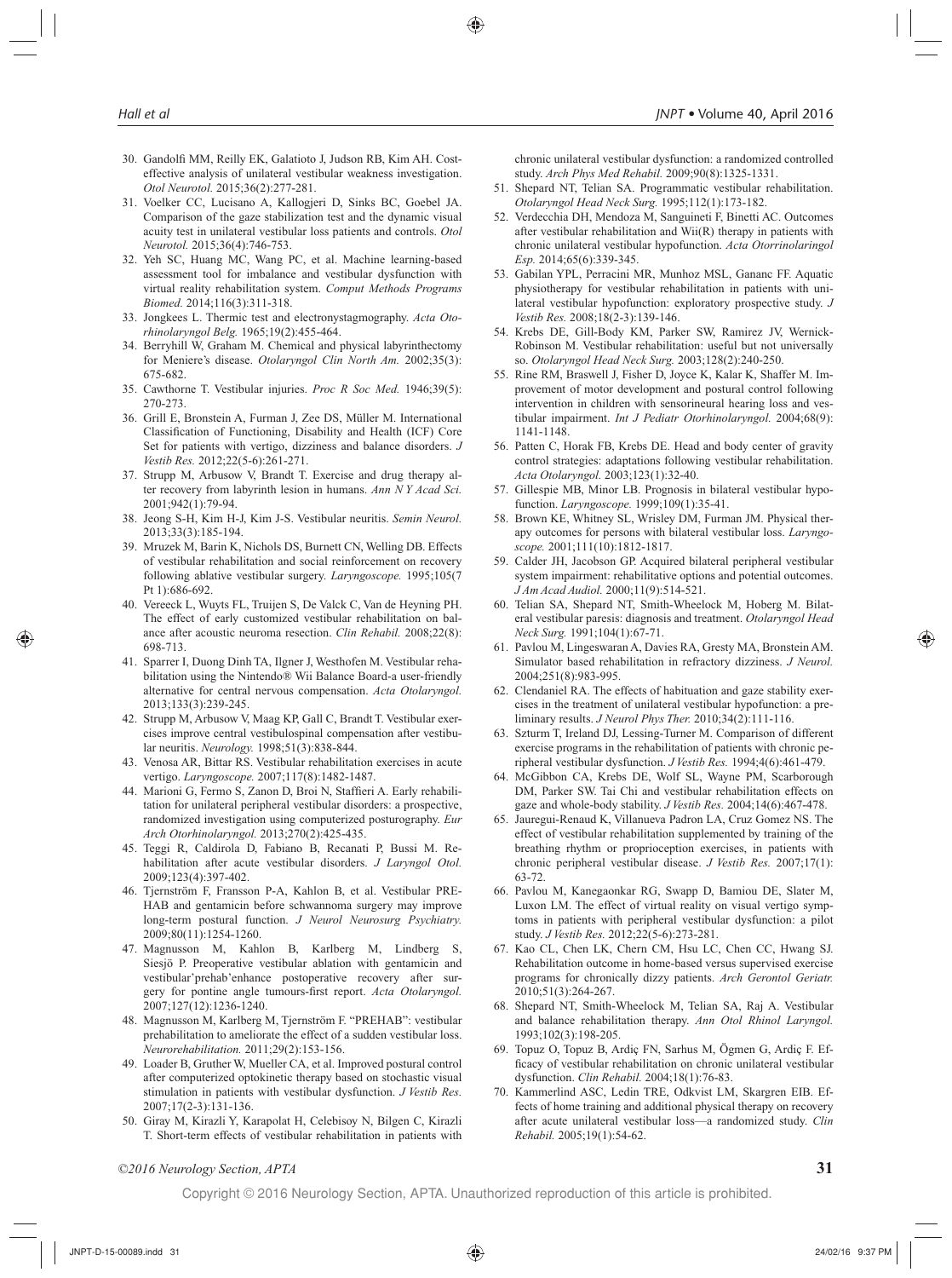30. Gandolfi MM, Reilly EK, Galatioto J, Judson RB, Kim AH. Cost-effective analysis of unilateral vestibular weakness investigation. *Otol Neurotol.* 2015;36(2):277-281.
31. Voelker CC, Lucisano A, Kallogjeri D, Sinks BC, Goebel JA. Comparison of the gaze stabilization test and the dynamic visual acuity test in unilateral vestibular loss patients and controls. *Otol Neurotol.* 2015;36(4):746-753.
32. Yeh SC, Huang MC, Wang PC, et al. Machine learning-based assessment tool for imbalance and vestibular dysfunction with virtual reality rehabilitation system. *Comput Methods Programs Biomed.* 2014;116(3):311-318.
33. Jongkees L. Thermic test and electronystagmography. *Acta Otorhinolaryngol Belg.* 1965;19(2):455-464.
34. Berryhill W, Graham M. Chemical and physical labyrinthectomy for Meniere's disease. *Otolaryngol Clin North Am.* 2002;35(3):675-682.
35. Cawthorne T. Vestibular injuries. *Proc R Soc Med.* 1946;39(5):270-273.
36. Grill E, Bronstein A, Furman J, Zee DS, Müller M. International Classification of Functioning, Disability and Health (ICF) Core Set for patients with vertigo, dizziness and balance disorders. *J Vestib Res.* 2012;22(5-6):261-271.
37. Strupp M, Arbusow V, Brandt T. Exercise and drug therapy alter recovery from labyrinth lesion in humans. *Ann N Y Acad Sci.* 2001;942(1):79-94.
38. Jeong S-H, Kim H-J, Kim J-S. Vestibular neuritis. *Semin Neurol.* 2013;33(3):185-194.
39. Mruzek M, Barin K, Nichols DS, Burnett CN, Welling DB. Effects of vestibular rehabilitation and social reinforcement on recovery following ablative vestibular surgery. *Laryngoscope.* 1995;105(7 Pt 1):686-692.
40. Vereeck L, Wuyts FL, Truijen S, De Valck C, Van de Heyning PH. The effect of early customized vestibular rehabilitation on balance after acoustic neuroma resection. *Clin Rehabil.* 2008;22(8):698-713.
41. Sparrer I, Duong Dinh TA, Ilgner J, Westhofen M. Vestibular rehabilitation using the Nintendo® Wii Balance Board-a user-friendly alternative for central nervous compensation. *Acta Otolaryngol.* 2013;133(3):239-245.
42. Strupp M, Arbusow V, Maag KP, Gall C, Brandt T. Vestibular exercises improve central vestibulospinal compensation after vestibular neuritis. *Neurology.* 1998;51(3):838-844.
43. Venosa AR, Bittar RS. Vestibular rehabilitation exercises in acute vertigo. *Laryngoscope.* 2007;117(8):1482-1487.
44. Marioni G, Fermo S, Zanon D, Broi N, Staffieri A. Early rehabilitation for unilateral peripheral vestibular disorders: a prospective, randomized investigation using computerized posturography. *Eur Arch Otorhinolaryngol.* 2013;270(2):425-435.
45. Teggi R, Caldirola D, Fabiano B, Recanati P, Bussi M. Rehabilitation after acute vestibular disorders. *J Laryngol Otol.* 2009;123(4):397-402.
46. Tjernström F, Fransson P-A, Kahlon B, et al. Vestibular PREHAB and gentamicin before schwannoma surgery may improve long-term postural function. *J Neurol Neurosurg Psychiatry.* 2009;80(11):1254-1260.
47. Magnusson M, Kahlon B, Karlberg M, Lindberg S, Siesjö P. Preoperative vestibular ablation with gentamicin and vestibular'prehab'enhance postoperative recovery after surgery for pontine angle tumours-first report. *Acta Otolaryngol.* 2007;127(12):1236-1240.
48. Magnusson M, Karlberg M, Tjernström F. "PREHAB": vestibular prehabilitation to ameliorate the effect of a sudden vestibular loss. *Neurorehabilitation.* 2011;29(2):153-156.
49. Loader B, Gruther W, Mueller CA, et al. Improved postural control after computerized optokinetic therapy based on stochastic visual stimulation in patients with vestibular dysfunction. *J Vestib Res.* 2007;17(2-3):131-136.
50. Giray M, Kirazli Y, Karapolat H, Celebisoy N, Bilgen C, Kirazli T. Short-term effects of vestibular rehabilitation in patients with chronic unilateral vestibular dysfunction: a randomized controlled study. *Arch Phys Med Rehabil.* 2009;90(8):1325-1331.
51. Shepard NT, Telian SA. Programmatic vestibular rehabilitation. *Otolaryngol Head Neck Surg.* 1995;112(1):173-182.
52. Verdecchia DH, Mendoza M, Sanguineti F, Binetti AC. Outcomes after vestibular rehabilitation and Wii(R) therapy in patients with chronic unilateral vestibular hypofunction. *Acta Otorrinolaringol Esp.* 2014;65(6):339-345.
53. Gabilan YPL, Perracini MR, Munhoz MSL, Gananc FF. Aquatic physiotherapy for vestibular rehabilitation in patients with unilateral vestibular hypofunction: exploratory prospective study. *J Vestib Res.* 2008;18(2-3):139-146.
54. Krebs DE, Gill-Body KM, Parker SW, Ramirez JV, Wernick-Robinson M. Vestibular rehabilitation: useful but not universally so. *Otolaryngol Head Neck Surg.* 2003;128(2):240-250.
55. Rine RM, Braswell J, Fisher D, Joyce K, Kalar K, Shaffer M. Improvement of motor development and postural control following intervention in children with sensorineural hearing loss and vestibular impairment. *Int J Pediatr Otorhinolaryngol.* 2004;68(9):1141-1148.
56. Patten C, Horak FB, Krebs DE. Head and body center of gravity control strategies: adaptations following vestibular rehabilitation. *Acta Otolaryngol.* 2003;123(1):32-40.
57. Gillespie MB, Minor LB. Prognosis in bilateral vestibular hypofunction. *Laryngoscope.* 1999;109(1):35-41.
58. Brown KE, Whitney SL, Wrisley DM, Furman JM. Physical therapy outcomes for persons with bilateral vestibular loss. *Laryngoscope.* 2001;111(10):1812-1817.
59. Calder JH, Jacobson GP. Acquired bilateral peripheral vestibular system impairment: rehabilitative options and potential outcomes. *J Am Acad Audiol.* 2000;11(9):514-521.
60. Telian SA, Shepard NT, Smith-Wheelock M, Hoberg M. Bilateral vestibular paresis: diagnosis and treatment. *Otolaryngol Head Neck Surg.* 1991;104(1):67-71.
61. Pavlou M, Lingeswaran A, Davies RA, Gresty MA, Bronstein AM. Simulator based rehabilitation in refractory dizziness. *J Neurol.* 2004;251(8):983-995.
62. Clendaniel RA. The effects of habituation and gaze stability exercises in the treatment of unilateral vestibular hypofunction: a preliminary results. *J Neurol Phys Ther.* 2010;34(2):111-116.
63. Szturm T, Ireland DJ, Lessing-Turner M. Comparison of different exercise programs in the rehabilitation of patients with chronic peripheral vestibular dysfunction. *J Vestib Res.* 1994;4(6):461-479.
64. McGibbon CA, Krebs DE, Wolf SL, Wayne PM, Scarborough DM, Parker SW. Tai Chi and vestibular rehabilitation effects on gaze and whole-body stability. *J Vestib Res.* 2004;14(6):467-478.
65. Jauregui-Renaud K, Villanueva Padron LA, Cruz Gomez NS. The effect of vestibular rehabilitation supplemented by training of the breathing rhythm or proprioception exercises, in patients with chronic peripheral vestibular disease. *J Vestib Res.* 2007;17(1):63-72.
66. Pavlou M, Kanegaonkar RG, Swapp D, Bamiou DE, Slater M, Luxon LM. The effect of virtual reality on visual vertigo symptoms in patients with peripheral vestibular dysfunction: a pilot study. *J Vestib Res.* 2012;22(5-6):273-281.
67. Kao CL, Chen LK, Chern CM, Hsu LC, Chen CC, Hwang SJ. Rehabilitation outcome in home-based versus supervised exercise programs for chronically dizzy patients. *Arch Gerontol Geriatr.* 2010;51(3):264-267.
68. Shepard NT, Smith-Wheelock M, Telian SA, Raj A. Vestibular and balance rehabilitation therapy. *Ann Otol Rhinol Laryngol.* 1993;102(3):198-205.
69. Topuz O, Topuz B, Ardiç FN, Sarhus M, Ögmen G, Ardiç F. Efficacy of vestibular rehabilitation on chronic unilateral vestibular dysfunction. *Clin Rehabil.* 2004;18(1):76-83.
70. Kammerlind ASC, Ledin TRE, Odkvist LM, Skargren EIB. Effects of home training and additional physical therapy on recovery after acute unilateral vestibular loss—a randomized study. *Clin Rehabil.* 2005;19(1):54-62.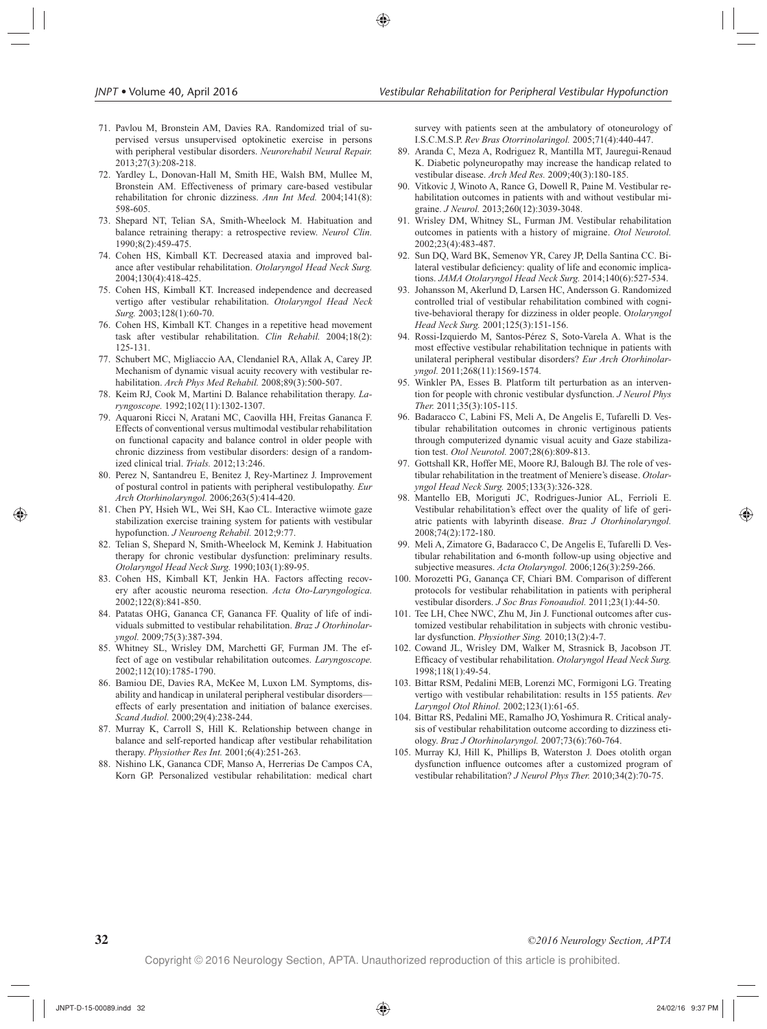71. Pavlou M, Bronstein AM, Davies RA. Randomized trial of supervised versus unsupervised optokinetic exercise in persons with peripheral vestibular disorders. *Neurorehabil Neural Repair.* 2013;27(3):208-218.
72. Yardley L, Donovan-Hall M, Smith HE, Walsh BM, Mullee M, Bronstein AM. Effectiveness of primary care-based vestibular rehabilitation for chronic dizziness. *Ann Int Med.* 2004;141(8):598-605.
73. Shepard NT, Telian SA, Smith-Wheelock M. Habituation and balance retraining therapy: a retrospective review. *Neurol Clin.* 1990;8(2):459-475.
74. Cohen HS, Kimball KT. Decreased ataxia and improved balance after vestibular rehabilitation. *Otolaryngol Head Neck Surg.* 2004;130(4):418-425.
75. Cohen HS, Kimball KT. Increased independence and decreased vertigo after vestibular rehabilitation. *Otolaryngol Head Neck Surg.* 2003;128(1):60-70.
76. Cohen HS, Kimball KT. Changes in a repetitive head movement task after vestibular rehabilitation. *Clin Rehabil.* 2004;18(2):125-131.
77. Schubert MC, Migliaccio AA, Clendaniel RA, Allak A, Carey JP. Mechanism of dynamic visual acuity recovery with vestibular rehabilitation. *Arch Phys Med Rehabil.* 2008;89(3):500-507.
78. Keim RJ, Cook M, Martini D. Balance rehabilitation therapy. *Laryngoscope.* 1992;102(11):1302-1307.
79. Aquaroni Ricci N, Aratani MC, Caovilla HH, Freitas Gananca F. Effects of conventional versus multimodal vestibular rehabilitation on functional capacity and balance control in older people with chronic dizziness from vestibular disorders: design of a randomized clinical trial. *Trials.* 2012;13:246.
80. Perez N, Santandreu E, Benitez J, Rey-Martinez J. Improvement of postural control in patients with peripheral vestibulopathy. *Eur Arch Otorhinolaryngol.* 2006;263(5):414-420.
81. Chen PY, Hsieh WL, Wei SH, Kao CL. Interactive wiimote gaze stabilization exercise training system for patients with vestibular hypofunction. *J Neuroeng Rehabil.* 2012;9:77.
82. Telian S, Shepard N, Smith-Wheelock M, Kemink J. Habituation therapy for chronic vestibular dysfunction: preliminary results. *Otolaryngol Head Neck Surg.* 1990;103(1):89-95.
83. Cohen HS, Kimball KT, Jenkin HA. Factors affecting recovery after acoustic neuroma resection. *Acta Oto-Laryngologica.* 2002;122(8):841-850.
84. Patatas OHG, Gananca CF, Gananca FF. Quality of life of individuals submitted to vestibular rehabilitation. *Braz J Otorhinolaryngol.* 2009;75(3):387-394.
85. Whitney SL, Wrisley DM, Marchetti GF, Furman JM. The effect of age on vestibular rehabilitation outcomes. *Laryngoscope.* 2002;112(10):1785-1790.
86. Bamiou DE, Davies RA, McKee M, Luxon LM. Symptoms, disability and handicap in unilateral peripheral vestibular disorders—effects of early presentation and initiation of balance exercises. *Scand Audiol.* 2000;29(4):238-244.
87. Murray K, Carroll S, Hill K. Relationship between change in balance and self-reported handicap after vestibular rehabilitation therapy. *Physiother Res Int.* 2001;6(4):251-263.
88. Nishino LK, Gananca CDF, Manso A, Herrerias De Campos CA, Korn GP. Personalized vestibular rehabilitation: medical chart survey with patients seen at the ambulatory of otoneurology of I.S.C.M.S.P. *Rev Bras Otorrinolaringol.* 2005;71(4):440-447.
89. Aranda C, Meza A, Rodriguez R, Mantilla MT, Jauregui-Renaud K. Diabetic polyneuropathy may increase the handicap related to vestibular disease. *Arch Med Res.* 2009;40(3):180-185.
90. Vitkovic J, Winoto A, Rance G, Dowell R, Paine M. Vestibular rehabilitation outcomes in patients with and without vestibular migraine. *J Neurol.* 2013;260(12):3039-3048.
91. Wrisley DM, Whitney SL, Furman JM. Vestibular rehabilitation outcomes in patients with a history of migraine. *Otol Neurotol.* 2002;23(4):483-487.
92. Sun DQ, Ward BK, Semenov YR, Carey JP, Della Santina CC. Bilateral vestibular deficiency: quality of life and economic implications. *JAMA Otolaryngol Head Neck Surg.* 2014;140(6):527-534.
93. Johansson M, Akerlund D, Larsen HC, Andersson G. Randomized controlled trial of vestibular rehabilitation combined with cognitive-behavioral therapy for dizziness in older people. O*tolaryngol Head Neck Surg.* 2001;125(3):151-156.
94. Rossi-Izquierdo M, Santos-Pérez S, Soto-Varela A. What is the most effective vestibular rehabilitation technique in patients with unilateral peripheral vestibular disorders? *Eur Arch Otorhinolaryngol.* 2011;268(11):1569-1574.
95. Winkler PA, Esses B. Platform tilt perturbation as an intervention for people with chronic vestibular dysfunction. *J Neurol Phys Ther.* 2011;35(3):105-115.
96. Badaracco C, Labini FS, Meli A, De Angelis E, Tufarelli D. Vestibular rehabilitation outcomes in chronic vertiginous patients through computerized dynamic visual acuity and Gaze stabilization test. *Otol Neurotol.* 2007;28(6):809-813.
97. Gottshall KR, Hoffer ME, Moore RJ, Balough BJ. The role of vestibular rehabilitation in the treatment of Meniere's disease. *Otolaryngol Head Neck Surg.* 2005;133(3):326-328.
98. Mantello EB, Moriguti JC, Rodrigues-Junior AL, Ferrioli E. Vestibular rehabilitation's effect over the quality of life of geriatric patients with labyrinth disease. *Braz J Otorhinolaryngol.* 2008;74(2):172-180.
99. Meli A, Zimatore G, Badaracco C, De Angelis E, Tufarelli D. Vestibular rehabilitation and 6-month follow-up using objective and subjective measures. *Acta Otolaryngol.* 2006;126(3):259-266.
100. Morozetti PG, Ganança CF, Chiari BM. Comparison of different protocols for vestibular rehabilitation in patients with peripheral vestibular disorders. *J Soc Bras Fonoaudiol.* 2011;23(1):44-50.
101. Tee LH, Chee NWC, Zhu M, Jin J. Functional outcomes after customized vestibular rehabilitation in subjects with chronic vestibular dysfunction. *Physiother Sing.* 2010;13(2):4-7.
102. Cowand JL, Wrisley DM, Walker M, Strasnick B, Jacobson JT. Efficacy of vestibular rehabilitation. *Otolaryngol Head Neck Surg.* 1998;118(1):49-54.
103. Bittar RSM, Pedalini MEB, Lorenzi MC, Formigoni LG. Treating vertigo with vestibular rehabilitation: results in 155 patients. *Rev Laryngol Otol Rhinol.* 2002;123(1):61-65.
104. Bittar RS, Pedalini ME, Ramalho JO, Yoshimura R. Critical analysis of vestibular rehabilitation outcome according to dizziness etiology. *Braz J Otorhinolaryngol.* 2007;73(6):760-764.
105. Murray KJ, Hill K, Phillips B, Waterston J. Does otolith organ dysfunction influence outcomes after a customized program of vestibular rehabilitation? *J Neurol Phys Ther.* 2010;34(2):70-75.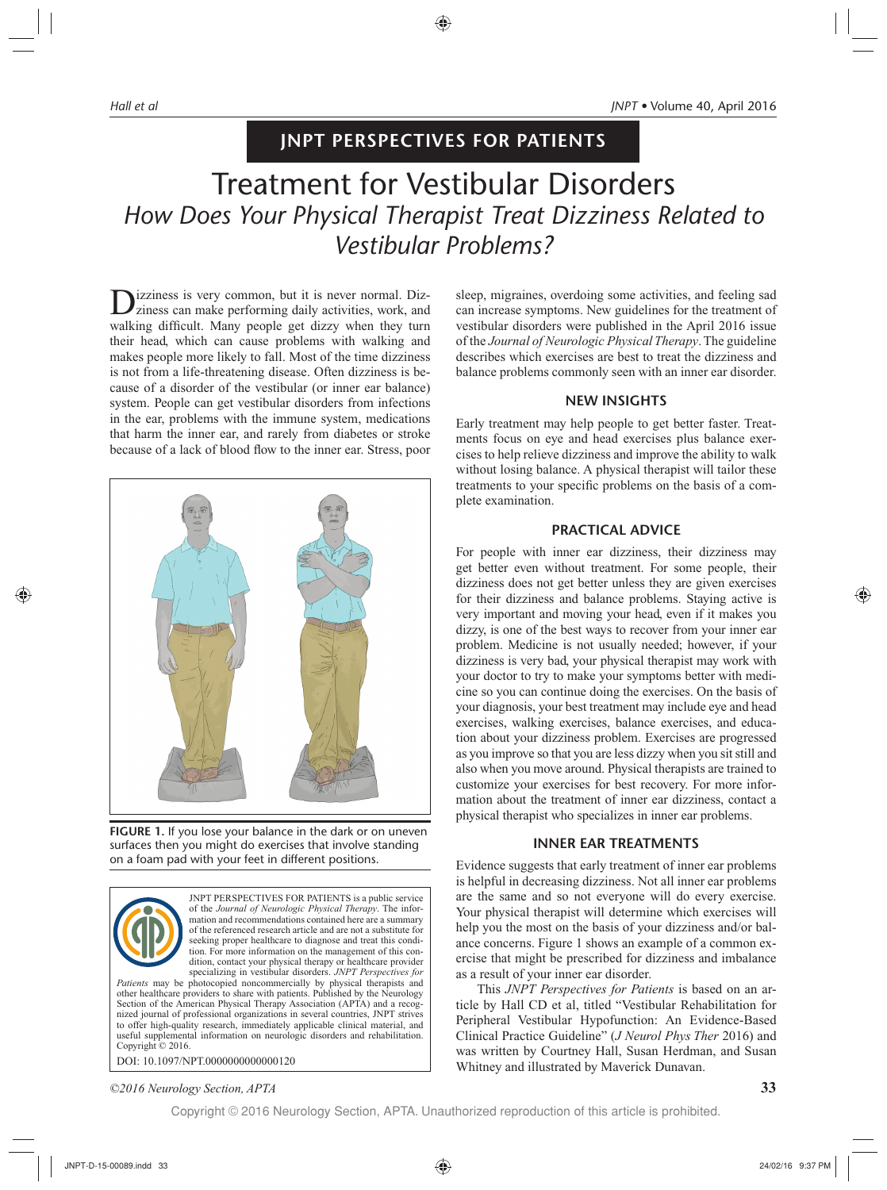## JNPT PERSPECTIVES FOR PATIENTS

# Treatment for Vestibular Disorders

## *How Does Your Physical Therapist Treat Dizziness Related to Vestibular Problems?*

Dizziness is very common, but it is never normal. Dizziness can make performing daily activities, work, and walking difficult. Many people get dizzy when they turn their head, which can cause problems with walking and makes people more likely to fall. Most of the time dizziness is not from a life-threatening disease. Often dizziness is because of a disorder of the vestibular (or inner ear balance) system. People can get vestibular disorders from infections in the ear, problems with the immune system, medications that harm the inner ear, and rarely from diabetes or stroke because of a lack of blood flow to the inner ear. Stress, poor sleep, migraines, overdoing some activities, and feeling sad can increase symptoms. New guidelines for the treatment of vestibular disorders were published in the April 2016 issue of the *Journal of Neurologic Physical Therapy*. The guideline describes which exercises are best to treat the dizziness and balance problems commonly seen with an inner ear disorder.

**FIGURE 1.** If you lose your balance in the dark or on uneven surfaces then you might do exercises that involve standing on a foam pad with your feet in different positions.

### NEW INSIGHTS

Early treatment may help people to get better faster. Treatments focus on eye and head exercises plus balance exercises to help relieve dizziness and improve the ability to walk without losing balance. A physical therapist will tailor these treatments to your specific problems on the basis of a complete examination.

### PRACTICAL ADVICE

For people with inner ear dizziness, their dizziness may get better even without treatment. For some people, their dizziness does not get better unless they are given exercises for their dizziness and balance problems. Staying active is very important and moving your head, even if it makes you dizzy, is one of the best ways to recover from your inner ear problem. Medicine is not usually needed; however, if your dizziness is very bad, your physical therapist may work with your doctor to try to make your symptoms better with medicine so you can continue doing the exercises. On the basis of your diagnosis, your best treatment may include eye and head exercises, walking exercises, balance exercises, and education about your dizziness problem. Exercises are progressed as you improve so that you are less dizzy when you sit still and also when you move around. Physical therapists are trained to customize your exercises for best recovery. For more information about the treatment of inner ear dizziness, contact a physical therapist who specializes in inner ear problems.

### INNER EAR TREATMENTS

Evidence suggests that early treatment of inner ear problems is helpful in decreasing dizziness. Not all inner ear problems are the same and so not everyone will do every exercise. Your physical therapist will determine which exercises will help you the most on the basis of your dizziness and/or balance concerns. Figure 1 shows an example of a common exercise that might be prescribed for dizziness and imbalance as a result of your inner ear disorder.

This *JNPT Perspectives for Patients* is based on an article by Hall CD et al, titled "Vestibular Rehabilitation for Peripheral Vestibular Hypofunction: An Evidence-Based Clinical Practice Guideline" (*J Neurol Phys Ther* 2016) and was written by Courtney Hall, Susan Herdman, and Susan Whitney and illustrated by Maverick Dunavan.

JNPT PERSPECTIVES FOR PATIENTS is a public service of the *Journal of Neurologic Physical Therapy*. The information and recommendations contained here are a summary of the referenced research article and are not a substitute for seeking proper healthcare to diagnose and treat this condition. For more information on the management of this condition, contact your physical therapy or healthcare provider specializing in vestibular disorders. *JNPT Perspectives for Patients* may be photocopied noncommercially by physical therapists and other healthcare providers to share with patients. Published by the Neurology Section of the American Physical Therapy Association (APTA) and a recognized journal of professional organizations in several countries, JNPT strives to offer high-quality research, immediately applicable clinical material, and useful supplemental information on neurologic disorders and rehabilitation. Copyright © 2016.

DOI: 10.1097/NPT.0000000000000120

*©2016 Neurology Section, APTA*

Copyright © 2016 Neurology Section, APTA. Unauthorized reproduction of this article is prohibited.